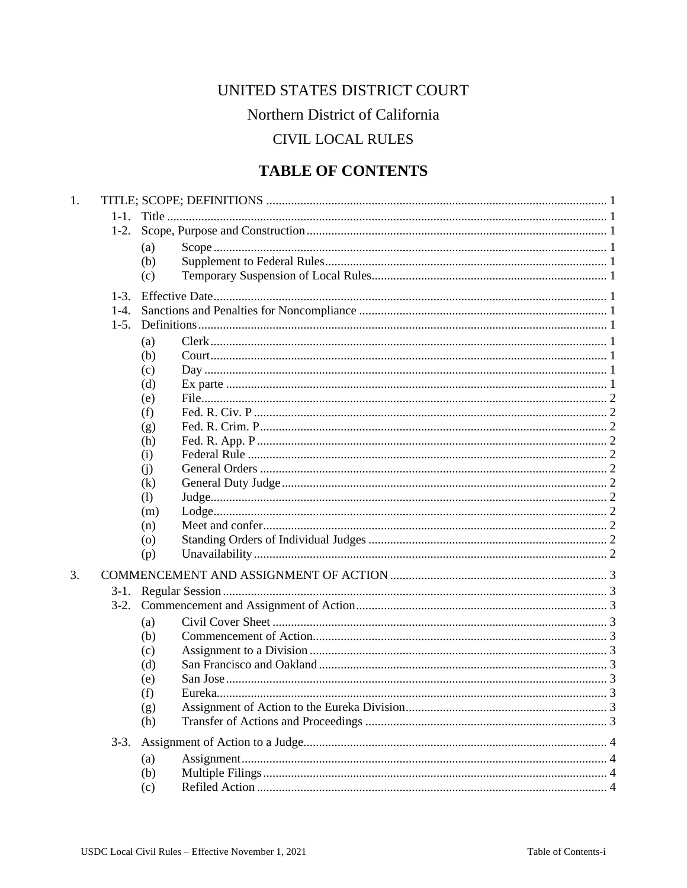# UNITED STATES DISTRICT COURT

## Northern District of California

## CIVIL LOCAL RULES

## TABLE OF CONTENTS

1. TITLE; SCOPE; DEFINITIONS ..... 1
   - 1-1. Title ..... 1
   - 1-2. Scope, Purpose and Construction ..... 1
     - (a) Scope ..... 1
     - (b) Supplement to Federal Rules ..... 1
     - (c) Temporary Suspension of Local Rules ..... 1
   - 1-3. Effective Date ..... 1
   - 1-4. Sanctions and Penalties for Noncompliance ..... 1
   - 1-5. Definitions ..... 1
     - (a) Clerk ..... 1
     - (b) Court ..... 1
     - (c) Day ..... 1
     - (d) Ex parte ..... 1
     - (e) File ..... 2
     - (f) Fed. R. Civ. P ..... 2
     - (g) Fed. R. Crim. P ..... 2
     - (h) Fed. R. App. P ..... 2
     - (i) Federal Rule ..... 2
     - (j) General Orders ..... 2
     - (k) General Duty Judge ..... 2
     - (l) Judge ..... 2
     - (m) Lodge ..... 2
     - (n) Meet and confer ..... 2
     - (o) Standing Orders of Individual Judges ..... 2
     - (p) Unavailability ..... 2

3. COMMENCEMENT AND ASSIGNMENT OF ACTION ..... 3
   - 3-1. Regular Session ..... 3
   - 3-2. Commencement and Assignment of Action ..... 3
     - (a) Civil Cover Sheet ..... 3
     - (b) Commencement of Action ..... 3
     - (c) Assignment to a Division ..... 3
     - (d) San Francisco and Oakland ..... 3
     - (e) San Jose ..... 3
     - (f) Eureka ..... 3
     - (g) Assignment of Action to the Eureka Division ..... 3
     - (h) Transfer of Actions and Proceedings ..... 3
   - 3-3. Assignment of Action to a Judge ..... 4
     - (a) Assignment ..... 4
     - (b) Multiple Filings ..... 4
     - (c) Refiled Action ..... 4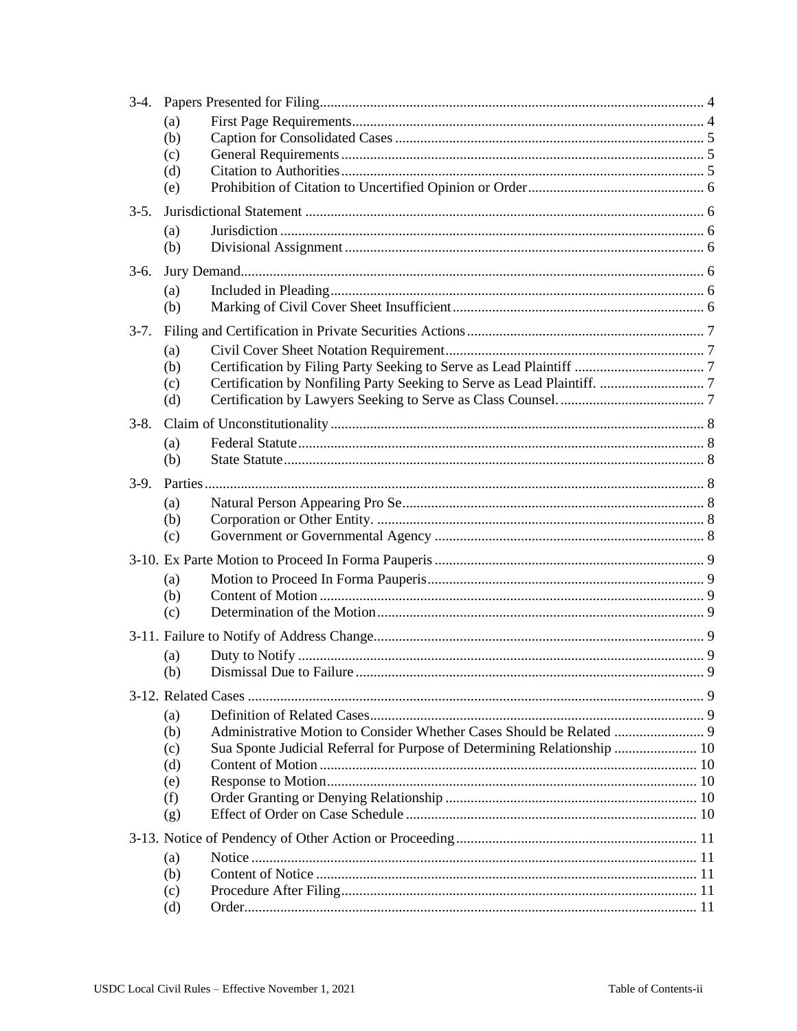3-4. Papers Presented for Filing ..... 4
- (a) First Page Requirements ..... 4
- (b) Caption for Consolidated Cases ..... 5
- (c) General Requirements ..... 5
- (d) Citation to Authorities ..... 5
- (e) Prohibition of Citation to Uncertified Opinion or Order ..... 6

3-5. Jurisdictional Statement ..... 6
- (a) Jurisdiction ..... 6
- (b) Divisional Assignment ..... 6

3-6. Jury Demand ..... 6
- (a) Included in Pleading ..... 6
- (b) Marking of Civil Cover Sheet Insufficient ..... 6

3-7. Filing and Certification in Private Securities Actions ..... 7
- (a) Civil Cover Sheet Notation Requirement ..... 7
- (b) Certification by Filing Party Seeking to Serve as Lead Plaintiff ..... 7
- (c) Certification by Nonfiling Party Seeking to Serve as Lead Plaintiff. ..... 7
- (d) Certification by Lawyers Seeking to Serve as Class Counsel. ..... 7

3-8. Claim of Unconstitutionality ..... 8
- (a) Federal Statute ..... 8
- (b) State Statute ..... 8

3-9. Parties ..... 8
- (a) Natural Person Appearing Pro Se ..... 8
- (b) Corporation or Other Entity. ..... 8
- (c) Government or Governmental Agency ..... 8

3-10. Ex Parte Motion to Proceed In Forma Pauperis ..... 9
- (a) Motion to Proceed In Forma Pauperis ..... 9
- (b) Content of Motion ..... 9
- (c) Determination of the Motion ..... 9

3-11. Failure to Notify of Address Change ..... 9
- (a) Duty to Notify ..... 9
- (b) Dismissal Due to Failure ..... 9

3-12. Related Cases ..... 9
- (a) Definition of Related Cases ..... 9
- (b) Administrative Motion to Consider Whether Cases Should be Related ..... 9
- (c) Sua Sponte Judicial Referral for Purpose of Determining Relationship ..... 10
- (d) Content of Motion ..... 10
- (e) Response to Motion ..... 10
- (f) Order Granting or Denying Relationship ..... 10
- (g) Effect of Order on Case Schedule ..... 10

3-13. Notice of Pendency of Other Action or Proceeding ..... 11
- (a) Notice ..... 11
- (b) Content of Notice ..... 11
- (c) Procedure After Filing ..... 11
- (d) Order ..... 11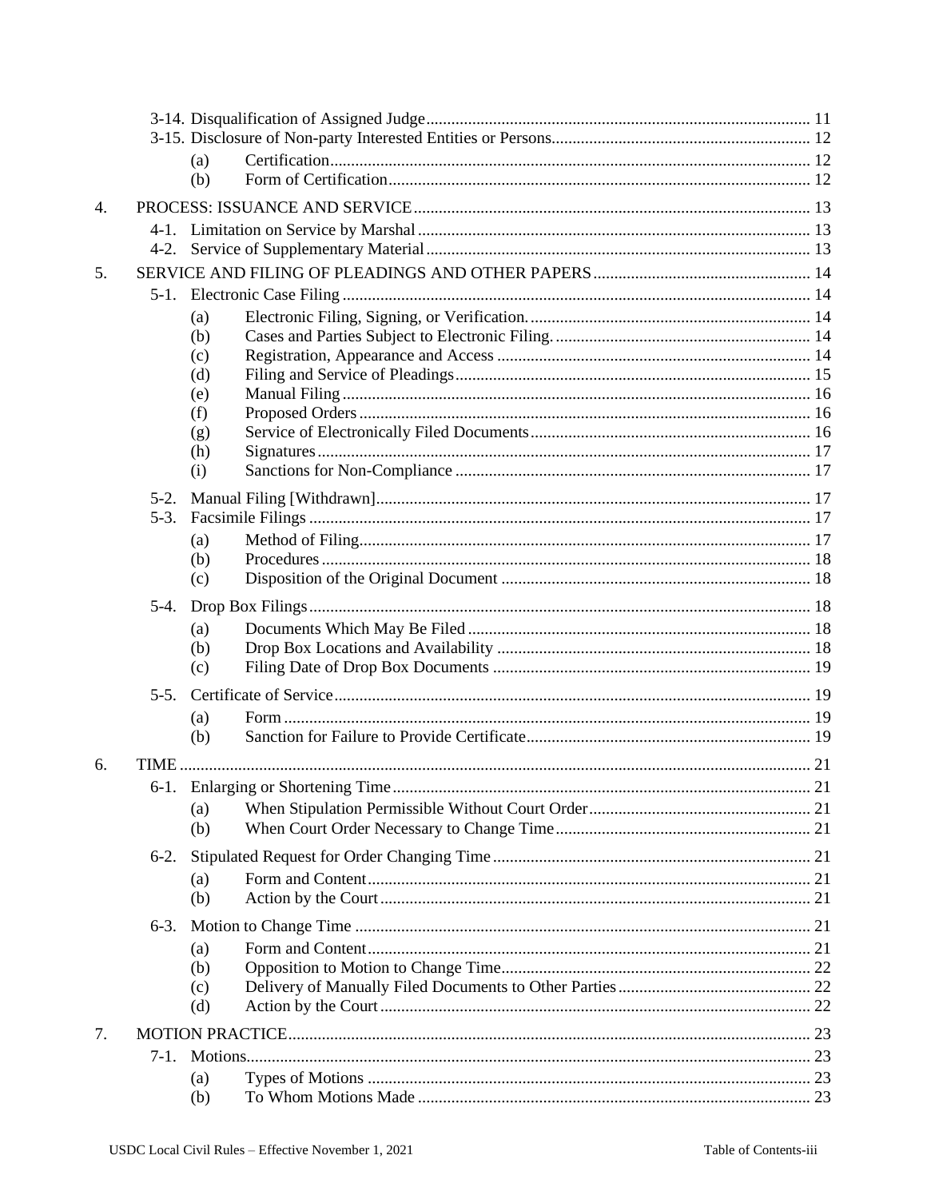3-14. Disqualification of Assigned Judge ........ 11
3-15. Disclosure of Non-party Interested Entities or Persons ........ 12
- (a) Certification ........ 12
- (b) Form of Certification ........ 12

4. PROCESS: ISSUANCE AND SERVICE ........ 13
   - 4-1. Limitation on Service by Marshal ........ 13
   - 4-2. Service of Supplementary Material ........ 13

5. SERVICE AND FILING OF PLEADINGS AND OTHER PAPERS ........ 14
   - 5-1. Electronic Case Filing ........ 14
     - (a) Electronic Filing, Signing, or Verification. ........ 14
     - (b) Cases and Parties Subject to Electronic Filing. ........ 14
     - (c) Registration, Appearance and Access ........ 14
     - (d) Filing and Service of Pleadings ........ 15
     - (e) Manual Filing ........ 16
     - (f) Proposed Orders ........ 16
     - (g) Service of Electronically Filed Documents ........ 16
     - (h) Signatures ........ 17
     - (i) Sanctions for Non-Compliance ........ 17
   - 5-2. Manual Filing [Withdrawn] ........ 17
   - 5-3. Facsimile Filings ........ 17
     - (a) Method of Filing ........ 17
     - (b) Procedures ........ 18
     - (c) Disposition of the Original Document ........ 18
   - 5-4. Drop Box Filings ........ 18
     - (a) Documents Which May Be Filed ........ 18
     - (b) Drop Box Locations and Availability ........ 18
     - (c) Filing Date of Drop Box Documents ........ 19
   - 5-5. Certificate of Service ........ 19
     - (a) Form ........ 19
     - (b) Sanction for Failure to Provide Certificate ........ 19

6. TIME ........ 21
   - 6-1. Enlarging or Shortening Time ........ 21
     - (a) When Stipulation Permissible Without Court Order ........ 21
     - (b) When Court Order Necessary to Change Time ........ 21
   - 6-2. Stipulated Request for Order Changing Time ........ 21
     - (a) Form and Content ........ 21
     - (b) Action by the Court ........ 21
   - 6-3. Motion to Change Time ........ 21
     - (a) Form and Content ........ 21
     - (b) Opposition to Motion to Change Time ........ 22
     - (c) Delivery of Manually Filed Documents to Other Parties ........ 22
     - (d) Action by the Court ........ 22

7. MOTION PRACTICE ........ 23
   - 7-1. Motions ........ 23
     - (a) Types of Motions ........ 23
     - (b) To Whom Motions Made ........ 23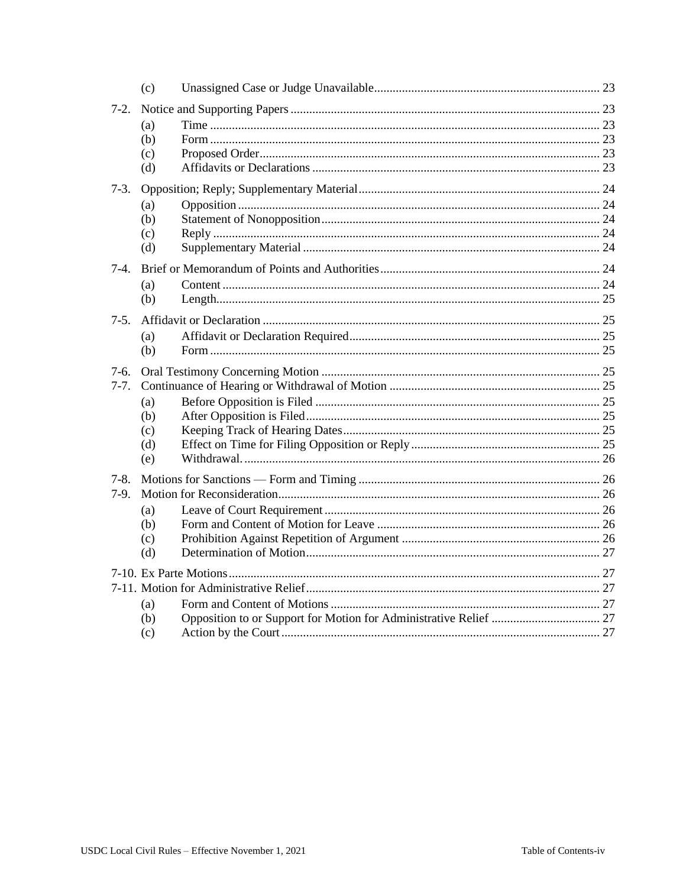(c) Unassigned Case or Judge Unavailable ........ 23

7-2. Notice and Supporting Papers ........ 23
- (a) Time ........ 23
- (b) Form ........ 23
- (c) Proposed Order ........ 23
- (d) Affidavits or Declarations ........ 23

7-3. Opposition; Reply; Supplementary Material ........ 24
- (a) Opposition ........ 24
- (b) Statement of Nonopposition ........ 24
- (c) Reply ........ 24
- (d) Supplementary Material ........ 24

7-4. Brief or Memorandum of Points and Authorities ........ 24
- (a) Content ........ 24
- (b) Length ........ 25

7-5. Affidavit or Declaration ........ 25
- (a) Affidavit or Declaration Required ........ 25
- (b) Form ........ 25

7-6. Oral Testimony Concerning Motion ........ 25

7-7. Continuance of Hearing or Withdrawal of Motion ........ 25
- (a) Before Opposition is Filed ........ 25
- (b) After Opposition is Filed ........ 25
- (c) Keeping Track of Hearing Dates ........ 25
- (d) Effect on Time for Filing Opposition or Reply ........ 25
- (e) Withdrawal. ........ 26

7-8. Motions for Sanctions — Form and Timing ........ 26

7-9. Motion for Reconsideration ........ 26
- (a) Leave of Court Requirement ........ 26
- (b) Form and Content of Motion for Leave ........ 26
- (c) Prohibition Against Repetition of Argument ........ 26
- (d) Determination of Motion ........ 27

7-10. Ex Parte Motions ........ 27

7-11. Motion for Administrative Relief ........ 27
- (a) Form and Content of Motions ........ 27
- (b) Opposition to or Support for Motion for Administrative Relief ........ 27
- (c) Action by the Court ........ 27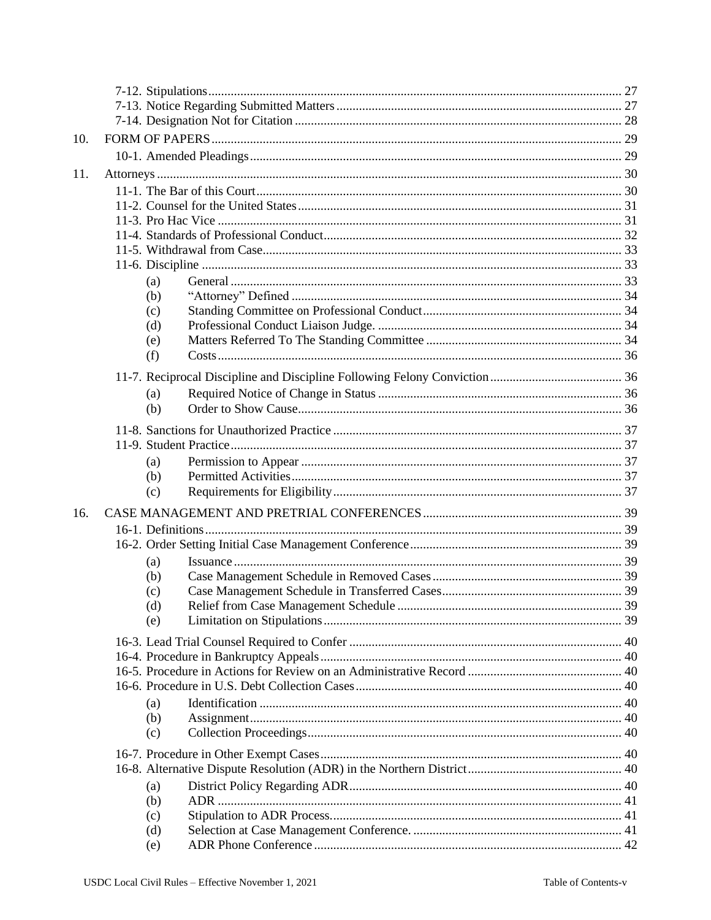7-12. Stipulations ........ 27
7-13. Notice Regarding Submitted Matters ........ 27
7-14. Designation Not for Citation ........ 28

10. FORM OF PAPERS ........ 29
   - 10-1. Amended Pleadings ........ 29

11. Attorneys ........ 30
   - 11-1. The Bar of this Court ........ 30
   - 11-2. Counsel for the United States ........ 31
   - 11-3. Pro Hac Vice ........ 31
   - 11-4. Standards of Professional Conduct ........ 32
   - 11-5. Withdrawal from Case ........ 33
   - 11-6. Discipline ........ 33
     - (a) General ........ 33
     - (b) "Attorney" Defined ........ 34
     - (c) Standing Committee on Professional Conduct ........ 34
     - (d) Professional Conduct Liaison Judge. ........ 34
     - (e) Matters Referred To The Standing Committee ........ 34
     - (f) Costs ........ 36
   - 11-7. Reciprocal Discipline and Discipline Following Felony Conviction ........ 36
     - (a) Required Notice of Change in Status ........ 36
     - (b) Order to Show Cause ........ 36
   - 11-8. Sanctions for Unauthorized Practice ........ 37
   - 11-9. Student Practice ........ 37
     - (a) Permission to Appear ........ 37
     - (b) Permitted Activities ........ 37
     - (c) Requirements for Eligibility ........ 37

16. CASE MANAGEMENT AND PRETRIAL CONFERENCES ........ 39
   - 16-1. Definitions ........ 39
   - 16-2. Order Setting Initial Case Management Conference ........ 39
     - (a) Issuance ........ 39
     - (b) Case Management Schedule in Removed Cases ........ 39
     - (c) Case Management Schedule in Transferred Cases ........ 39
     - (d) Relief from Case Management Schedule ........ 39
     - (e) Limitation on Stipulations ........ 39
   - 16-3. Lead Trial Counsel Required to Confer ........ 40
   - 16-4. Procedure in Bankruptcy Appeals ........ 40
   - 16-5. Procedure in Actions for Review on an Administrative Record ........ 40
   - 16-6. Procedure in U.S. Debt Collection Cases ........ 40
     - (a) Identification ........ 40
     - (b) Assignment ........ 40
     - (c) Collection Proceedings ........ 40
   - 16-7. Procedure in Other Exempt Cases ........ 40
   - 16-8. Alternative Dispute Resolution (ADR) in the Northern District ........ 40
     - (a) District Policy Regarding ADR ........ 40
     - (b) ADR ........ 41
     - (c) Stipulation to ADR Process. ........ 41
     - (d) Selection at Case Management Conference. ........ 41
     - (e) ADR Phone Conference ........ 42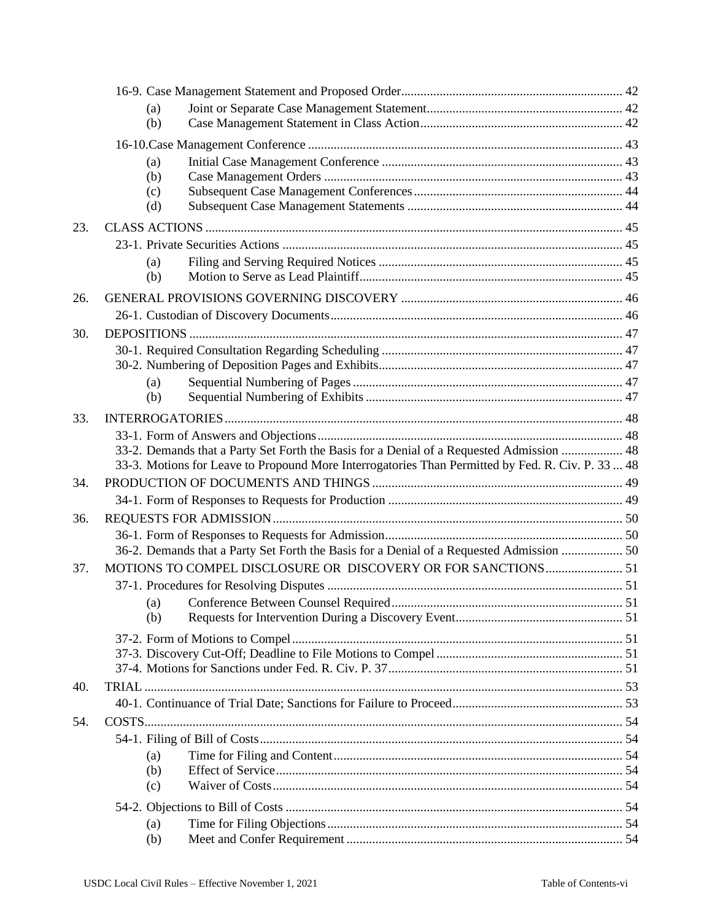16-9. Case Management Statement and Proposed Order ..... 42

- (a) Joint or Separate Case Management Statement ..... 42
- (b) Case Management Statement in Class Action ..... 42

16-10. Case Management Conference ..... 43

- (a) Initial Case Management Conference ..... 43
- (b) Case Management Orders ..... 43
- (c) Subsequent Case Management Conferences ..... 44
- (d) Subsequent Case Management Statements ..... 44

23. CLASS ACTIONS ..... 45

23-1. Private Securities Actions ..... 45

- (a) Filing and Serving Required Notices ..... 45
- (b) Motion to Serve as Lead Plaintiff ..... 45

26. GENERAL PROVISIONS GOVERNING DISCOVERY ..... 46

26-1. Custodian of Discovery Documents ..... 46

30. DEPOSITIONS ..... 47

30-1. Required Consultation Regarding Scheduling ..... 47

30-2. Numbering of Deposition Pages and Exhibits ..... 47

- (a) Sequential Numbering of Pages ..... 47
- (b) Sequential Numbering of Exhibits ..... 47

33. INTERROGATORIES ..... 48

33-1. Form of Answers and Objections ..... 48

33-2. Demands that a Party Set Forth the Basis for a Denial of a Requested Admission ..... 48

33-3. Motions for Leave to Propound More Interrogatories Than Permitted by Fed. R. Civ. P. 33 ..... 48

34. PRODUCTION OF DOCUMENTS AND THINGS ..... 49

34-1. Form of Responses to Requests for Production ..... 49

36. REQUESTS FOR ADMISSION ..... 50

36-1. Form of Responses to Requests for Admission ..... 50

36-2. Demands that a Party Set Forth the Basis for a Denial of a Requested Admission ..... 50

37. MOTIONS TO COMPEL DISCLOSURE OR DISCOVERY OR FOR SANCTIONS ..... 51

37-1. Procedures for Resolving Disputes ..... 51

- (a) Conference Between Counsel Required ..... 51
- (b) Requests for Intervention During a Discovery Event ..... 51

37-2. Form of Motions to Compel ..... 51

37-3. Discovery Cut-Off; Deadline to File Motions to Compel ..... 51

37-4. Motions for Sanctions under Fed. R. Civ. P. 37 ..... 51

40. TRIAL ..... 53

40-1. Continuance of Trial Date; Sanctions for Failure to Proceed ..... 53

54. COSTS ..... 54

54-1. Filing of Bill of Costs ..... 54

- (a) Time for Filing and Content ..... 54
- (b) Effect of Service ..... 54
- (c) Waiver of Costs ..... 54

54-2. Objections to Bill of Costs ..... 54

- (a) Time for Filing Objections ..... 54
- (b) Meet and Confer Requirement ..... 54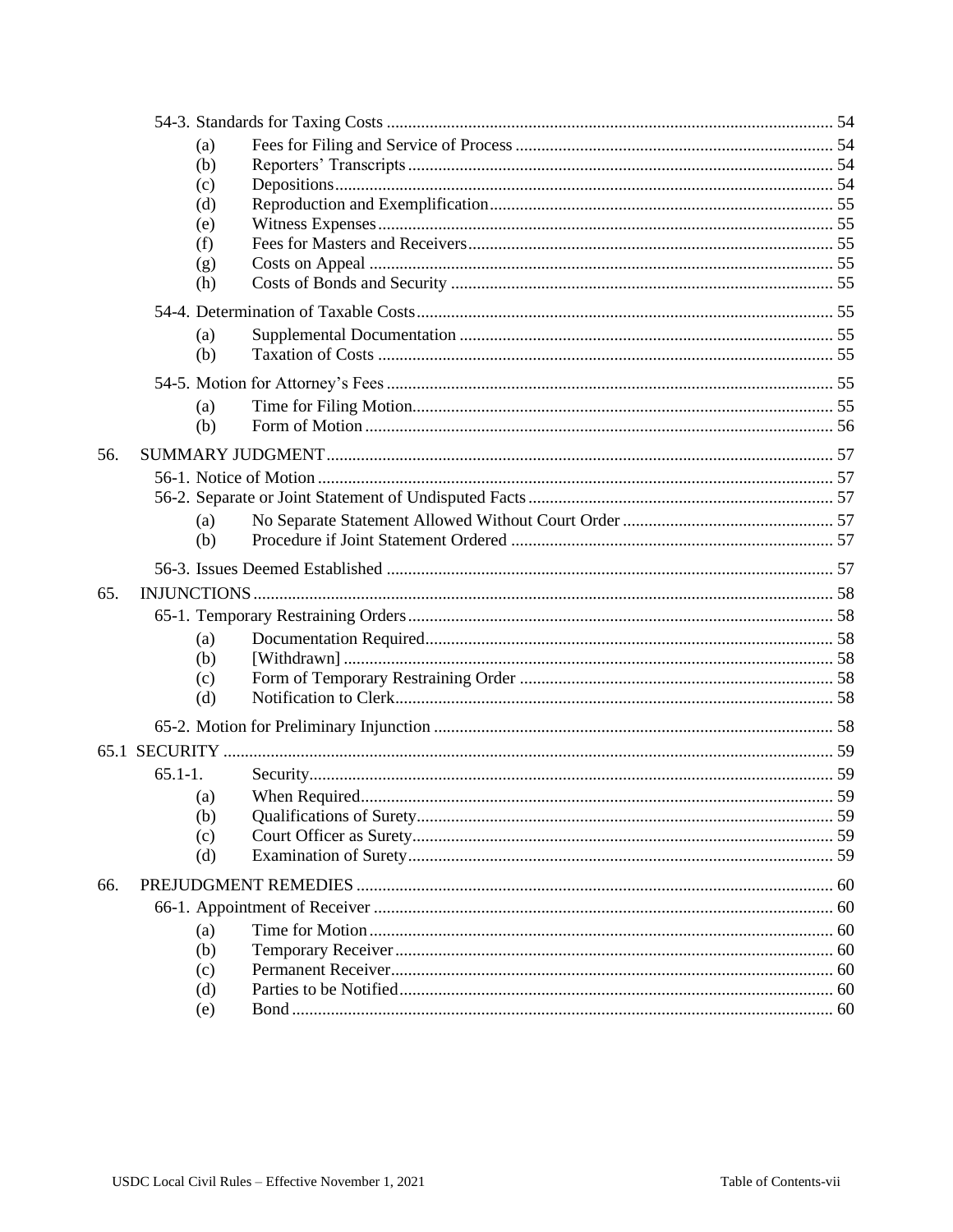54-3. Standards for Taxing Costs ........ 54

- (a) Fees for Filing and Service of Process ........ 54
- (b) Reporters' Transcripts ........ 54
- (c) Depositions ........ 54
- (d) Reproduction and Exemplification ........ 55
- (e) Witness Expenses ........ 55
- (f) Fees for Masters and Receivers ........ 55
- (g) Costs on Appeal ........ 55
- (h) Costs of Bonds and Security ........ 55

54-4. Determination of Taxable Costs ........ 55

- (a) Supplemental Documentation ........ 55
- (b) Taxation of Costs ........ 55

54-5. Motion for Attorney's Fees ........ 55

- (a) Time for Filing Motion ........ 55
- (b) Form of Motion ........ 56

56. SUMMARY JUDGMENT ........ 57

56-1. Notice of Motion ........ 57

56-2. Separate or Joint Statement of Undisputed Facts ........ 57

- (a) No Separate Statement Allowed Without Court Order ........ 57
- (b) Procedure if Joint Statement Ordered ........ 57

56-3. Issues Deemed Established ........ 57

65. INJUNCTIONS ........ 58

65-1. Temporary Restraining Orders ........ 58

- (a) Documentation Required ........ 58
- (b) [Withdrawn] ........ 58
- (c) Form of Temporary Restraining Order ........ 58
- (d) Notification to Clerk ........ 58

65-2. Motion for Preliminary Injunction ........ 58

65.1 SECURITY ........ 59

65.1-1. Security ........ 59

- (a) When Required ........ 59
- (b) Qualifications of Surety ........ 59
- (c) Court Officer as Surety ........ 59
- (d) Examination of Surety ........ 59

66. PREJUDGMENT REMEDIES ........ 60

66-1. Appointment of Receiver ........ 60

- (a) Time for Motion ........ 60
- (b) Temporary Receiver ........ 60
- (c) Permanent Receiver ........ 60
- (d) Parties to be Notified ........ 60
- (e) Bond ........ 60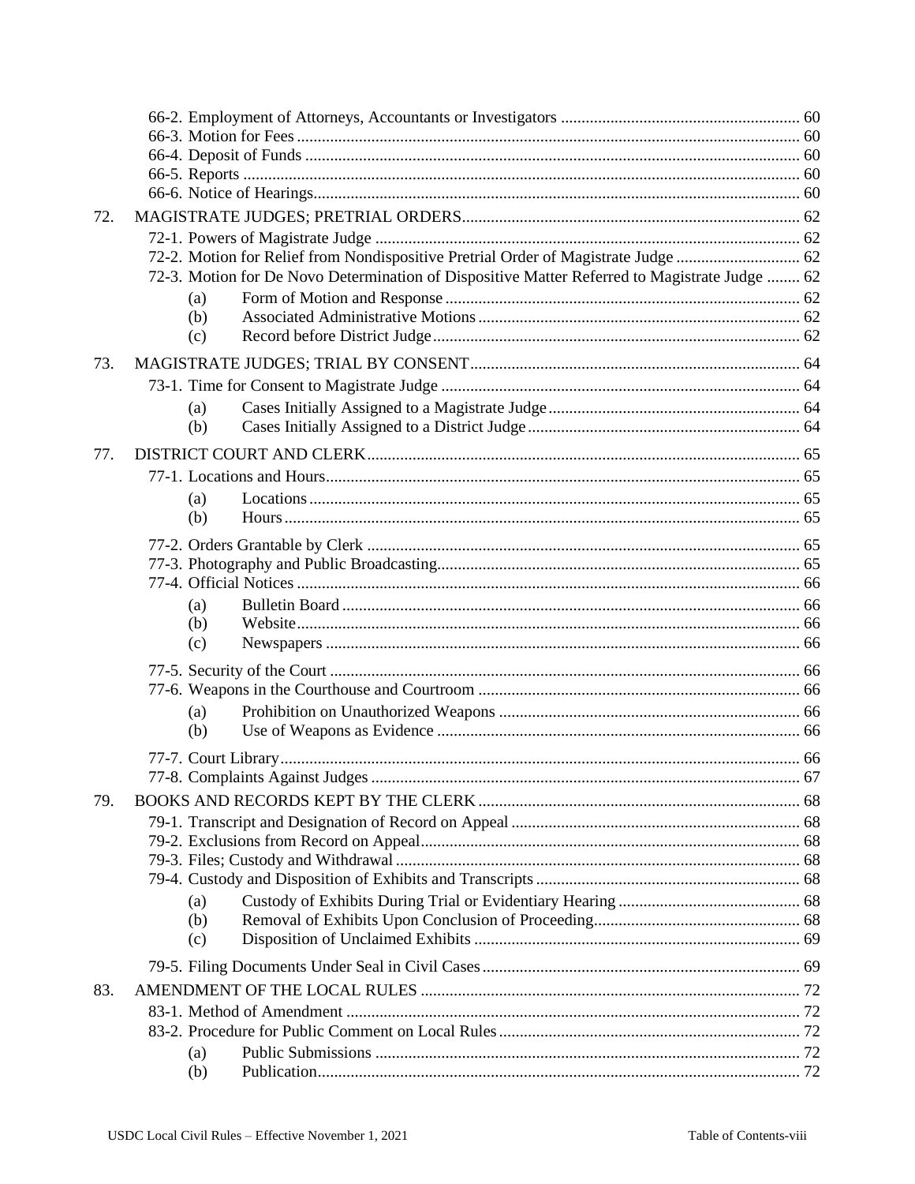66-2. Employment of Attorneys, Accountants or Investigators ........ 60
66-3. Motion for Fees ........ 60
66-4. Deposit of Funds ........ 60
66-5. Reports ........ 60
66-6. Notice of Hearings ........ 60

72. MAGISTRATE JUDGES; PRETRIAL ORDERS ........ 62

72-1. Powers of Magistrate Judge ........ 62
72-2. Motion for Relief from Nondispositive Pretrial Order of Magistrate Judge ........ 62
72-3. Motion for De Novo Determination of Dispositive Matter Referred to Magistrate Judge ........ 62

(a) Form of Motion and Response ........ 62
(b) Associated Administrative Motions ........ 62
(c) Record before District Judge ........ 62

73. MAGISTRATE JUDGES; TRIAL BY CONSENT ........ 64

73-1. Time for Consent to Magistrate Judge ........ 64

(a) Cases Initially Assigned to a Magistrate Judge ........ 64
(b) Cases Initially Assigned to a District Judge ........ 64

77. DISTRICT COURT AND CLERK ........ 65

77-1. Locations and Hours ........ 65

(a) Locations ........ 65
(b) Hours ........ 65

77-2. Orders Grantable by Clerk ........ 65
77-3. Photography and Public Broadcasting ........ 65
77-4. Official Notices ........ 66

(a) Bulletin Board ........ 66
(b) Website ........ 66
(c) Newspapers ........ 66

77-5. Security of the Court ........ 66
77-6. Weapons in the Courthouse and Courtroom ........ 66

(a) Prohibition on Unauthorized Weapons ........ 66
(b) Use of Weapons as Evidence ........ 66

77-7. Court Library ........ 66
77-8. Complaints Against Judges ........ 67

79. BOOKS AND RECORDS KEPT BY THE CLERK ........ 68

79-1. Transcript and Designation of Record on Appeal ........ 68
79-2. Exclusions from Record on Appeal ........ 68
79-3. Files; Custody and Withdrawal ........ 68
79-4. Custody and Disposition of Exhibits and Transcripts ........ 68

(a) Custody of Exhibits During Trial or Evidentiary Hearing ........ 68
(b) Removal of Exhibits Upon Conclusion of Proceeding ........ 68
(c) Disposition of Unclaimed Exhibits ........ 69

79-5. Filing Documents Under Seal in Civil Cases ........ 69

83. AMENDMENT OF THE LOCAL RULES ........ 72

83-1. Method of Amendment ........ 72
83-2. Procedure for Public Comment on Local Rules ........ 72

(a) Public Submissions ........ 72
(b) Publication ........ 72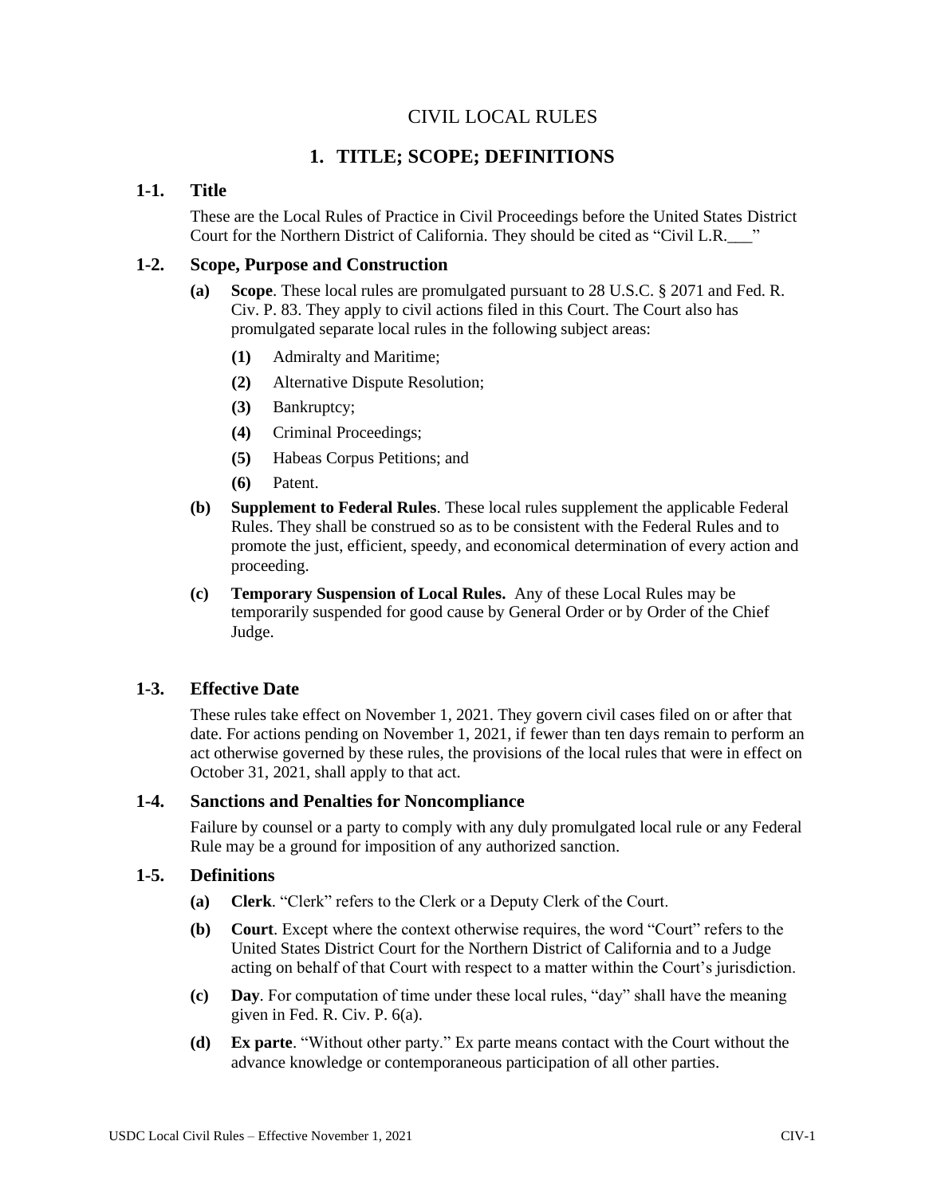# CIVIL LOCAL RULES

## 1. TITLE; SCOPE; DEFINITIONS

### 1-1. Title

These are the Local Rules of Practice in Civil Proceedings before the United States District Court for the Northern District of California. They should be cited as "Civil L.R.___"

### 1-2. Scope, Purpose and Construction

**(a) Scope**. These local rules are promulgated pursuant to 28 U.S.C. § 2071 and Fed. R. Civ. P. 83. They apply to civil actions filed in this Court. The Court also has promulgated separate local rules in the following subject areas:

**(1)** Admiralty and Maritime;

**(2)** Alternative Dispute Resolution;

**(3)** Bankruptcy;

**(4)** Criminal Proceedings;

**(5)** Habeas Corpus Petitions; and

**(6)** Patent.

**(b) Supplement to Federal Rules**. These local rules supplement the applicable Federal Rules. They shall be construed so as to be consistent with the Federal Rules and to promote the just, efficient, speedy, and economical determination of every action and proceeding.

**(c) Temporary Suspension of Local Rules.** Any of these Local Rules may be temporarily suspended for good cause by General Order or by Order of the Chief Judge.

### 1-3. Effective Date

These rules take effect on November 1, 2021. They govern civil cases filed on or after that date. For actions pending on November 1, 2021, if fewer than ten days remain to perform an act otherwise governed by these rules, the provisions of the local rules that were in effect on October 31, 2021, shall apply to that act.

### 1-4. Sanctions and Penalties for Noncompliance

Failure by counsel or a party to comply with any duly promulgated local rule or any Federal Rule may be a ground for imposition of any authorized sanction.

### 1-5. Definitions

**(a) Clerk**. "Clerk" refers to the Clerk or a Deputy Clerk of the Court.

**(b) Court**. Except where the context otherwise requires, the word "Court" refers to the United States District Court for the Northern District of California and to a Judge acting on behalf of that Court with respect to a matter within the Court's jurisdiction.

**(c) Day**. For computation of time under these local rules, "day" shall have the meaning given in Fed. R. Civ. P. 6(a).

**(d) Ex parte**. "Without other party." Ex parte means contact with the Court without the advance knowledge or contemporaneous participation of all other parties.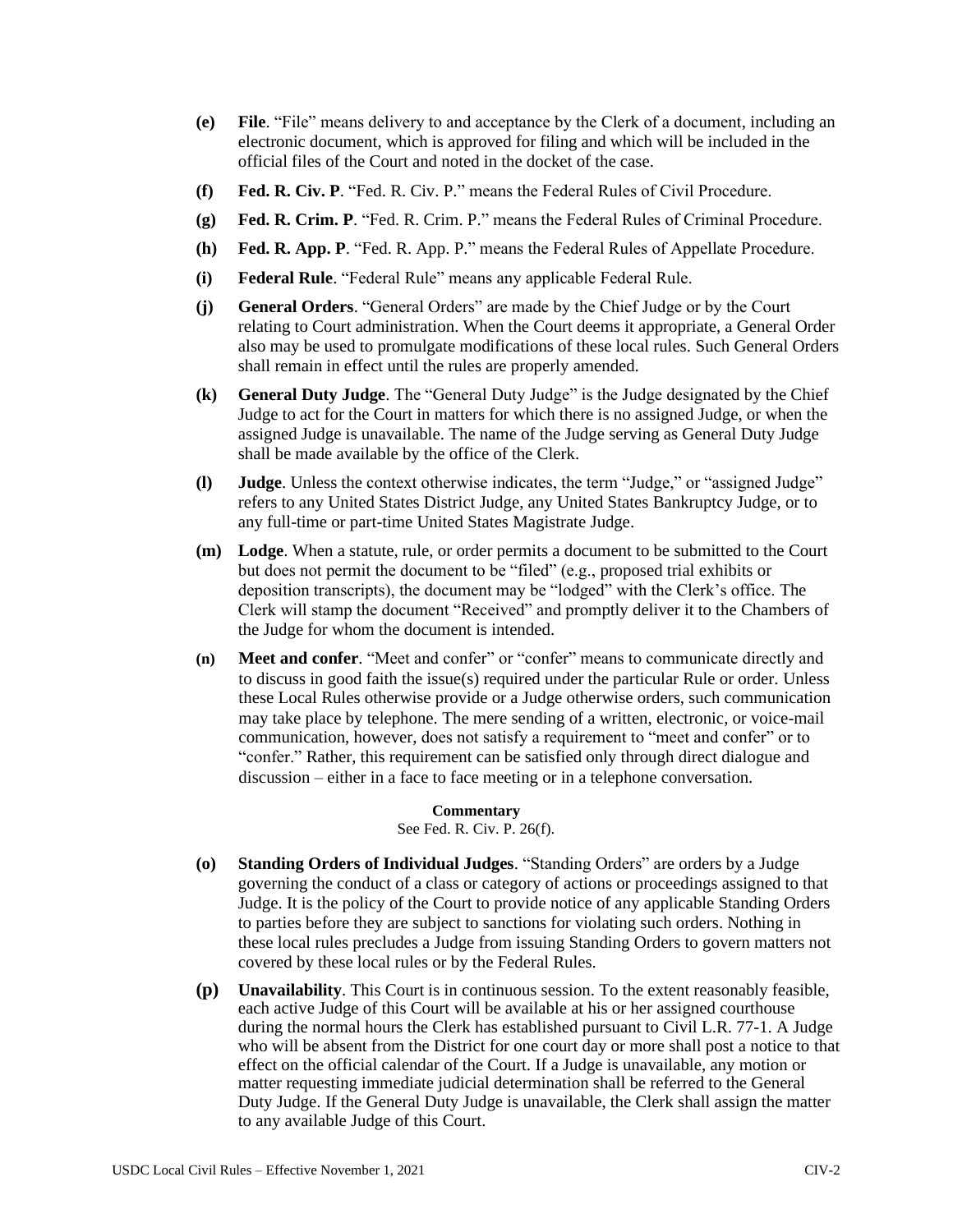**(e)** **File**. "File" means delivery to and acceptance by the Clerk of a document, including an electronic document, which is approved for filing and which will be included in the official files of the Court and noted in the docket of the case.

**(f)** **Fed. R. Civ. P**. "Fed. R. Civ. P." means the Federal Rules of Civil Procedure.

**(g)** **Fed. R. Crim. P**. "Fed. R. Crim. P." means the Federal Rules of Criminal Procedure.

**(h)** **Fed. R. App. P**. "Fed. R. App. P." means the Federal Rules of Appellate Procedure.

**(i)** **Federal Rule**. "Federal Rule" means any applicable Federal Rule.

**(j)** **General Orders**. "General Orders" are made by the Chief Judge or by the Court relating to Court administration. When the Court deems it appropriate, a General Order also may be used to promulgate modifications of these local rules. Such General Orders shall remain in effect until the rules are properly amended.

**(k)** **General Duty Judge**. The "General Duty Judge" is the Judge designated by the Chief Judge to act for the Court in matters for which there is no assigned Judge, or when the assigned Judge is unavailable. The name of the Judge serving as General Duty Judge shall be made available by the office of the Clerk.

**(l)** **Judge**. Unless the context otherwise indicates, the term "Judge," or "assigned Judge" refers to any United States District Judge, any United States Bankruptcy Judge, or to any full-time or part-time United States Magistrate Judge.

**(m)** **Lodge**. When a statute, rule, or order permits a document to be submitted to the Court but does not permit the document to be "filed" (e.g., proposed trial exhibits or deposition transcripts), the document may be "lodged" with the Clerk's office. The Clerk will stamp the document "Received" and promptly deliver it to the Chambers of the Judge for whom the document is intended.

**(n)** **Meet and confer**. "Meet and confer" or "confer" means to communicate directly and to discuss in good faith the issue(s) required under the particular Rule or order. Unless these Local Rules otherwise provide or a Judge otherwise orders, such communication may take place by telephone. The mere sending of a written, electronic, or voice-mail communication, however, does not satisfy a requirement to "meet and confer" or to "confer." Rather, this requirement can be satisfied only through direct dialogue and discussion – either in a face to face meeting or in a telephone conversation.

**Commentary**

See Fed. R. Civ. P. 26(f).

**(o)** **Standing Orders of Individual Judges**. "Standing Orders" are orders by a Judge governing the conduct of a class or category of actions or proceedings assigned to that Judge. It is the policy of the Court to provide notice of any applicable Standing Orders to parties before they are subject to sanctions for violating such orders. Nothing in these local rules precludes a Judge from issuing Standing Orders to govern matters not covered by these local rules or by the Federal Rules.

**(p)** **Unavailability**. This Court is in continuous session. To the extent reasonably feasible, each active Judge of this Court will be available at his or her assigned courthouse during the normal hours the Clerk has established pursuant to Civil L.R. 77-1. A Judge who will be absent from the District for one court day or more shall post a notice to that effect on the official calendar of the Court. If a Judge is unavailable, any motion or matter requesting immediate judicial determination shall be referred to the General Duty Judge. If the General Duty Judge is unavailable, the Clerk shall assign the matter to any available Judge of this Court.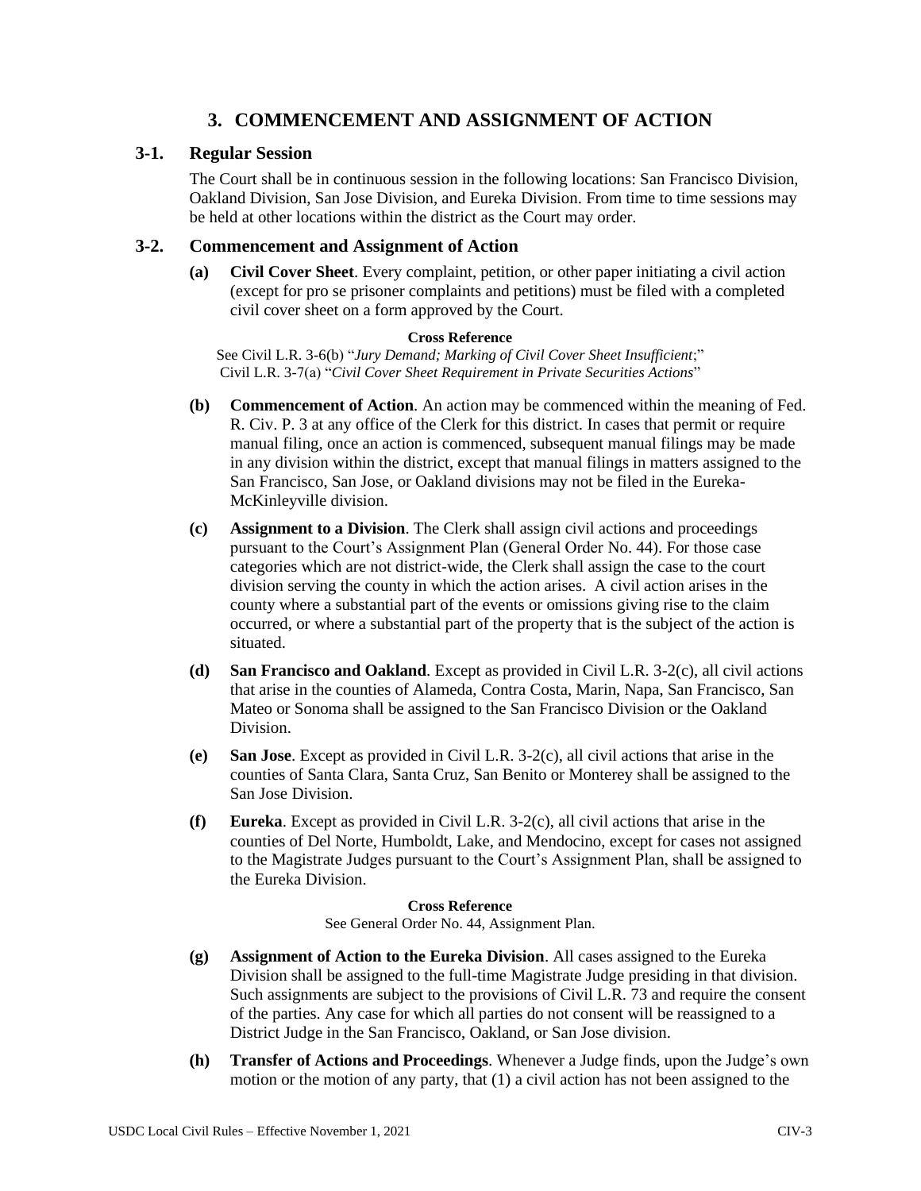# 3. COMMENCEMENT AND ASSIGNMENT OF ACTION

## 3-1. Regular Session

The Court shall be in continuous session in the following locations: San Francisco Division, Oakland Division, San Jose Division, and Eureka Division. From time to time sessions may be held at other locations within the district as the Court may order.

## 3-2. Commencement and Assignment of Action

**(a) Civil Cover Sheet**. Every complaint, petition, or other paper initiating a civil action (except for pro se prisoner complaints and petitions) must be filed with a completed civil cover sheet on a form approved by the Court.

**Cross Reference**

See Civil L.R. 3-6(b) "*Jury Demand; Marking of Civil Cover Sheet Insufficient*;" Civil L.R. 3-7(a) "*Civil Cover Sheet Requirement in Private Securities Actions*"

**(b) Commencement of Action**. An action may be commenced within the meaning of Fed. R. Civ. P. 3 at any office of the Clerk for this district. In cases that permit or require manual filing, once an action is commenced, subsequent manual filings may be made in any division within the district, except that manual filings in matters assigned to the San Francisco, San Jose, or Oakland divisions may not be filed in the Eureka-McKinleyville division.

**(c) Assignment to a Division**. The Clerk shall assign civil actions and proceedings pursuant to the Court's Assignment Plan (General Order No. 44). For those case categories which are not district-wide, the Clerk shall assign the case to the court division serving the county in which the action arises. A civil action arises in the county where a substantial part of the events or omissions giving rise to the claim occurred, or where a substantial part of the property that is the subject of the action is situated.

**(d) San Francisco and Oakland**. Except as provided in Civil L.R. 3-2(c), all civil actions that arise in the counties of Alameda, Contra Costa, Marin, Napa, San Francisco, San Mateo or Sonoma shall be assigned to the San Francisco Division or the Oakland Division.

**(e) San Jose**. Except as provided in Civil L.R. 3-2(c), all civil actions that arise in the counties of Santa Clara, Santa Cruz, San Benito or Monterey shall be assigned to the San Jose Division.

**(f) Eureka**. Except as provided in Civil L.R. 3-2(c), all civil actions that arise in the counties of Del Norte, Humboldt, Lake, and Mendocino, except for cases not assigned to the Magistrate Judges pursuant to the Court's Assignment Plan, shall be assigned to the Eureka Division.

**Cross Reference**

See General Order No. 44, Assignment Plan.

**(g) Assignment of Action to the Eureka Division**. All cases assigned to the Eureka Division shall be assigned to the full-time Magistrate Judge presiding in that division. Such assignments are subject to the provisions of Civil L.R. 73 and require the consent of the parties. Any case for which all parties do not consent will be reassigned to a District Judge in the San Francisco, Oakland, or San Jose division.

**(h) Transfer of Actions and Proceedings**. Whenever a Judge finds, upon the Judge's own motion or the motion of any party, that (1) a civil action has not been assigned to the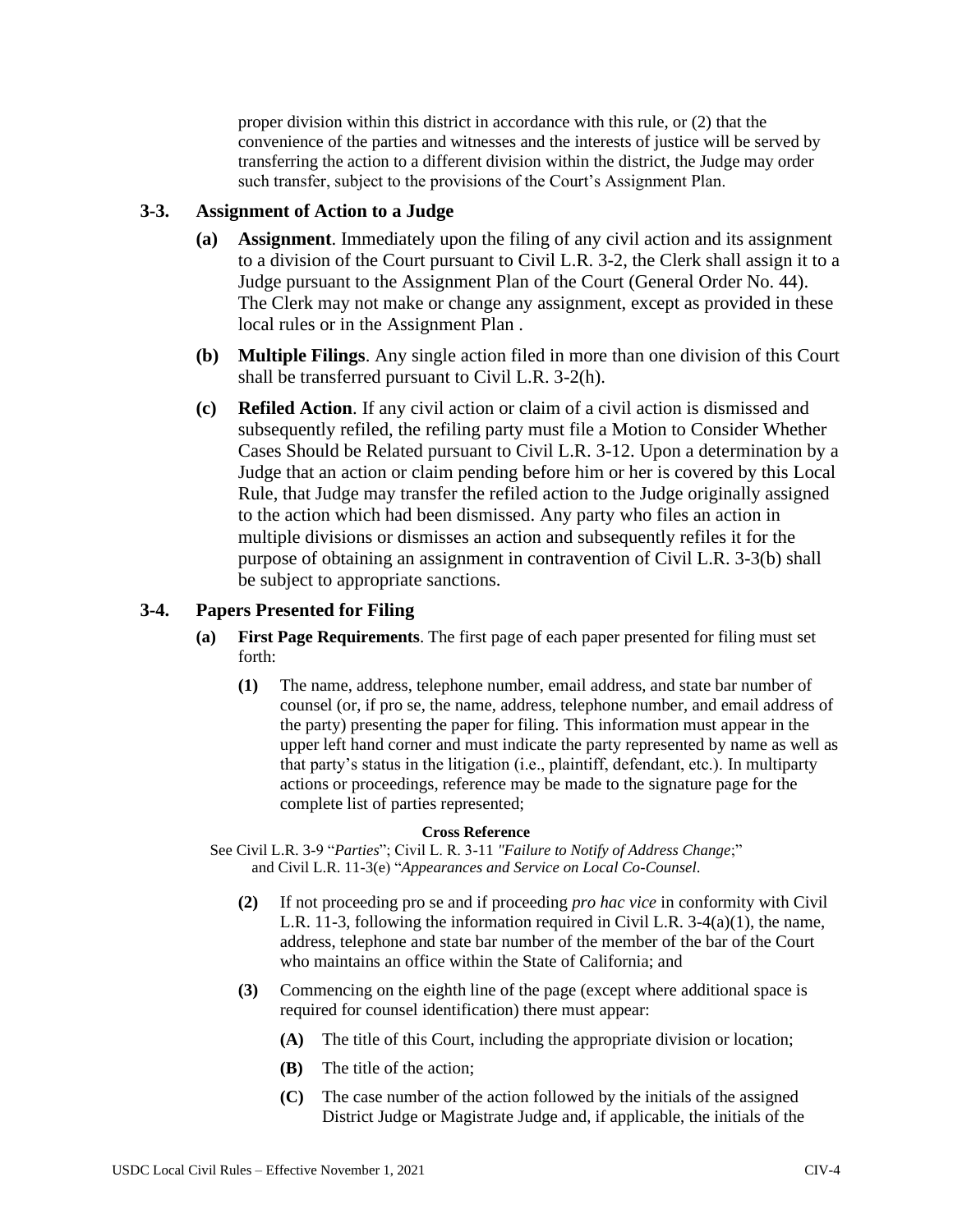proper division within this district in accordance with this rule, or (2) that the convenience of the parties and witnesses and the interests of justice will be served by transferring the action to a different division within the district, the Judge may order such transfer, subject to the provisions of the Court's Assignment Plan.

### 3-3. Assignment of Action to a Judge

**(a) Assignment**. Immediately upon the filing of any civil action and its assignment to a division of the Court pursuant to Civil L.R. 3-2, the Clerk shall assign it to a Judge pursuant to the Assignment Plan of the Court (General Order No. 44). The Clerk may not make or change any assignment, except as provided in these local rules or in the Assignment Plan .

**(b) Multiple Filings**. Any single action filed in more than one division of this Court shall be transferred pursuant to Civil L.R. 3-2(h).

**(c) Refiled Action**. If any civil action or claim of a civil action is dismissed and subsequently refiled, the refiling party must file a Motion to Consider Whether Cases Should be Related pursuant to Civil L.R. 3-12. Upon a determination by a Judge that an action or claim pending before him or her is covered by this Local Rule, that Judge may transfer the refiled action to the Judge originally assigned to the action which had been dismissed. Any party who files an action in multiple divisions or dismisses an action and subsequently refiles it for the purpose of obtaining an assignment in contravention of Civil L.R. 3-3(b) shall be subject to appropriate sanctions.

### 3-4. Papers Presented for Filing

**(a) First Page Requirements**. The first page of each paper presented for filing must set forth:

**(1)** The name, address, telephone number, email address, and state bar number of counsel (or, if pro se, the name, address, telephone number, and email address of the party) presenting the paper for filing. This information must appear in the upper left hand corner and must indicate the party represented by name as well as that party's status in the litigation (i.e., plaintiff, defendant, etc.). In multiparty actions or proceedings, reference may be made to the signature page for the complete list of parties represented;

**Cross Reference**

See Civil L.R. 3-9 "*Parties*"; Civil L. R. 3-11 *"Failure to Notify of Address Change*;" and Civil L.R. 11-3(e) "*Appearances and Service on Local Co-Counsel*.

**(2)** If not proceeding pro se and if proceeding *pro hac vice* in conformity with Civil L.R. 11-3, following the information required in Civil L.R. 3-4(a)(1), the name, address, telephone and state bar number of the member of the bar of the Court who maintains an office within the State of California; and

**(3)** Commencing on the eighth line of the page (except where additional space is required for counsel identification) there must appear:

**(A)** The title of this Court, including the appropriate division or location;

**(B)** The title of the action;

**(C)** The case number of the action followed by the initials of the assigned District Judge or Magistrate Judge and, if applicable, the initials of the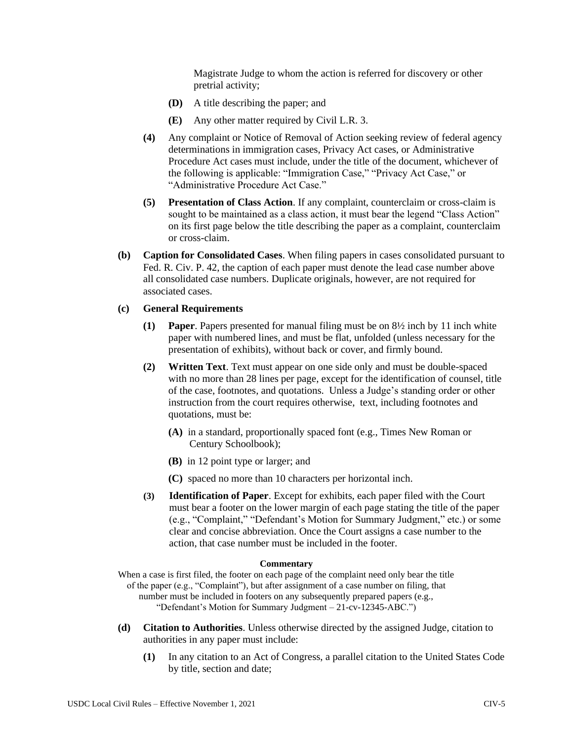Magistrate Judge to whom the action is referred for discovery or other pretrial activity;

- **(D)** A title describing the paper; and
- **(E)** Any other matter required by Civil L.R. 3.

**(4)** Any complaint or Notice of Removal of Action seeking review of federal agency determinations in immigration cases, Privacy Act cases, or Administrative Procedure Act cases must include, under the title of the document, whichever of the following is applicable: "Immigration Case," "Privacy Act Case," or "Administrative Procedure Act Case."

**(5)** **Presentation of Class Action**. If any complaint, counterclaim or cross-claim is sought to be maintained as a class action, it must bear the legend "Class Action" on its first page below the title describing the paper as a complaint, counterclaim or cross-claim.

**(b)** **Caption for Consolidated Cases**. When filing papers in cases consolidated pursuant to Fed. R. Civ. P. 42, the caption of each paper must denote the lead case number above all consolidated case numbers. Duplicate originals, however, are not required for associated cases.

**(c)** **General Requirements**

**(1)** **Paper**. Papers presented for manual filing must be on 8½ inch by 11 inch white paper with numbered lines, and must be flat, unfolded (unless necessary for the presentation of exhibits), without back or cover, and firmly bound.

**(2)** **Written Text**. Text must appear on one side only and must be double-spaced with no more than 28 lines per page, except for the identification of counsel, title of the case, footnotes, and quotations. Unless a Judge's standing order or other instruction from the court requires otherwise, text, including footnotes and quotations, must be:

- **(A)** in a standard, proportionally spaced font (e.g., Times New Roman or Century Schoolbook);
- **(B)** in 12 point type or larger; and
- **(C)** spaced no more than 10 characters per horizontal inch.

**(3)** **Identification of Paper**. Except for exhibits, each paper filed with the Court must bear a footer on the lower margin of each page stating the title of the paper (e.g., "Complaint," "Defendant's Motion for Summary Judgment," etc.) or some clear and concise abbreviation. Once the Court assigns a case number to the action, that case number must be included in the footer.

**Commentary**

When a case is first filed, the footer on each page of the complaint need only bear the title of the paper (e.g., "Complaint"), but after assignment of a case number on filing, that number must be included in footers on any subsequently prepared papers (e.g., "Defendant's Motion for Summary Judgment – 21-cv-12345-ABC.")

**(d)** **Citation to Authorities**. Unless otherwise directed by the assigned Judge, citation to authorities in any paper must include:

**(1)** In any citation to an Act of Congress, a parallel citation to the United States Code by title, section and date;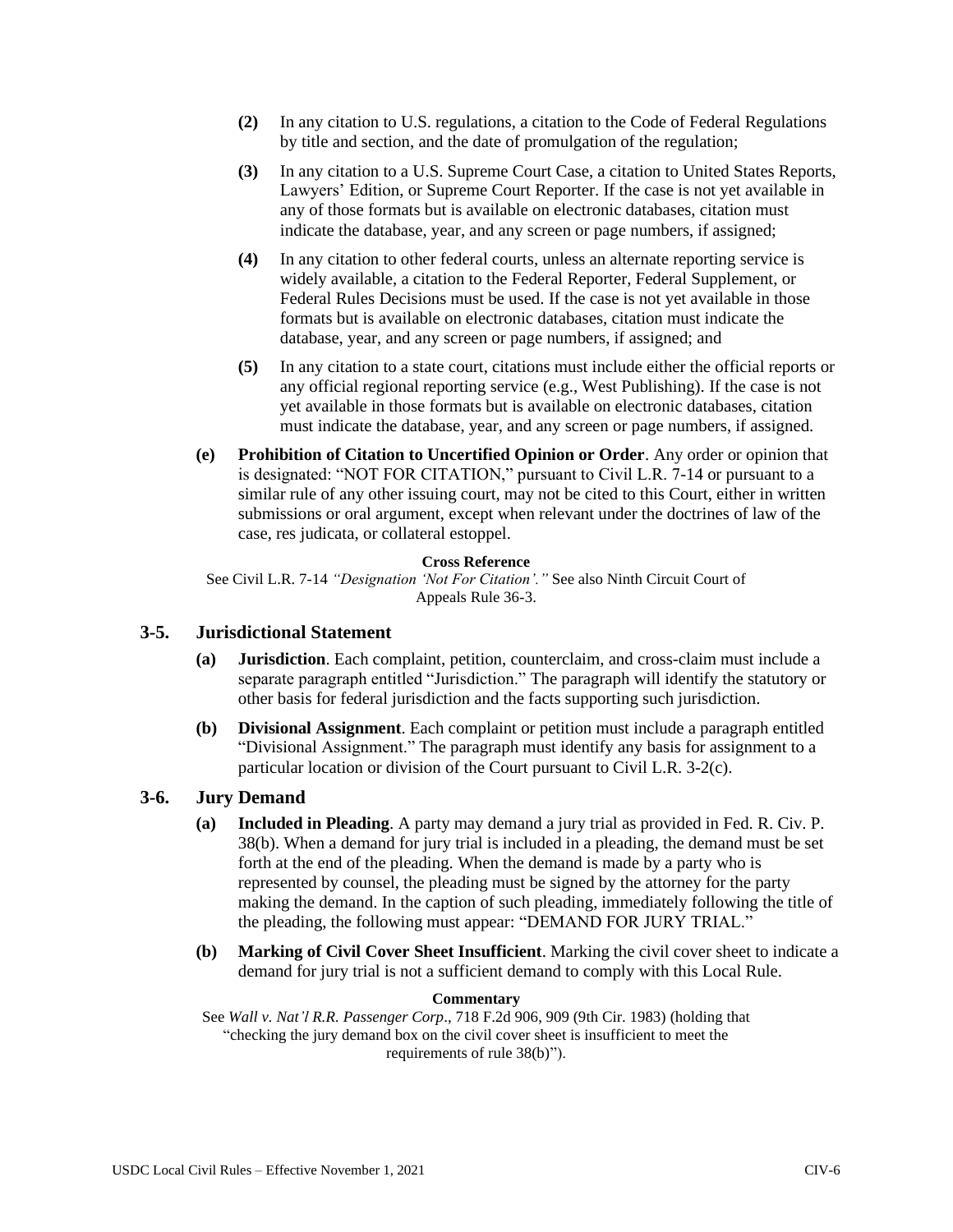**(2)** In any citation to U.S. regulations, a citation to the Code of Federal Regulations by title and section, and the date of promulgation of the regulation;

**(3)** In any citation to a U.S. Supreme Court Case, a citation to United States Reports, Lawyers' Edition, or Supreme Court Reporter. If the case is not yet available in any of those formats but is available on electronic databases, citation must indicate the database, year, and any screen or page numbers, if assigned;

**(4)** In any citation to other federal courts, unless an alternate reporting service is widely available, a citation to the Federal Reporter, Federal Supplement, or Federal Rules Decisions must be used. If the case is not yet available in those formats but is available on electronic databases, citation must indicate the database, year, and any screen or page numbers, if assigned; and

**(5)** In any citation to a state court, citations must include either the official reports or any official regional reporting service (e.g., West Publishing). If the case is not yet available in those formats but is available on electronic databases, citation must indicate the database, year, and any screen or page numbers, if assigned.

**(e) Prohibition of Citation to Uncertified Opinion or Order**. Any order or opinion that is designated: "NOT FOR CITATION," pursuant to Civil L.R. 7-14 or pursuant to a similar rule of any other issuing court, may not be cited to this Court, either in written submissions or oral argument, except when relevant under the doctrines of law of the case, res judicata, or collateral estoppel.

**Cross Reference**

See Civil L.R. 7-14 *"Designation 'Not For Citation'."* See also Ninth Circuit Court of Appeals Rule 36-3.

## 3-5. Jurisdictional Statement

**(a) Jurisdiction**. Each complaint, petition, counterclaim, and cross-claim must include a separate paragraph entitled "Jurisdiction." The paragraph will identify the statutory or other basis for federal jurisdiction and the facts supporting such jurisdiction.

**(b) Divisional Assignment**. Each complaint or petition must include a paragraph entitled "Divisional Assignment." The paragraph must identify any basis for assignment to a particular location or division of the Court pursuant to Civil L.R. 3-2(c).

## 3-6. Jury Demand

**(a) Included in Pleading**. A party may demand a jury trial as provided in Fed. R. Civ. P. 38(b). When a demand for jury trial is included in a pleading, the demand must be set forth at the end of the pleading. When the demand is made by a party who is represented by counsel, the pleading must be signed by the attorney for the party making the demand. In the caption of such pleading, immediately following the title of the pleading, the following must appear: "DEMAND FOR JURY TRIAL."

**(b) Marking of Civil Cover Sheet Insufficient**. Marking the civil cover sheet to indicate a demand for jury trial is not a sufficient demand to comply with this Local Rule.

**Commentary**

See *Wall v. Nat'l R.R. Passenger Corp*., 718 F.2d 906, 909 (9th Cir. 1983) (holding that "checking the jury demand box on the civil cover sheet is insufficient to meet the requirements of rule 38(b)").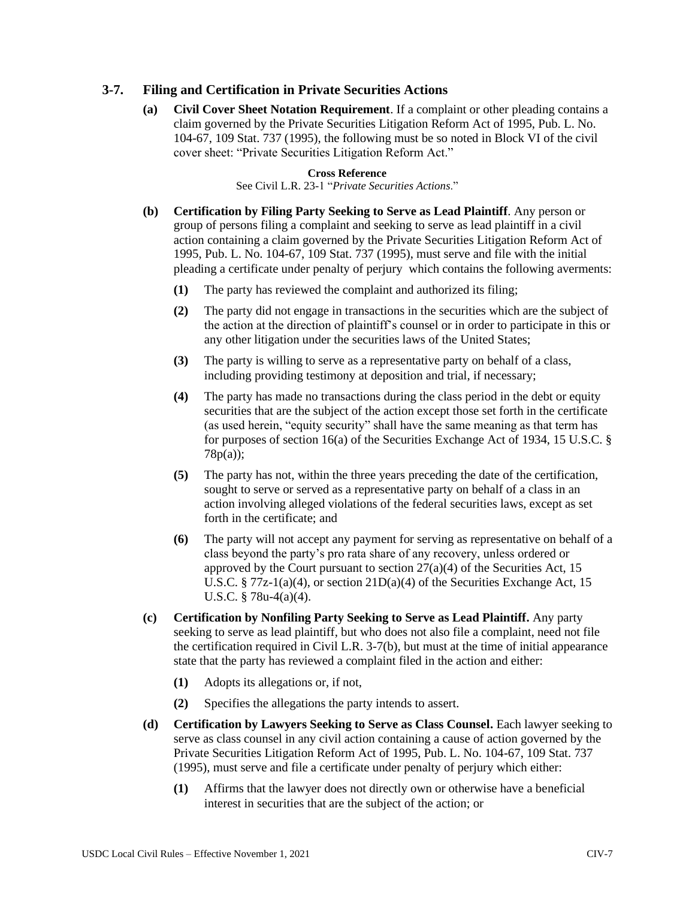## 3-7. Filing and Certification in Private Securities Actions

**(a) Civil Cover Sheet Notation Requirement**. If a complaint or other pleading contains a claim governed by the Private Securities Litigation Reform Act of 1995, Pub. L. No. 104-67, 109 Stat. 737 (1995), the following must be so noted in Block VI of the civil cover sheet: "Private Securities Litigation Reform Act."

**Cross Reference**

See Civil L.R. 23-1 "*Private Securities Actions*."

**(b) Certification by Filing Party Seeking to Serve as Lead Plaintiff**. Any person or group of persons filing a complaint and seeking to serve as lead plaintiff in a civil action containing a claim governed by the Private Securities Litigation Reform Act of 1995, Pub. L. No. 104-67, 109 Stat. 737 (1995), must serve and file with the initial pleading a certificate under penalty of perjury which contains the following averments:

- **(1)** The party has reviewed the complaint and authorized its filing;
- **(2)** The party did not engage in transactions in the securities which are the subject of the action at the direction of plaintiff's counsel or in order to participate in this or any other litigation under the securities laws of the United States;
- **(3)** The party is willing to serve as a representative party on behalf of a class, including providing testimony at deposition and trial, if necessary;
- **(4)** The party has made no transactions during the class period in the debt or equity securities that are the subject of the action except those set forth in the certificate (as used herein, "equity security" shall have the same meaning as that term has for purposes of section 16(a) of the Securities Exchange Act of 1934, 15 U.S.C. § 78p(a));
- **(5)** The party has not, within the three years preceding the date of the certification, sought to serve or served as a representative party on behalf of a class in an action involving alleged violations of the federal securities laws, except as set forth in the certificate; and
- **(6)** The party will not accept any payment for serving as representative on behalf of a class beyond the party's pro rata share of any recovery, unless ordered or approved by the Court pursuant to section 27(a)(4) of the Securities Act, 15 U.S.C. § 77z-1(a)(4), or section 21D(a)(4) of the Securities Exchange Act, 15 U.S.C. § 78u-4(a)(4).

**(c) Certification by Nonfiling Party Seeking to Serve as Lead Plaintiff.** Any party seeking to serve as lead plaintiff, but who does not also file a complaint, need not file the certification required in Civil L.R. 3-7(b), but must at the time of initial appearance state that the party has reviewed a complaint filed in the action and either:

- **(1)** Adopts its allegations or, if not,
- **(2)** Specifies the allegations the party intends to assert.

**(d) Certification by Lawyers Seeking to Serve as Class Counsel.** Each lawyer seeking to serve as class counsel in any civil action containing a cause of action governed by the Private Securities Litigation Reform Act of 1995, Pub. L. No. 104-67, 109 Stat. 737 (1995), must serve and file a certificate under penalty of perjury which either:

- **(1)** Affirms that the lawyer does not directly own or otherwise have a beneficial interest in securities that are the subject of the action; or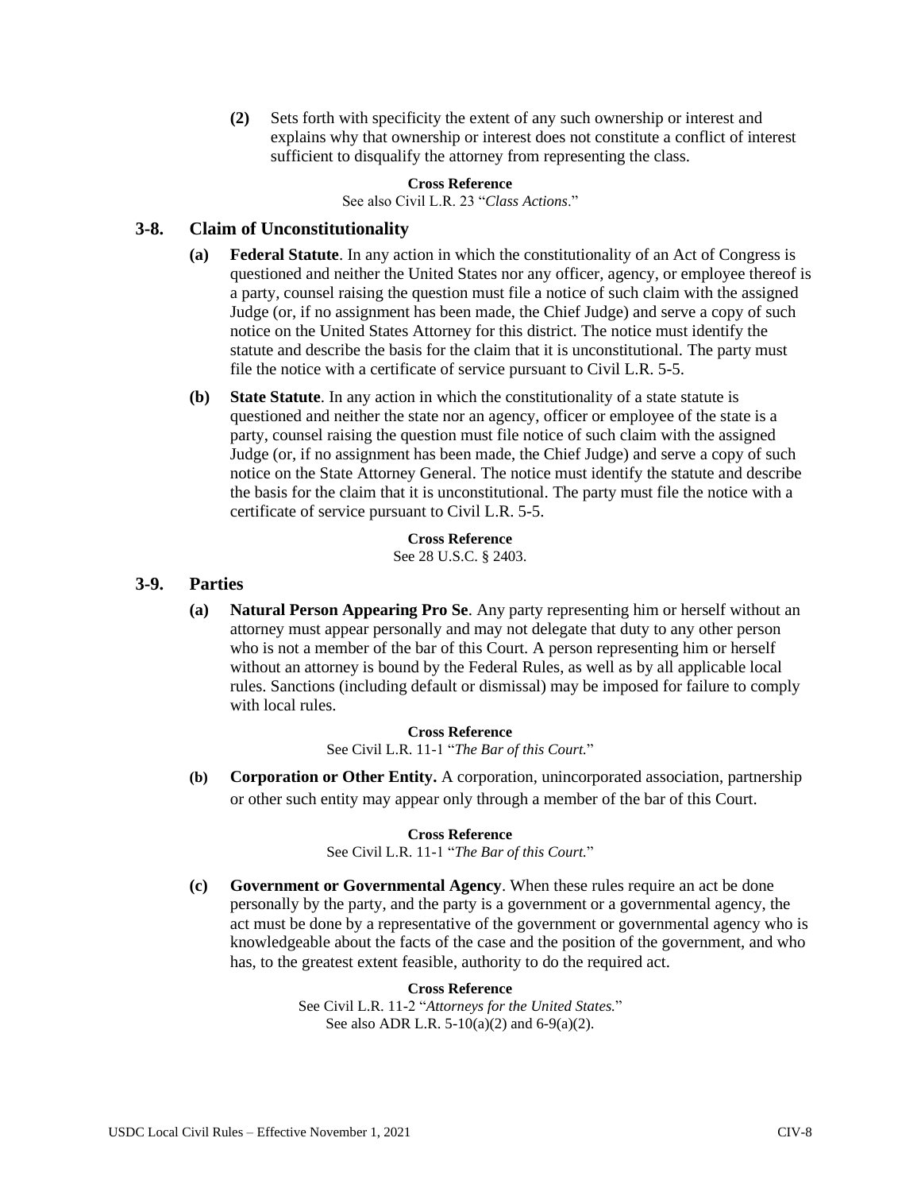**(2)** Sets forth with specificity the extent of any such ownership or interest and explains why that ownership or interest does not constitute a conflict of interest sufficient to disqualify the attorney from representing the class.

**Cross Reference**
See also Civil L.R. 23 "*Class Actions*."

## 3-8. Claim of Unconstitutionality

**(a) Federal Statute**. In any action in which the constitutionality of an Act of Congress is questioned and neither the United States nor any officer, agency, or employee thereof is a party, counsel raising the question must file a notice of such claim with the assigned Judge (or, if no assignment has been made, the Chief Judge) and serve a copy of such notice on the United States Attorney for this district. The notice must identify the statute and describe the basis for the claim that it is unconstitutional. The party must file the notice with a certificate of service pursuant to Civil L.R. 5-5.

**(b) State Statute**. In any action in which the constitutionality of a state statute is questioned and neither the state nor an agency, officer or employee of the state is a party, counsel raising the question must file notice of such claim with the assigned Judge (or, if no assignment has been made, the Chief Judge) and serve a copy of such notice on the State Attorney General. The notice must identify the statute and describe the basis for the claim that it is unconstitutional. The party must file the notice with a certificate of service pursuant to Civil L.R. 5-5.

**Cross Reference**
See 28 U.S.C. § 2403.

## 3-9. Parties

**(a) Natural Person Appearing Pro Se**. Any party representing him or herself without an attorney must appear personally and may not delegate that duty to any other person who is not a member of the bar of this Court. A person representing him or herself without an attorney is bound by the Federal Rules, as well as by all applicable local rules. Sanctions (including default or dismissal) may be imposed for failure to comply with local rules.

**Cross Reference**
See Civil L.R. 11-1 "*The Bar of this Court.*"

**(b) Corporation or Other Entity.** A corporation, unincorporated association, partnership or other such entity may appear only through a member of the bar of this Court.

**Cross Reference**
See Civil L.R. 11-1 "*The Bar of this Court.*"

**(c) Government or Governmental Agency**. When these rules require an act be done personally by the party, and the party is a government or a governmental agency, the act must be done by a representative of the government or governmental agency who is knowledgeable about the facts of the case and the position of the government, and who has, to the greatest extent feasible, authority to do the required act.

**Cross Reference**
See Civil L.R. 11-2 "*Attorneys for the United States.*"
See also ADR L.R. 5-10(a)(2) and 6-9(a)(2).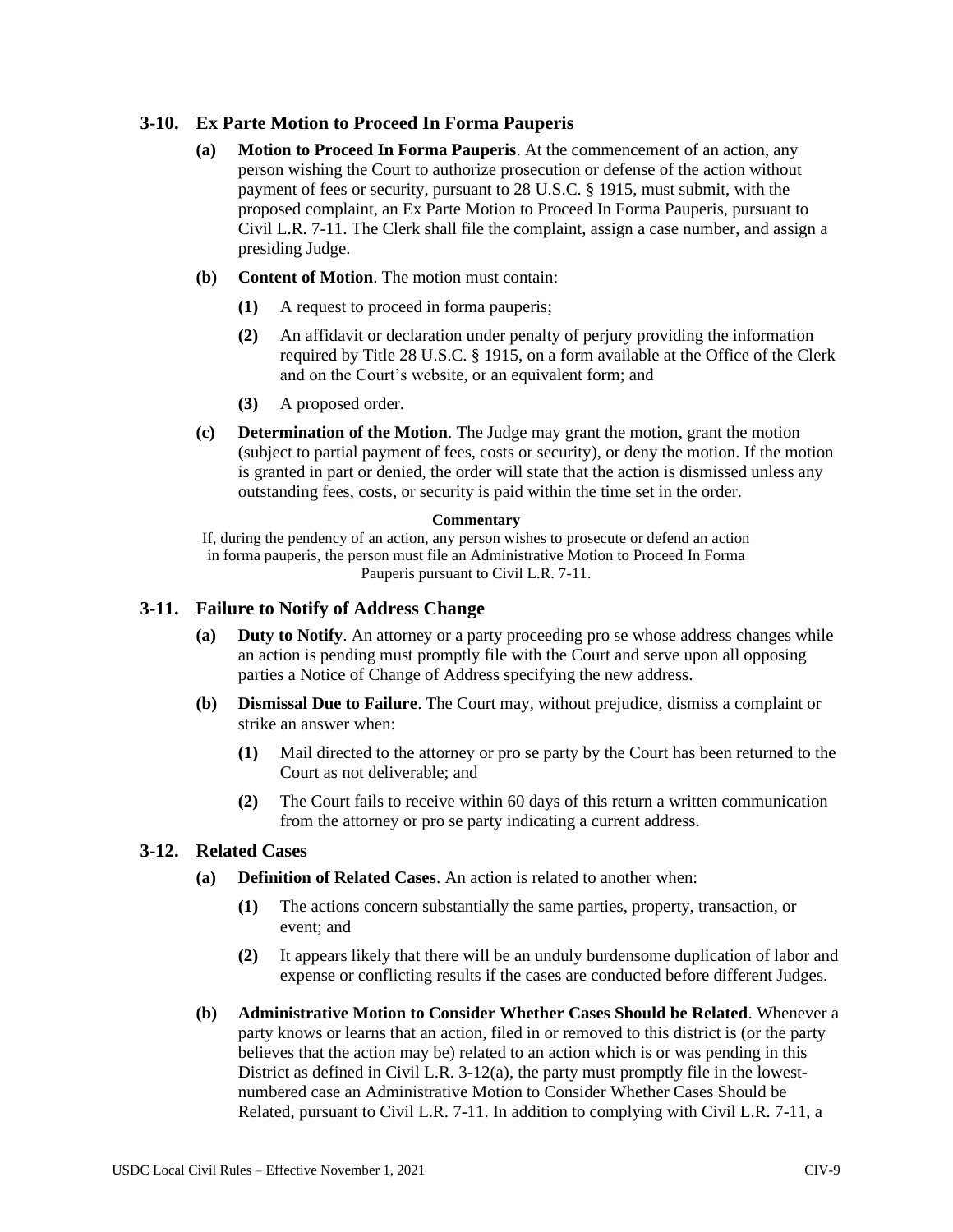## 3-10. Ex Parte Motion to Proceed In Forma Pauperis

**(a) Motion to Proceed In Forma Pauperis**. At the commencement of an action, any person wishing the Court to authorize prosecution or defense of the action without payment of fees or security, pursuant to 28 U.S.C. § 1915, must submit, with the proposed complaint, an Ex Parte Motion to Proceed In Forma Pauperis, pursuant to Civil L.R. 7-11. The Clerk shall file the complaint, assign a case number, and assign a presiding Judge.

**(b) Content of Motion**. The motion must contain:

- **(1)** A request to proceed in forma pauperis;
- **(2)** An affidavit or declaration under penalty of perjury providing the information required by Title 28 U.S.C. § 1915, on a form available at the Office of the Clerk and on the Court's website, or an equivalent form; and
- **(3)** A proposed order.

**(c) Determination of the Motion**. The Judge may grant the motion, grant the motion (subject to partial payment of fees, costs or security), or deny the motion. If the motion is granted in part or denied, the order will state that the action is dismissed unless any outstanding fees, costs, or security is paid within the time set in the order.

**Commentary**

If, during the pendency of an action, any person wishes to prosecute or defend an action in forma pauperis, the person must file an Administrative Motion to Proceed In Forma Pauperis pursuant to Civil L.R. 7-11.

## 3-11. Failure to Notify of Address Change

**(a) Duty to Notify**. An attorney or a party proceeding pro se whose address changes while an action is pending must promptly file with the Court and serve upon all opposing parties a Notice of Change of Address specifying the new address.

**(b) Dismissal Due to Failure**. The Court may, without prejudice, dismiss a complaint or strike an answer when:

- **(1)** Mail directed to the attorney or pro se party by the Court has been returned to the Court as not deliverable; and
- **(2)** The Court fails to receive within 60 days of this return a written communication from the attorney or pro se party indicating a current address.

## 3-12. Related Cases

**(a) Definition of Related Cases**. An action is related to another when:

- **(1)** The actions concern substantially the same parties, property, transaction, or event; and
- **(2)** It appears likely that there will be an unduly burdensome duplication of labor and expense or conflicting results if the cases are conducted before different Judges.

**(b) Administrative Motion to Consider Whether Cases Should be Related**. Whenever a party knows or learns that an action, filed in or removed to this district is (or the party believes that the action may be) related to an action which is or was pending in this District as defined in Civil L.R. 3-12(a), the party must promptly file in the lowest-numbered case an Administrative Motion to Consider Whether Cases Should be Related, pursuant to Civil L.R. 7-11. In addition to complying with Civil L.R. 7-11, a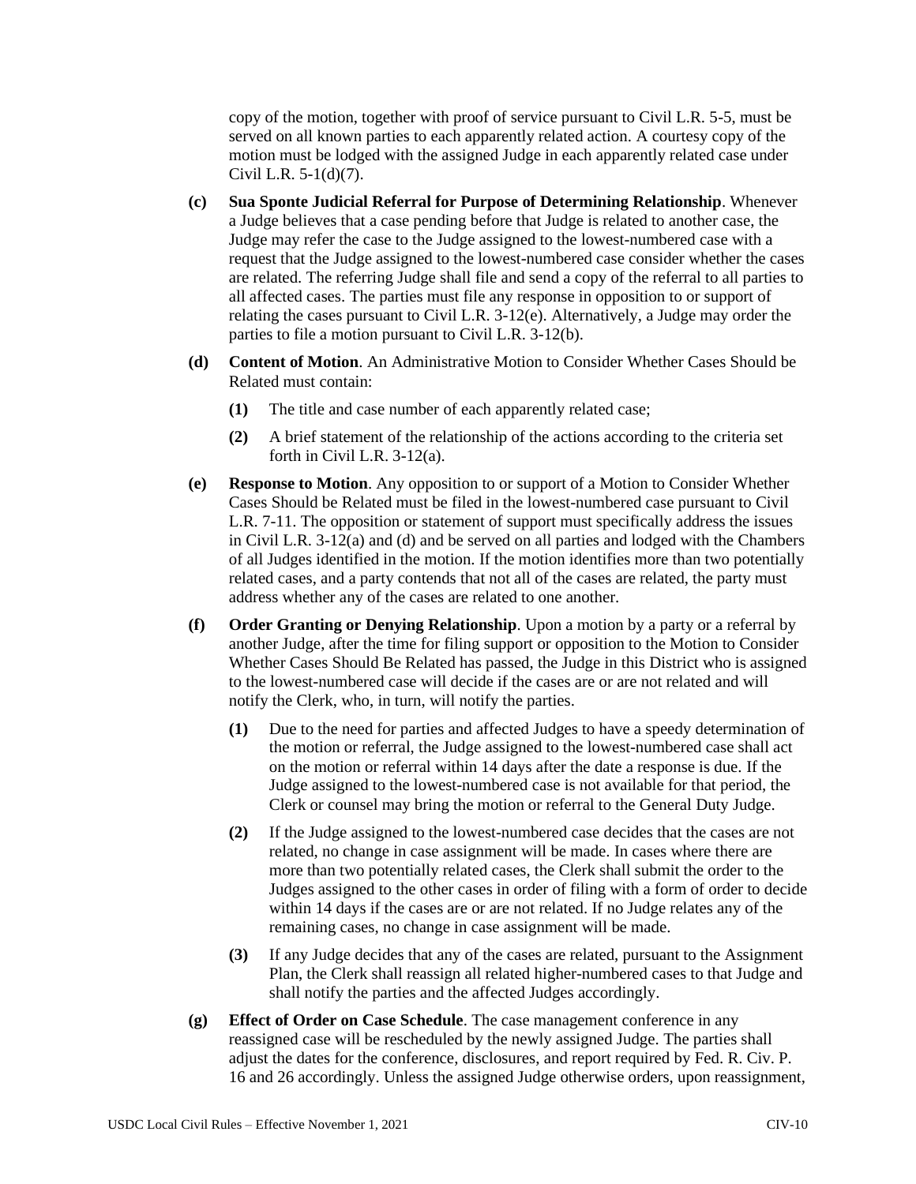copy of the motion, together with proof of service pursuant to Civil L.R. 5-5, must be served on all known parties to each apparently related action. A courtesy copy of the motion must be lodged with the assigned Judge in each apparently related case under Civil L.R. 5-1(d)(7).

**(c) Sua Sponte Judicial Referral for Purpose of Determining Relationship**. Whenever a Judge believes that a case pending before that Judge is related to another case, the Judge may refer the case to the Judge assigned to the lowest-numbered case with a request that the Judge assigned to the lowest-numbered case consider whether the cases are related. The referring Judge shall file and send a copy of the referral to all parties to all affected cases. The parties must file any response in opposition to or support of relating the cases pursuant to Civil L.R. 3-12(e). Alternatively, a Judge may order the parties to file a motion pursuant to Civil L.R. 3-12(b).

**(d) Content of Motion**. An Administrative Motion to Consider Whether Cases Should be Related must contain:

- **(1)** The title and case number of each apparently related case;
- **(2)** A brief statement of the relationship of the actions according to the criteria set forth in Civil L.R. 3-12(a).

**(e) Response to Motion**. Any opposition to or support of a Motion to Consider Whether Cases Should be Related must be filed in the lowest-numbered case pursuant to Civil L.R. 7-11. The opposition or statement of support must specifically address the issues in Civil L.R. 3-12(a) and (d) and be served on all parties and lodged with the Chambers of all Judges identified in the motion. If the motion identifies more than two potentially related cases, and a party contends that not all of the cases are related, the party must address whether any of the cases are related to one another.

**(f) Order Granting or Denying Relationship**. Upon a motion by a party or a referral by another Judge, after the time for filing support or opposition to the Motion to Consider Whether Cases Should Be Related has passed, the Judge in this District who is assigned to the lowest-numbered case will decide if the cases are or are not related and will notify the Clerk, who, in turn, will notify the parties.

- **(1)** Due to the need for parties and affected Judges to have a speedy determination of the motion or referral, the Judge assigned to the lowest-numbered case shall act on the motion or referral within 14 days after the date a response is due. If the Judge assigned to the lowest-numbered case is not available for that period, the Clerk or counsel may bring the motion or referral to the General Duty Judge.
- **(2)** If the Judge assigned to the lowest-numbered case decides that the cases are not related, no change in case assignment will be made. In cases where there are more than two potentially related cases, the Clerk shall submit the order to the Judges assigned to the other cases in order of filing with a form of order to decide within 14 days if the cases are or are not related. If no Judge relates any of the remaining cases, no change in case assignment will be made.
- **(3)** If any Judge decides that any of the cases are related, pursuant to the Assignment Plan, the Clerk shall reassign all related higher-numbered cases to that Judge and shall notify the parties and the affected Judges accordingly.

**(g) Effect of Order on Case Schedule**. The case management conference in any reassigned case will be rescheduled by the newly assigned Judge. The parties shall adjust the dates for the conference, disclosures, and report required by Fed. R. Civ. P. 16 and 26 accordingly. Unless the assigned Judge otherwise orders, upon reassignment,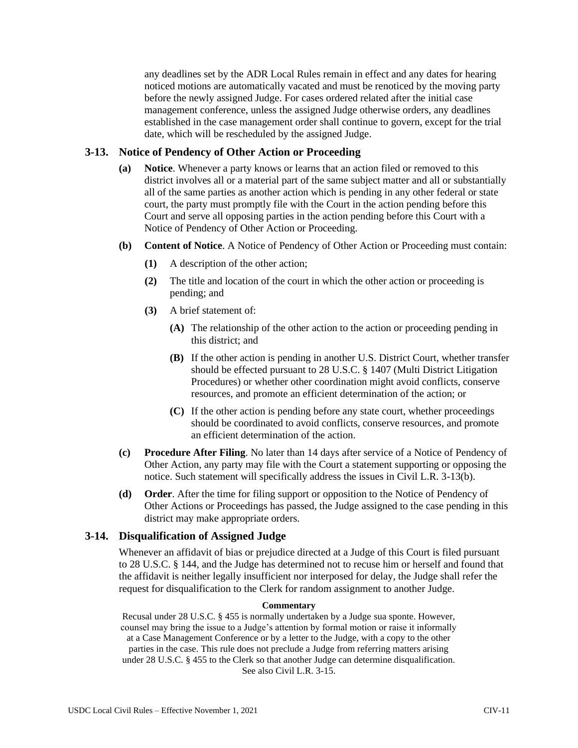any deadlines set by the ADR Local Rules remain in effect and any dates for hearing noticed motions are automatically vacated and must be renoticed by the moving party before the newly assigned Judge. For cases ordered related after the initial case management conference, unless the assigned Judge otherwise orders, any deadlines established in the case management order shall continue to govern, except for the trial date, which will be rescheduled by the assigned Judge.

### 3-13. Notice of Pendency of Other Action or Proceeding

**(a) Notice**. Whenever a party knows or learns that an action filed or removed to this district involves all or a material part of the same subject matter and all or substantially all of the same parties as another action which is pending in any other federal or state court, the party must promptly file with the Court in the action pending before this Court and serve all opposing parties in the action pending before this Court with a Notice of Pendency of Other Action or Proceeding.

**(b) Content of Notice**. A Notice of Pendency of Other Action or Proceeding must contain:

- **(1)** A description of the other action;
- **(2)** The title and location of the court in which the other action or proceeding is pending; and
- **(3)** A brief statement of:
  - **(A)** The relationship of the other action to the action or proceeding pending in this district; and
  - **(B)** If the other action is pending in another U.S. District Court, whether transfer should be effected pursuant to 28 U.S.C. § 1407 (Multi District Litigation Procedures) or whether other coordination might avoid conflicts, conserve resources, and promote an efficient determination of the action; or
  - **(C)** If the other action is pending before any state court, whether proceedings should be coordinated to avoid conflicts, conserve resources, and promote an efficient determination of the action.

**(c) Procedure After Filing**. No later than 14 days after service of a Notice of Pendency of Other Action, any party may file with the Court a statement supporting or opposing the notice. Such statement will specifically address the issues in Civil L.R. 3-13(b).

**(d) Order**. After the time for filing support or opposition to the Notice of Pendency of Other Actions or Proceedings has passed, the Judge assigned to the case pending in this district may make appropriate orders.

### 3-14. Disqualification of Assigned Judge

Whenever an affidavit of bias or prejudice directed at a Judge of this Court is filed pursuant to 28 U.S.C. § 144, and the Judge has determined not to recuse him or herself and found that the affidavit is neither legally insufficient nor interposed for delay, the Judge shall refer the request for disqualification to the Clerk for random assignment to another Judge.

**Commentary**

Recusal under 28 U.S.C. § 455 is normally undertaken by a Judge sua sponte. However, counsel may bring the issue to a Judge's attention by formal motion or raise it informally at a Case Management Conference or by a letter to the Judge, with a copy to the other parties in the case. This rule does not preclude a Judge from referring matters arising under 28 U.S.C. § 455 to the Clerk so that another Judge can determine disqualification. See also Civil L.R. 3-15.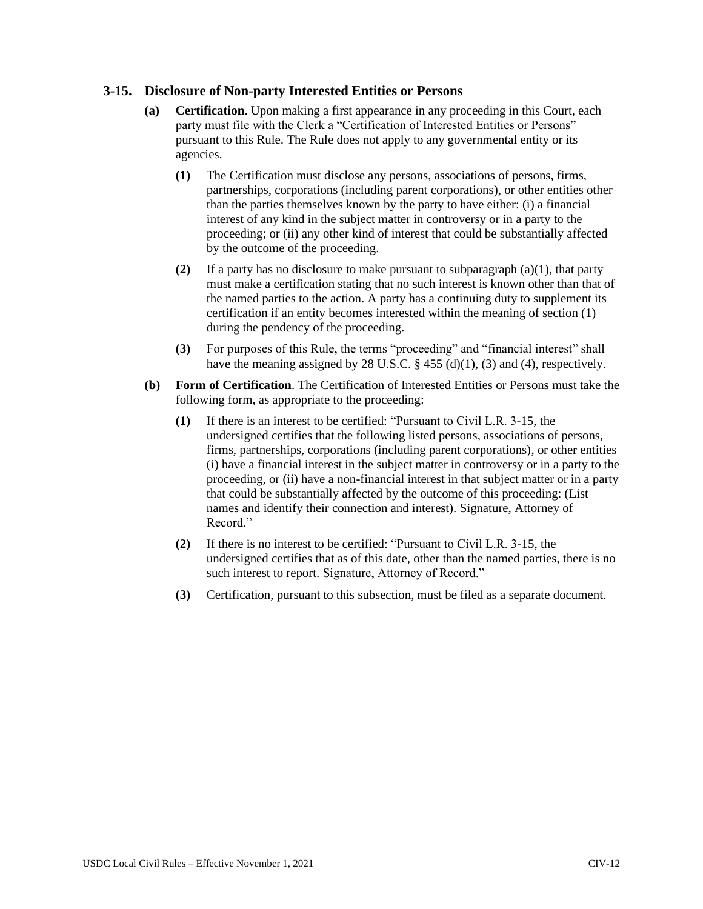### 3-15. Disclosure of Non-party Interested Entities or Persons

**(a) Certification**. Upon making a first appearance in any proceeding in this Court, each party must file with the Clerk a "Certification of Interested Entities or Persons" pursuant to this Rule. The Rule does not apply to any governmental entity or its agencies.

**(1)** The Certification must disclose any persons, associations of persons, firms, partnerships, corporations (including parent corporations), or other entities other than the parties themselves known by the party to have either: (i) a financial interest of any kind in the subject matter in controversy or in a party to the proceeding; or (ii) any other kind of interest that could be substantially affected by the outcome of the proceeding.

**(2)** If a party has no disclosure to make pursuant to subparagraph (a)(1), that party must make a certification stating that no such interest is known other than that of the named parties to the action. A party has a continuing duty to supplement its certification if an entity becomes interested within the meaning of section (1) during the pendency of the proceeding.

**(3)** For purposes of this Rule, the terms "proceeding" and "financial interest" shall have the meaning assigned by 28 U.S.C. § 455 (d)(1), (3) and (4), respectively.

**(b) Form of Certification**. The Certification of Interested Entities or Persons must take the following form, as appropriate to the proceeding:

**(1)** If there is an interest to be certified: "Pursuant to Civil L.R. 3-15, the undersigned certifies that the following listed persons, associations of persons, firms, partnerships, corporations (including parent corporations), or other entities (i) have a financial interest in the subject matter in controversy or in a party to the proceeding, or (ii) have a non-financial interest in that subject matter or in a party that could be substantially affected by the outcome of this proceeding: (List names and identify their connection and interest). Signature, Attorney of Record."

**(2)** If there is no interest to be certified: "Pursuant to Civil L.R. 3-15, the undersigned certifies that as of this date, other than the named parties, there is no such interest to report. Signature, Attorney of Record."

**(3)** Certification, pursuant to this subsection, must be filed as a separate document.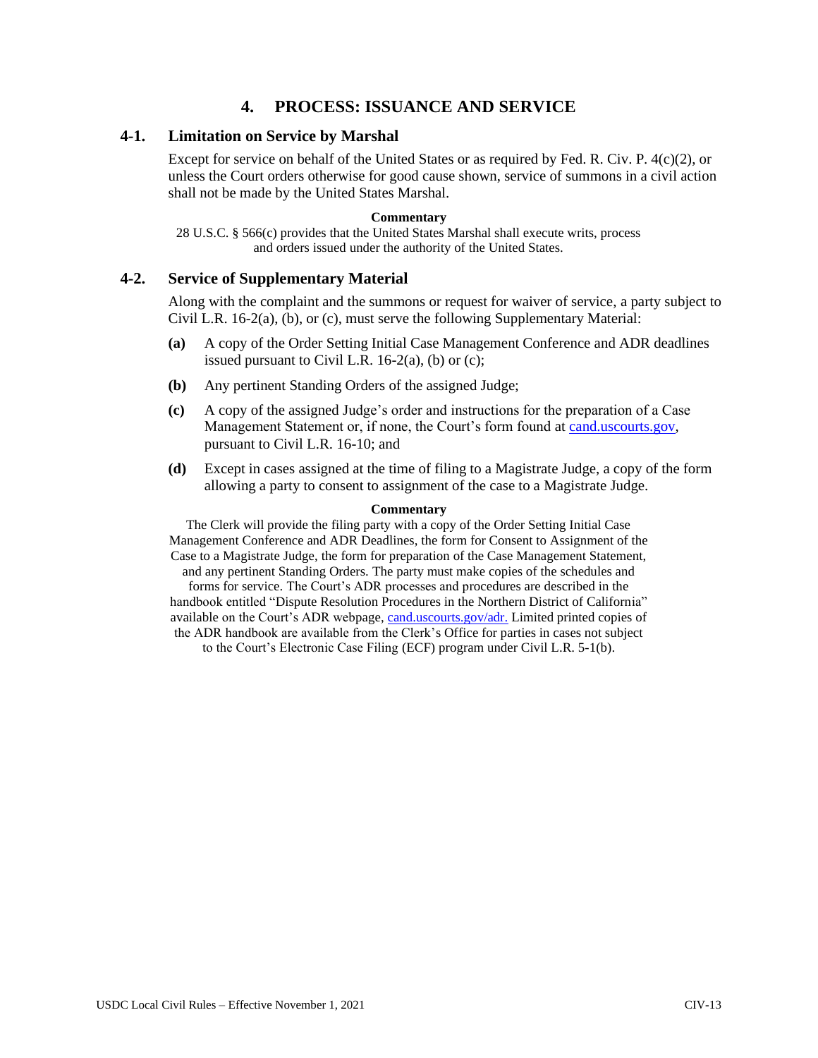# 4. PROCESS: ISSUANCE AND SERVICE

## 4-1. Limitation on Service by Marshal

Except for service on behalf of the United States or as required by Fed. R. Civ. P. 4(c)(2), or unless the Court orders otherwise for good cause shown, service of summons in a civil action shall not be made by the United States Marshal.

**Commentary**

28 U.S.C. § 566(c) provides that the United States Marshal shall execute writs, process and orders issued under the authority of the United States.

## 4-2. Service of Supplementary Material

Along with the complaint and the summons or request for waiver of service, a party subject to Civil L.R. 16-2(a), (b), or (c), must serve the following Supplementary Material:

**(a)** A copy of the Order Setting Initial Case Management Conference and ADR deadlines issued pursuant to Civil L.R. 16-2(a), (b) or (c);

**(b)** Any pertinent Standing Orders of the assigned Judge;

**(c)** A copy of the assigned Judge's order and instructions for the preparation of a Case Management Statement or, if none, the Court's form found at cand.uscourts.gov, pursuant to Civil L.R. 16-10; and

**(d)** Except in cases assigned at the time of filing to a Magistrate Judge, a copy of the form allowing a party to consent to assignment of the case to a Magistrate Judge.

**Commentary**

The Clerk will provide the filing party with a copy of the Order Setting Initial Case Management Conference and ADR Deadlines, the form for Consent to Assignment of the Case to a Magistrate Judge, the form for preparation of the Case Management Statement, and any pertinent Standing Orders. The party must make copies of the schedules and forms for service. The Court's ADR processes and procedures are described in the handbook entitled "Dispute Resolution Procedures in the Northern District of California" available on the Court's ADR webpage, cand.uscourts.gov/adr. Limited printed copies of the ADR handbook are available from the Clerk's Office for parties in cases not subject to the Court's Electronic Case Filing (ECF) program under Civil L.R. 5-1(b).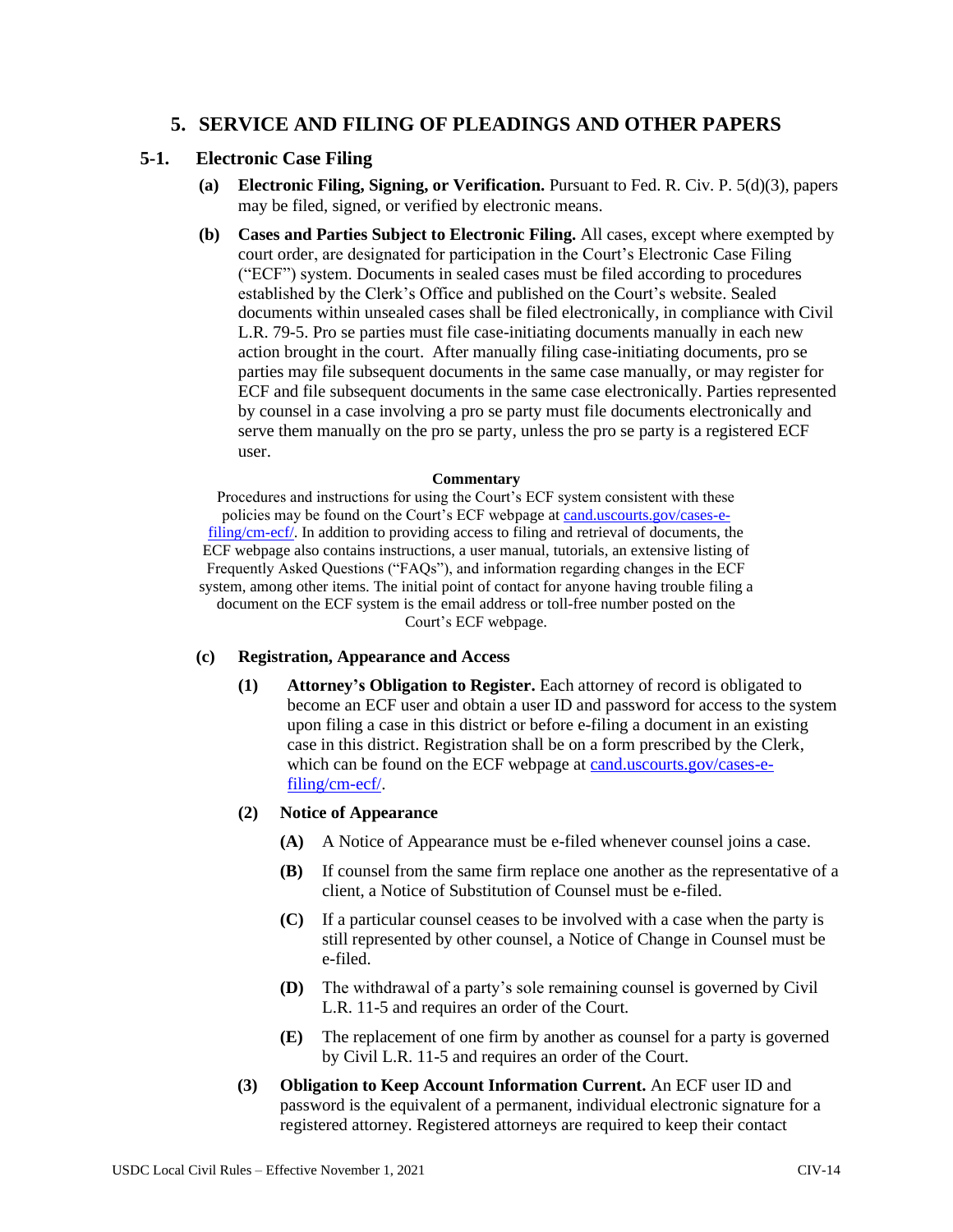## 5. SERVICE AND FILING OF PLEADINGS AND OTHER PAPERS

### 5-1. Electronic Case Filing

**(a) Electronic Filing, Signing, or Verification.** Pursuant to Fed. R. Civ. P. 5(d)(3), papers may be filed, signed, or verified by electronic means.

**(b) Cases and Parties Subject to Electronic Filing.** All cases, except where exempted by court order, are designated for participation in the Court's Electronic Case Filing ("ECF") system. Documents in sealed cases must be filed according to procedures established by the Clerk's Office and published on the Court's website. Sealed documents within unsealed cases shall be filed electronically, in compliance with Civil L.R. 79-5. Pro se parties must file case-initiating documents manually in each new action brought in the court. After manually filing case-initiating documents, pro se parties may file subsequent documents in the same case manually, or may register for ECF and file subsequent documents in the same case electronically. Parties represented by counsel in a case involving a pro se party must file documents electronically and serve them manually on the pro se party, unless the pro se party is a registered ECF user.

**Commentary**

Procedures and instructions for using the Court's ECF system consistent with these policies may be found on the Court's ECF webpage at cand.uscourts.gov/cases-e-filing/cm-ecf/. In addition to providing access to filing and retrieval of documents, the ECF webpage also contains instructions, a user manual, tutorials, an extensive listing of Frequently Asked Questions ("FAQs"), and information regarding changes in the ECF system, among other items. The initial point of contact for anyone having trouble filing a document on the ECF system is the email address or toll-free number posted on the Court's ECF webpage.

**(c) Registration, Appearance and Access**

**(1) Attorney's Obligation to Register.** Each attorney of record is obligated to become an ECF user and obtain a user ID and password for access to the system upon filing a case in this district or before e-filing a document in an existing case in this district. Registration shall be on a form prescribed by the Clerk, which can be found on the ECF webpage at cand.uscourts.gov/cases-e-filing/cm-ecf/.

**(2) Notice of Appearance**

**(A)** A Notice of Appearance must be e-filed whenever counsel joins a case.

**(B)** If counsel from the same firm replace one another as the representative of a client, a Notice of Substitution of Counsel must be e-filed.

**(C)** If a particular counsel ceases to be involved with a case when the party is still represented by other counsel, a Notice of Change in Counsel must be e-filed.

**(D)** The withdrawal of a party's sole remaining counsel is governed by Civil L.R. 11-5 and requires an order of the Court.

**(E)** The replacement of one firm by another as counsel for a party is governed by Civil L.R. 11-5 and requires an order of the Court.

**(3) Obligation to Keep Account Information Current.** An ECF user ID and password is the equivalent of a permanent, individual electronic signature for a registered attorney. Registered attorneys are required to keep their contact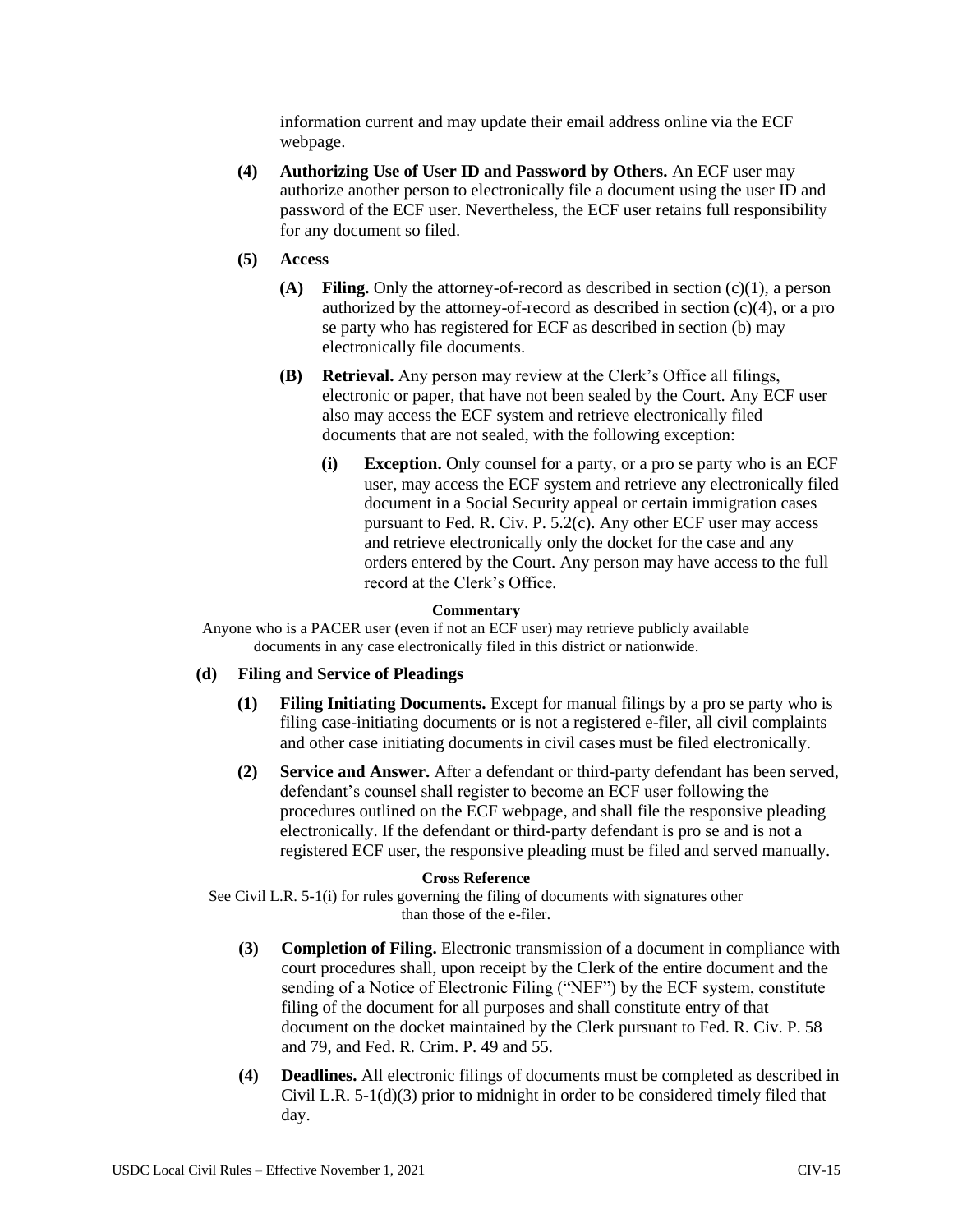information current and may update their email address online via the ECF webpage.

**(4) Authorizing Use of User ID and Password by Others.** An ECF user may authorize another person to electronically file a document using the user ID and password of the ECF user. Nevertheless, the ECF user retains full responsibility for any document so filed.

**(5) Access**

**(A) Filing.** Only the attorney-of-record as described in section (c)(1), a person authorized by the attorney-of-record as described in section (c)(4), or a pro se party who has registered for ECF as described in section (b) may electronically file documents.

**(B) Retrieval.** Any person may review at the Clerk's Office all filings, electronic or paper, that have not been sealed by the Court. Any ECF user also may access the ECF system and retrieve electronically filed documents that are not sealed, with the following exception:

**(i) Exception.** Only counsel for a party, or a pro se party who is an ECF user, may access the ECF system and retrieve any electronically filed document in a Social Security appeal or certain immigration cases pursuant to Fed. R. Civ. P. 5.2(c). Any other ECF user may access and retrieve electronically only the docket for the case and any orders entered by the Court. Any person may have access to the full record at the Clerk's Office.

**Commentary**

Anyone who is a PACER user (even if not an ECF user) may retrieve publicly available documents in any case electronically filed in this district or nationwide.

**(d) Filing and Service of Pleadings**

**(1) Filing Initiating Documents.** Except for manual filings by a pro se party who is filing case-initiating documents or is not a registered e-filer, all civil complaints and other case initiating documents in civil cases must be filed electronically.

**(2) Service and Answer.** After a defendant or third-party defendant has been served, defendant's counsel shall register to become an ECF user following the procedures outlined on the ECF webpage, and shall file the responsive pleading electronically. If the defendant or third-party defendant is pro se and is not a registered ECF user, the responsive pleading must be filed and served manually.

**Cross Reference**

See Civil L.R. 5-1(i) for rules governing the filing of documents with signatures other than those of the e-filer.

**(3) Completion of Filing.** Electronic transmission of a document in compliance with court procedures shall, upon receipt by the Clerk of the entire document and the sending of a Notice of Electronic Filing ("NEF") by the ECF system, constitute filing of the document for all purposes and shall constitute entry of that document on the docket maintained by the Clerk pursuant to Fed. R. Civ. P. 58 and 79, and Fed. R. Crim. P. 49 and 55.

**(4) Deadlines.** All electronic filings of documents must be completed as described in Civil L.R. 5-1(d)(3) prior to midnight in order to be considered timely filed that day.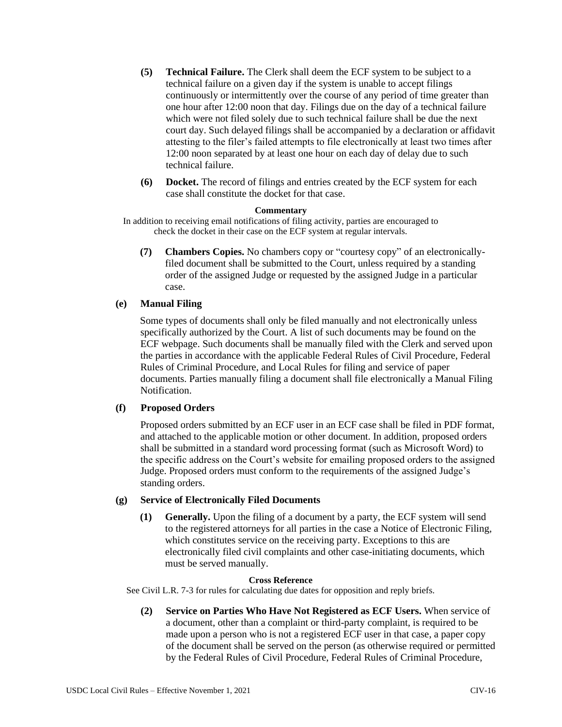**(5) Technical Failure.** The Clerk shall deem the ECF system to be subject to a technical failure on a given day if the system is unable to accept filings continuously or intermittently over the course of any period of time greater than one hour after 12:00 noon that day. Filings due on the day of a technical failure which were not filed solely due to such technical failure shall be due the next court day. Such delayed filings shall be accompanied by a declaration or affidavit attesting to the filer's failed attempts to file electronically at least two times after 12:00 noon separated by at least one hour on each day of delay due to such technical failure.

**(6) Docket.** The record of filings and entries created by the ECF system for each case shall constitute the docket for that case.

**Commentary**

In addition to receiving email notifications of filing activity, parties are encouraged to check the docket in their case on the ECF system at regular intervals.

**(7) Chambers Copies.** No chambers copy or "courtesy copy" of an electronically-filed document shall be submitted to the Court, unless required by a standing order of the assigned Judge or requested by the assigned Judge in a particular case.

**(e) Manual Filing**

Some types of documents shall only be filed manually and not electronically unless specifically authorized by the Court. A list of such documents may be found on the ECF webpage. Such documents shall be manually filed with the Clerk and served upon the parties in accordance with the applicable Federal Rules of Civil Procedure, Federal Rules of Criminal Procedure, and Local Rules for filing and service of paper documents. Parties manually filing a document shall file electronically a Manual Filing Notification.

**(f) Proposed Orders**

Proposed orders submitted by an ECF user in an ECF case shall be filed in PDF format, and attached to the applicable motion or other document. In addition, proposed orders shall be submitted in a standard word processing format (such as Microsoft Word) to the specific address on the Court's website for emailing proposed orders to the assigned Judge. Proposed orders must conform to the requirements of the assigned Judge's standing orders.

**(g) Service of Electronically Filed Documents**

**(1) Generally.** Upon the filing of a document by a party, the ECF system will send to the registered attorneys for all parties in the case a Notice of Electronic Filing, which constitutes service on the receiving party. Exceptions to this are electronically filed civil complaints and other case-initiating documents, which must be served manually.

**Cross Reference**

See Civil L.R. 7-3 for rules for calculating due dates for opposition and reply briefs.

**(2) Service on Parties Who Have Not Registered as ECF Users.** When service of a document, other than a complaint or third-party complaint, is required to be made upon a person who is not a registered ECF user in that case, a paper copy of the document shall be served on the person (as otherwise required or permitted by the Federal Rules of Civil Procedure, Federal Rules of Criminal Procedure,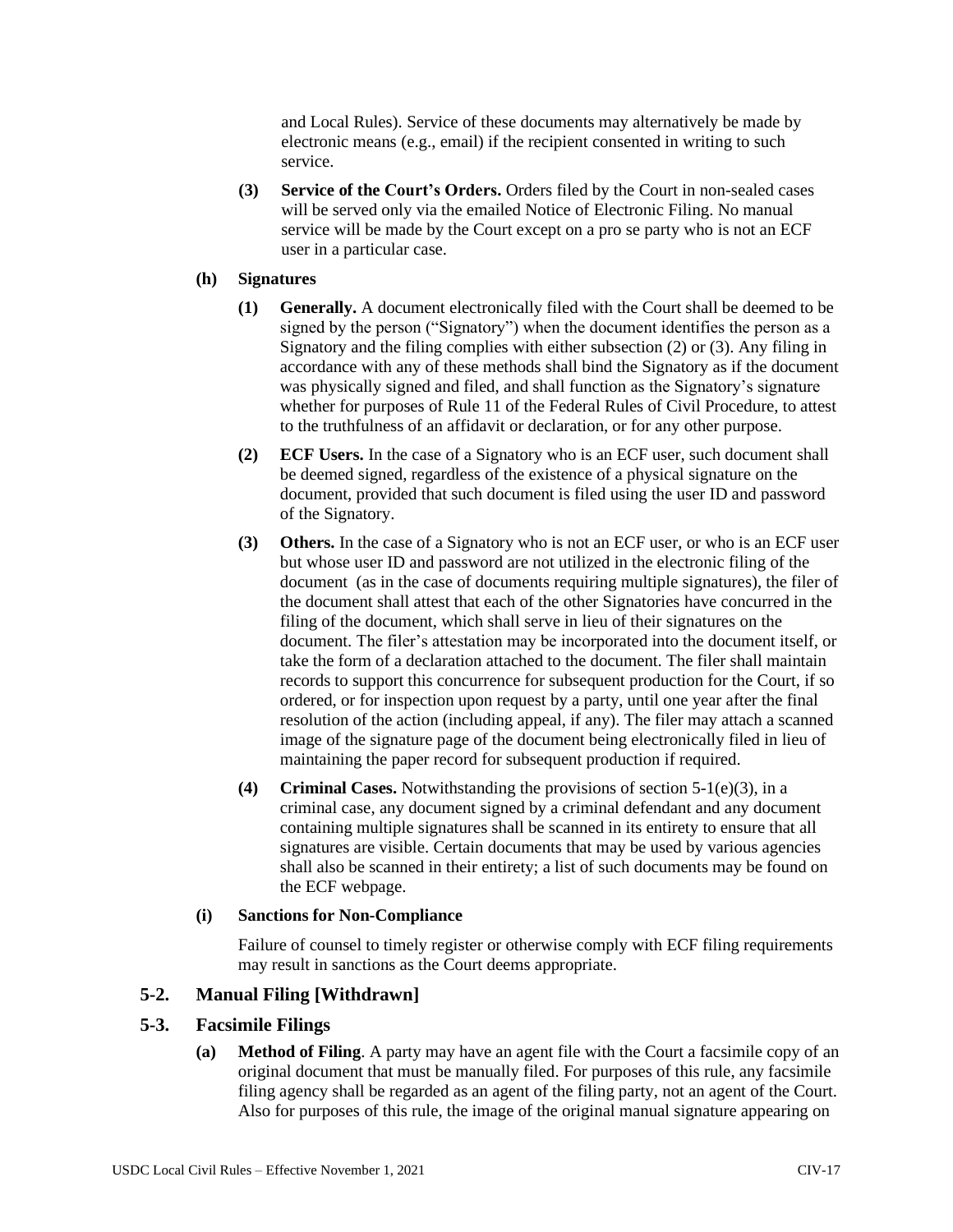and Local Rules). Service of these documents may alternatively be made by electronic means (e.g., email) if the recipient consented in writing to such service.

**(3) Service of the Court's Orders.** Orders filed by the Court in non-sealed cases will be served only via the emailed Notice of Electronic Filing. No manual service will be made by the Court except on a pro se party who is not an ECF user in a particular case.

**(h) Signatures**

**(1) Generally.** A document electronically filed with the Court shall be deemed to be signed by the person ("Signatory") when the document identifies the person as a Signatory and the filing complies with either subsection (2) or (3). Any filing in accordance with any of these methods shall bind the Signatory as if the document was physically signed and filed, and shall function as the Signatory's signature whether for purposes of Rule 11 of the Federal Rules of Civil Procedure, to attest to the truthfulness of an affidavit or declaration, or for any other purpose.

**(2) ECF Users.** In the case of a Signatory who is an ECF user, such document shall be deemed signed, regardless of the existence of a physical signature on the document, provided that such document is filed using the user ID and password of the Signatory.

**(3) Others.** In the case of a Signatory who is not an ECF user, or who is an ECF user but whose user ID and password are not utilized in the electronic filing of the document (as in the case of documents requiring multiple signatures), the filer of the document shall attest that each of the other Signatories have concurred in the filing of the document, which shall serve in lieu of their signatures on the document. The filer's attestation may be incorporated into the document itself, or take the form of a declaration attached to the document. The filer shall maintain records to support this concurrence for subsequent production for the Court, if so ordered, or for inspection upon request by a party, until one year after the final resolution of the action (including appeal, if any). The filer may attach a scanned image of the signature page of the document being electronically filed in lieu of maintaining the paper record for subsequent production if required.

**(4) Criminal Cases.** Notwithstanding the provisions of section 5-1(e)(3), in a criminal case, any document signed by a criminal defendant and any document containing multiple signatures shall be scanned in its entirety to ensure that all signatures are visible. Certain documents that may be used by various agencies shall also be scanned in their entirety; a list of such documents may be found on the ECF webpage.

**(i) Sanctions for Non-Compliance**

Failure of counsel to timely register or otherwise comply with ECF filing requirements may result in sanctions as the Court deems appropriate.

## 5-2. Manual Filing [Withdrawn]

## 5-3. Facsimile Filings

**(a) Method of Filing**. A party may have an agent file with the Court a facsimile copy of an original document that must be manually filed. For purposes of this rule, any facsimile filing agency shall be regarded as an agent of the filing party, not an agent of the Court. Also for purposes of this rule, the image of the original manual signature appearing on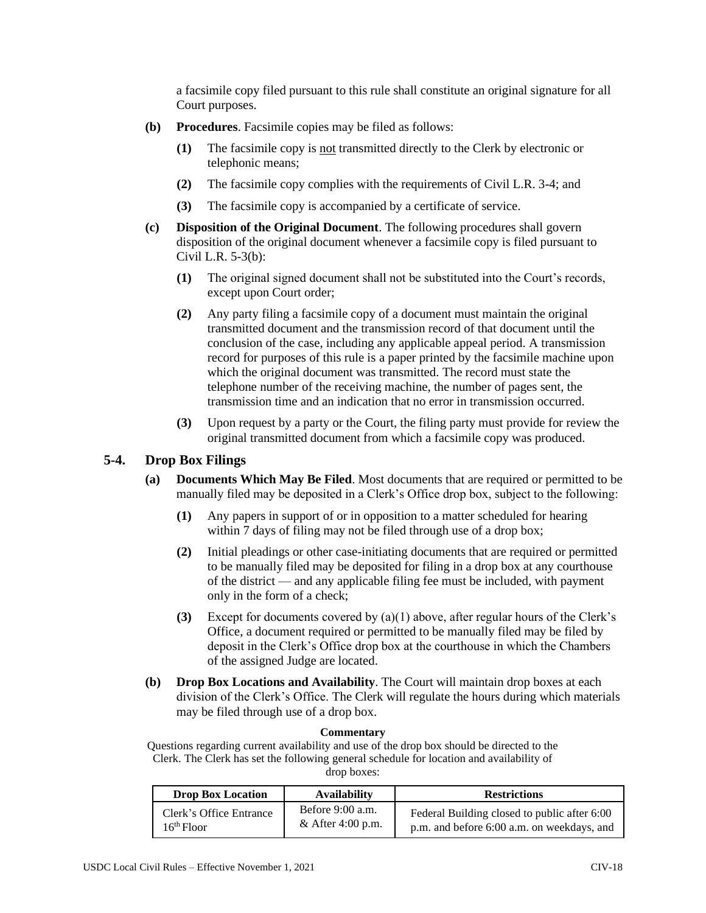a facsimile copy filed pursuant to this rule shall constitute an original signature for all Court purposes.

**(b) Procedures**. Facsimile copies may be filed as follows:

**(1)** The facsimile copy is not transmitted directly to the Clerk by electronic or telephonic means;

**(2)** The facsimile copy complies with the requirements of Civil L.R. 3-4; and

**(3)** The facsimile copy is accompanied by a certificate of service.

**(c) Disposition of the Original Document**. The following procedures shall govern disposition of the original document whenever a facsimile copy is filed pursuant to Civil L.R. 5-3(b):

**(1)** The original signed document shall not be substituted into the Court's records, except upon Court order;

**(2)** Any party filing a facsimile copy of a document must maintain the original transmitted document and the transmission record of that document until the conclusion of the case, including any applicable appeal period. A transmission record for purposes of this rule is a paper printed by the facsimile machine upon which the original document was transmitted. The record must state the telephone number of the receiving machine, the number of pages sent, the transmission time and an indication that no error in transmission occurred.

**(3)** Upon request by a party or the Court, the filing party must provide for review the original transmitted document from which a facsimile copy was produced.

## 5-4. Drop Box Filings

**(a) Documents Which May Be Filed**. Most documents that are required or permitted to be manually filed may be deposited in a Clerk's Office drop box, subject to the following:

**(1)** Any papers in support of or in opposition to a matter scheduled for hearing within 7 days of filing may not be filed through use of a drop box;

**(2)** Initial pleadings or other case-initiating documents that are required or permitted to be manually filed may be deposited for filing in a drop box at any courthouse of the district — and any applicable filing fee must be included, with payment only in the form of a check;

**(3)** Except for documents covered by (a)(1) above, after regular hours of the Clerk's Office, a document required or permitted to be manually filed may be filed by deposit in the Clerk's Office drop box at the courthouse in which the Chambers of the assigned Judge are located.

**(b) Drop Box Locations and Availability**. The Court will maintain drop boxes at each division of the Clerk's Office. The Clerk will regulate the hours during which materials may be filed through use of a drop box.

**Commentary**

Questions regarding current availability and use of the drop box should be directed to the Clerk. The Clerk has set the following general schedule for location and availability of drop boxes:

| Drop Box Location | Availability | Restrictions |
|---|---|---|
| Clerk's Office Entrance 16th Floor | Before 9:00 a.m. & After 4:00 p.m. | Federal Building closed to public after 6:00 p.m. and before 6:00 a.m. on weekdays, and |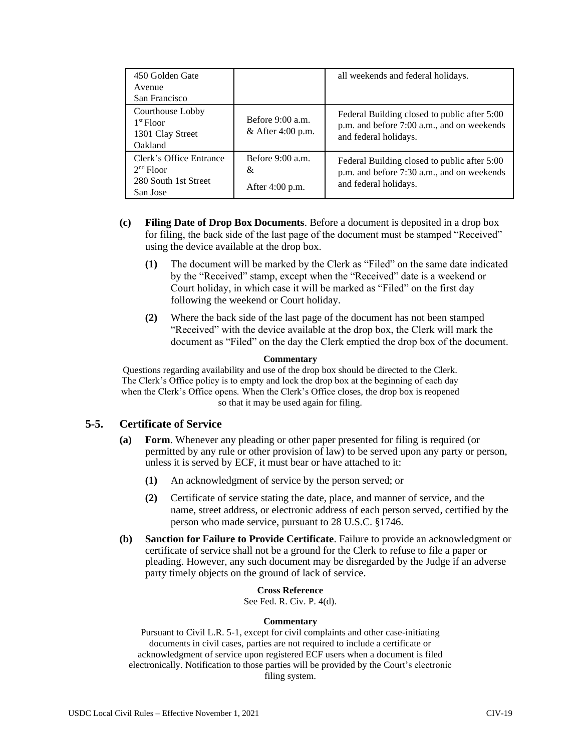| | | |
|---|---|---|
| 450 Golden Gate Avenue San Francisco | | all weekends and federal holidays. |
| Courthouse Lobby 1st Floor 1301 Clay Street Oakland | Before 9:00 a.m. & After 4:00 p.m. | Federal Building closed to public after 5:00 p.m. and before 7:00 a.m., and on weekends and federal holidays. |
| Clerk's Office Entrance 2nd Floor 280 South 1st Street San Jose | Before 9:00 a.m. & After 4:00 p.m. | Federal Building closed to public after 5:00 p.m. and before 7:30 a.m., and on weekends and federal holidays. |

**(c) Filing Date of Drop Box Documents**. Before a document is deposited in a drop box for filing, the back side of the last page of the document must be stamped "Received" using the device available at the drop box.

**(1)** The document will be marked by the Clerk as "Filed" on the same date indicated by the "Received" stamp, except when the "Received" date is a weekend or Court holiday, in which case it will be marked as "Filed" on the first day following the weekend or Court holiday.

**(2)** Where the back side of the last page of the document has not been stamped "Received" with the device available at the drop box, the Clerk will mark the document as "Filed" on the day the Clerk emptied the drop box of the document.

**Commentary**

Questions regarding availability and use of the drop box should be directed to the Clerk. The Clerk's Office policy is to empty and lock the drop box at the beginning of each day when the Clerk's Office opens. When the Clerk's Office closes, the drop box is reopened so that it may be used again for filing.

## 5-5. Certificate of Service

**(a) Form**. Whenever any pleading or other paper presented for filing is required (or permitted by any rule or other provision of law) to be served upon any party or person, unless it is served by ECF, it must bear or have attached to it:

**(1)** An acknowledgment of service by the person served; or

**(2)** Certificate of service stating the date, place, and manner of service, and the name, street address, or electronic address of each person served, certified by the person who made service, pursuant to 28 U.S.C. §1746.

**(b) Sanction for Failure to Provide Certificate**. Failure to provide an acknowledgment or certificate of service shall not be a ground for the Clerk to refuse to file a paper or pleading. However, any such document may be disregarded by the Judge if an adverse party timely objects on the ground of lack of service.

**Cross Reference**

See Fed. R. Civ. P. 4(d).

**Commentary**

Pursuant to Civil L.R. 5-1, except for civil complaints and other case-initiating documents in civil cases, parties are not required to include a certificate or acknowledgment of service upon registered ECF users when a document is filed electronically. Notification to those parties will be provided by the Court's electronic filing system.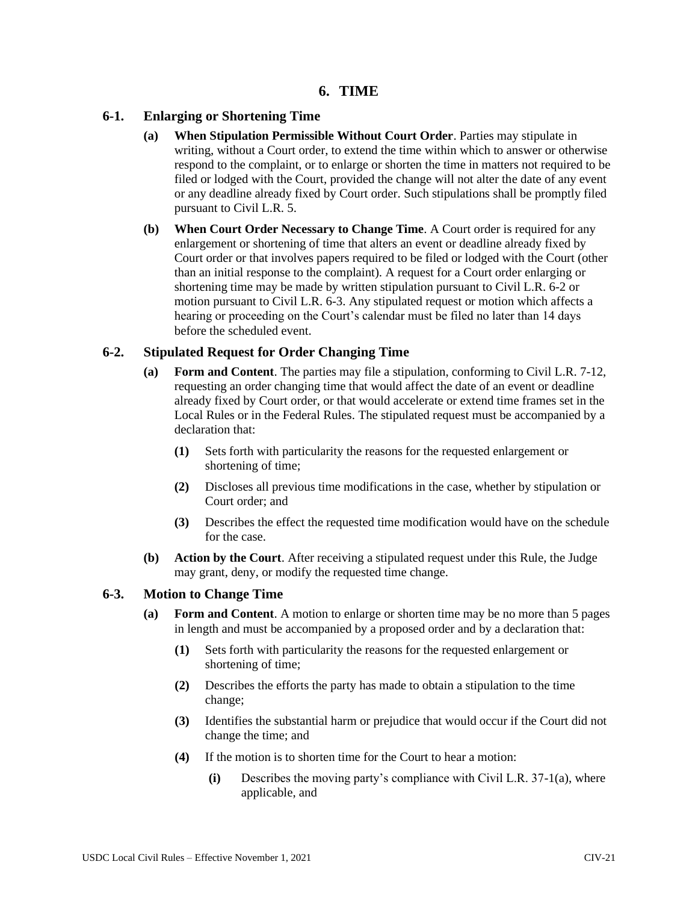# 6. TIME

## 6-1. Enlarging or Shortening Time

**(a) When Stipulation Permissible Without Court Order**. Parties may stipulate in writing, without a Court order, to extend the time within which to answer or otherwise respond to the complaint, or to enlarge or shorten the time in matters not required to be filed or lodged with the Court, provided the change will not alter the date of any event or any deadline already fixed by Court order. Such stipulations shall be promptly filed pursuant to Civil L.R. 5.

**(b) When Court Order Necessary to Change Time**. A Court order is required for any enlargement or shortening of time that alters an event or deadline already fixed by Court order or that involves papers required to be filed or lodged with the Court (other than an initial response to the complaint). A request for a Court order enlarging or shortening time may be made by written stipulation pursuant to Civil L.R. 6-2 or motion pursuant to Civil L.R. 6-3. Any stipulated request or motion which affects a hearing or proceeding on the Court's calendar must be filed no later than 14 days before the scheduled event.

## 6-2. Stipulated Request for Order Changing Time

**(a) Form and Content**. The parties may file a stipulation, conforming to Civil L.R. 7-12, requesting an order changing time that would affect the date of an event or deadline already fixed by Court order, or that would accelerate or extend time frames set in the Local Rules or in the Federal Rules. The stipulated request must be accompanied by a declaration that:

- **(1)** Sets forth with particularity the reasons for the requested enlargement or shortening of time;
- **(2)** Discloses all previous time modifications in the case, whether by stipulation or Court order; and
- **(3)** Describes the effect the requested time modification would have on the schedule for the case.

**(b) Action by the Court**. After receiving a stipulated request under this Rule, the Judge may grant, deny, or modify the requested time change.

## 6-3. Motion to Change Time

**(a) Form and Content**. A motion to enlarge or shorten time may be no more than 5 pages in length and must be accompanied by a proposed order and by a declaration that:

- **(1)** Sets forth with particularity the reasons for the requested enlargement or shortening of time;
- **(2)** Describes the efforts the party has made to obtain a stipulation to the time change;
- **(3)** Identifies the substantial harm or prejudice that would occur if the Court did not change the time; and
- **(4)** If the motion is to shorten time for the Court to hear a motion:
  - **(i)** Describes the moving party's compliance with Civil L.R. 37-1(a), where applicable, and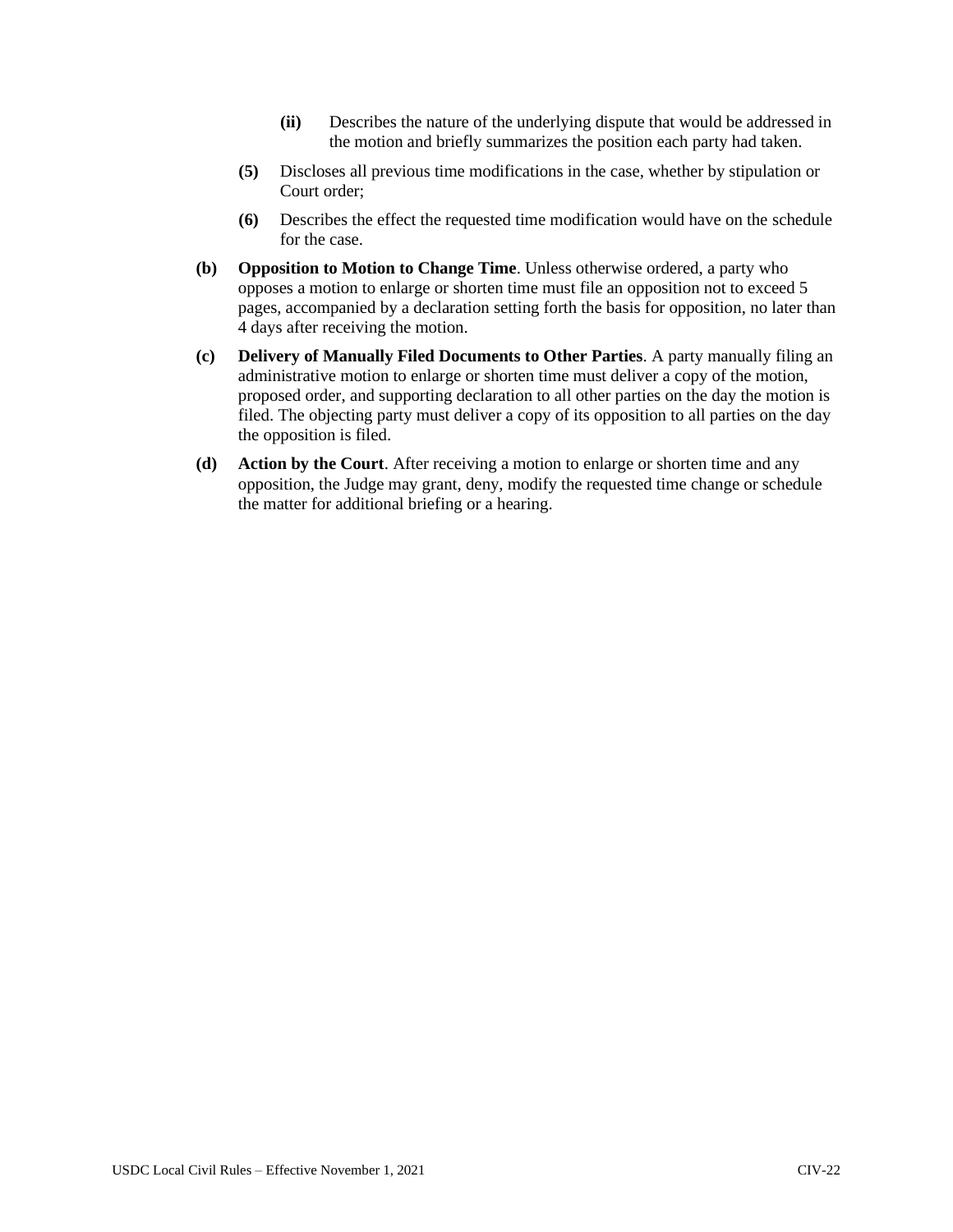**(ii)** Describes the nature of the underlying dispute that would be addressed in the motion and briefly summarizes the position each party had taken.

**(5)** Discloses all previous time modifications in the case, whether by stipulation or Court order;

**(6)** Describes the effect the requested time modification would have on the schedule for the case.

**(b) Opposition to Motion to Change Time**. Unless otherwise ordered, a party who opposes a motion to enlarge or shorten time must file an opposition not to exceed 5 pages, accompanied by a declaration setting forth the basis for opposition, no later than 4 days after receiving the motion.

**(c) Delivery of Manually Filed Documents to Other Parties**. A party manually filing an administrative motion to enlarge or shorten time must deliver a copy of the motion, proposed order, and supporting declaration to all other parties on the day the motion is filed. The objecting party must deliver a copy of its opposition to all parties on the day the opposition is filed.

**(d) Action by the Court**. After receiving a motion to enlarge or shorten time and any opposition, the Judge may grant, deny, modify the requested time change or schedule the matter for additional briefing or a hearing.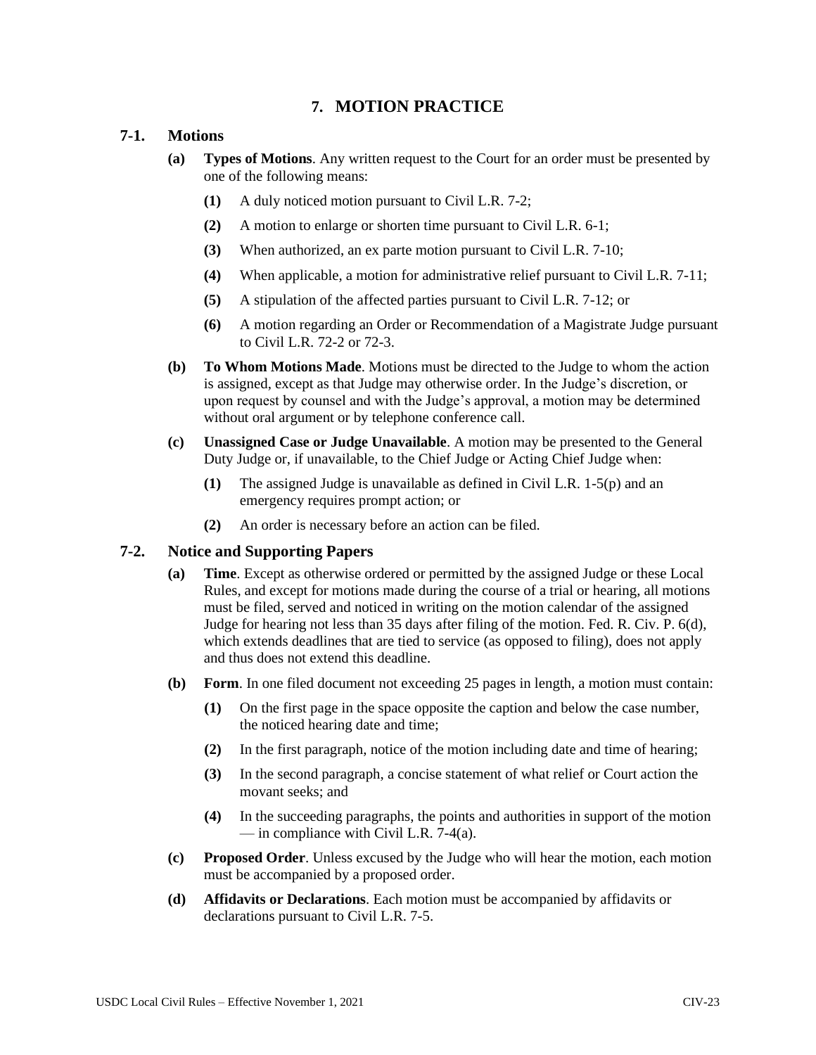# 7. MOTION PRACTICE

## 7-1. Motions

**(a)** **Types of Motions**. Any written request to the Court for an order must be presented by one of the following means:

- **(1)** A duly noticed motion pursuant to Civil L.R. 7-2;
- **(2)** A motion to enlarge or shorten time pursuant to Civil L.R. 6-1;
- **(3)** When authorized, an ex parte motion pursuant to Civil L.R. 7-10;
- **(4)** When applicable, a motion for administrative relief pursuant to Civil L.R. 7-11;
- **(5)** A stipulation of the affected parties pursuant to Civil L.R. 7-12; or
- **(6)** A motion regarding an Order or Recommendation of a Magistrate Judge pursuant to Civil L.R. 72-2 or 72-3.

**(b)** **To Whom Motions Made**. Motions must be directed to the Judge to whom the action is assigned, except as that Judge may otherwise order. In the Judge's discretion, or upon request by counsel and with the Judge's approval, a motion may be determined without oral argument or by telephone conference call.

**(c)** **Unassigned Case or Judge Unavailable**. A motion may be presented to the General Duty Judge or, if unavailable, to the Chief Judge or Acting Chief Judge when:

- **(1)** The assigned Judge is unavailable as defined in Civil L.R. 1-5(p) and an emergency requires prompt action; or
- **(2)** An order is necessary before an action can be filed.

## 7-2. Notice and Supporting Papers

**(a)** **Time**. Except as otherwise ordered or permitted by the assigned Judge or these Local Rules, and except for motions made during the course of a trial or hearing, all motions must be filed, served and noticed in writing on the motion calendar of the assigned Judge for hearing not less than 35 days after filing of the motion. Fed. R. Civ. P. 6(d), which extends deadlines that are tied to service (as opposed to filing), does not apply and thus does not extend this deadline.

**(b)** **Form**. In one filed document not exceeding 25 pages in length, a motion must contain:

- **(1)** On the first page in the space opposite the caption and below the case number, the noticed hearing date and time;
- **(2)** In the first paragraph, notice of the motion including date and time of hearing;
- **(3)** In the second paragraph, a concise statement of what relief or Court action the movant seeks; and
- **(4)** In the succeeding paragraphs, the points and authorities in support of the motion — in compliance with Civil L.R. 7-4(a).

**(c)** **Proposed Order**. Unless excused by the Judge who will hear the motion, each motion must be accompanied by a proposed order.

**(d)** **Affidavits or Declarations**. Each motion must be accompanied by affidavits or declarations pursuant to Civil L.R. 7-5.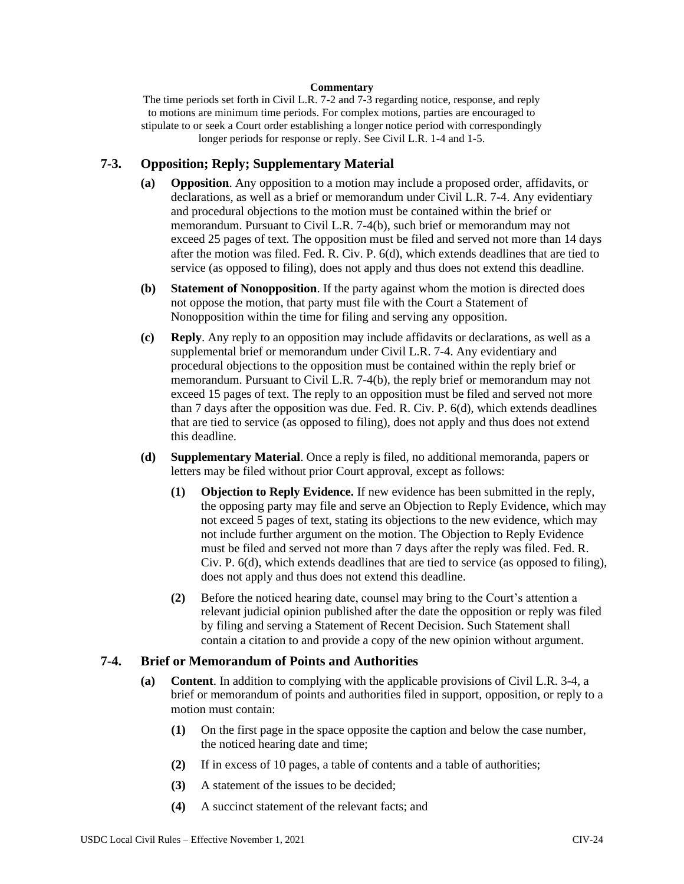**Commentary**

The time periods set forth in Civil L.R. 7-2 and 7-3 regarding notice, response, and reply to motions are minimum time periods. For complex motions, parties are encouraged to stipulate to or seek a Court order establishing a longer notice period with correspondingly longer periods for response or reply. See Civil L.R. 1-4 and 1-5.

## 7-3. Opposition; Reply; Supplementary Material

**(a) Opposition**. Any opposition to a motion may include a proposed order, affidavits, or declarations, as well as a brief or memorandum under Civil L.R. 7-4. Any evidentiary and procedural objections to the motion must be contained within the brief or memorandum. Pursuant to Civil L.R. 7-4(b), such brief or memorandum may not exceed 25 pages of text. The opposition must be filed and served not more than 14 days after the motion was filed. Fed. R. Civ. P. 6(d), which extends deadlines that are tied to service (as opposed to filing), does not apply and thus does not extend this deadline.

**(b) Statement of Nonopposition**. If the party against whom the motion is directed does not oppose the motion, that party must file with the Court a Statement of Nonopposition within the time for filing and serving any opposition.

**(c) Reply**. Any reply to an opposition may include affidavits or declarations, as well as a supplemental brief or memorandum under Civil L.R. 7-4. Any evidentiary and procedural objections to the opposition must be contained within the reply brief or memorandum. Pursuant to Civil L.R. 7-4(b), the reply brief or memorandum may not exceed 15 pages of text. The reply to an opposition must be filed and served not more than 7 days after the opposition was due. Fed. R. Civ. P. 6(d), which extends deadlines that are tied to service (as opposed to filing), does not apply and thus does not extend this deadline.

**(d) Supplementary Material**. Once a reply is filed, no additional memoranda, papers or letters may be filed without prior Court approval, except as follows:

**(1) Objection to Reply Evidence.** If new evidence has been submitted in the reply, the opposing party may file and serve an Objection to Reply Evidence, which may not exceed 5 pages of text, stating its objections to the new evidence, which may not include further argument on the motion. The Objection to Reply Evidence must be filed and served not more than 7 days after the reply was filed. Fed. R. Civ. P. 6(d), which extends deadlines that are tied to service (as opposed to filing), does not apply and thus does not extend this deadline.

**(2)** Before the noticed hearing date, counsel may bring to the Court's attention a relevant judicial opinion published after the date the opposition or reply was filed by filing and serving a Statement of Recent Decision. Such Statement shall contain a citation to and provide a copy of the new opinion without argument.

## 7-4. Brief or Memorandum of Points and Authorities

**(a) Content**. In addition to complying with the applicable provisions of Civil L.R. 3-4, a brief or memorandum of points and authorities filed in support, opposition, or reply to a motion must contain:

**(1)** On the first page in the space opposite the caption and below the case number, the noticed hearing date and time;

**(2)** If in excess of 10 pages, a table of contents and a table of authorities;

**(3)** A statement of the issues to be decided;

**(4)** A succinct statement of the relevant facts; and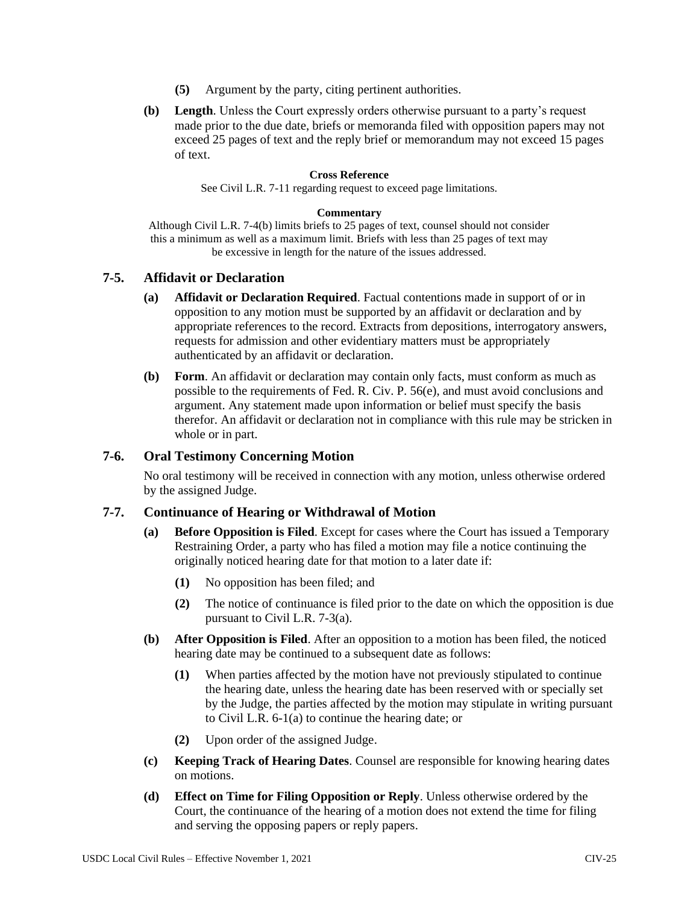**(5)** Argument by the party, citing pertinent authorities.

**(b)** **Length**. Unless the Court expressly orders otherwise pursuant to a party's request made prior to the due date, briefs or memoranda filed with opposition papers may not exceed 25 pages of text and the reply brief or memorandum may not exceed 15 pages of text.

**Cross Reference**

See Civil L.R. 7-11 regarding request to exceed page limitations.

**Commentary**

Although Civil L.R. 7-4(b) limits briefs to 25 pages of text, counsel should not consider this a minimum as well as a maximum limit. Briefs with less than 25 pages of text may be excessive in length for the nature of the issues addressed.

## 7-5. Affidavit or Declaration

**(a)** **Affidavit or Declaration Required**. Factual contentions made in support of or in opposition to any motion must be supported by an affidavit or declaration and by appropriate references to the record. Extracts from depositions, interrogatory answers, requests for admission and other evidentiary matters must be appropriately authenticated by an affidavit or declaration.

**(b)** **Form**. An affidavit or declaration may contain only facts, must conform as much as possible to the requirements of Fed. R. Civ. P. 56(e), and must avoid conclusions and argument. Any statement made upon information or belief must specify the basis therefor. An affidavit or declaration not in compliance with this rule may be stricken in whole or in part.

## 7-6. Oral Testimony Concerning Motion

No oral testimony will be received in connection with any motion, unless otherwise ordered by the assigned Judge.

## 7-7. Continuance of Hearing or Withdrawal of Motion

**(a)** **Before Opposition is Filed**. Except for cases where the Court has issued a Temporary Restraining Order, a party who has filed a motion may file a notice continuing the originally noticed hearing date for that motion to a later date if:

**(1)** No opposition has been filed; and

**(2)** The notice of continuance is filed prior to the date on which the opposition is due pursuant to Civil L.R. 7-3(a).

**(b)** **After Opposition is Filed**. After an opposition to a motion has been filed, the noticed hearing date may be continued to a subsequent date as follows:

**(1)** When parties affected by the motion have not previously stipulated to continue the hearing date, unless the hearing date has been reserved with or specially set by the Judge, the parties affected by the motion may stipulate in writing pursuant to Civil L.R. 6-1(a) to continue the hearing date; or

**(2)** Upon order of the assigned Judge.

**(c)** **Keeping Track of Hearing Dates**. Counsel are responsible for knowing hearing dates on motions.

**(d)** **Effect on Time for Filing Opposition or Reply**. Unless otherwise ordered by the Court, the continuance of the hearing of a motion does not extend the time for filing and serving the opposing papers or reply papers.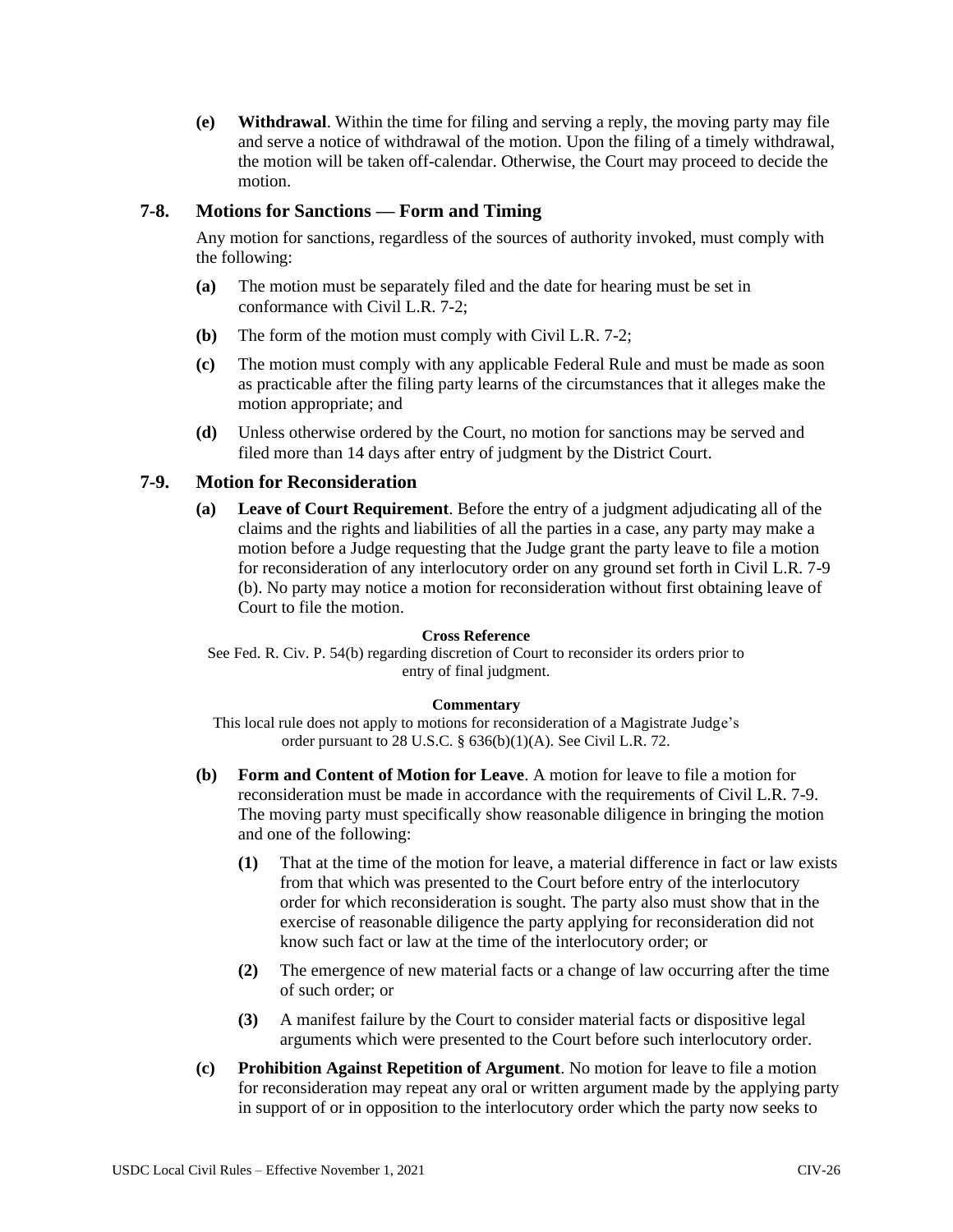**(e)** **Withdrawal**. Within the time for filing and serving a reply, the moving party may file and serve a notice of withdrawal of the motion. Upon the filing of a timely withdrawal, the motion will be taken off-calendar. Otherwise, the Court may proceed to decide the motion.

## 7-8. Motions for Sanctions — Form and Timing

Any motion for sanctions, regardless of the sources of authority invoked, must comply with the following:

**(a)** The motion must be separately filed and the date for hearing must be set in conformance with Civil L.R. 7-2;

**(b)** The form of the motion must comply with Civil L.R. 7-2;

**(c)** The motion must comply with any applicable Federal Rule and must be made as soon as practicable after the filing party learns of the circumstances that it alleges make the motion appropriate; and

**(d)** Unless otherwise ordered by the Court, no motion for sanctions may be served and filed more than 14 days after entry of judgment by the District Court.

## 7-9. Motion for Reconsideration

**(a)** **Leave of Court Requirement**. Before the entry of a judgment adjudicating all of the claims and the rights and liabilities of all the parties in a case, any party may make a motion before a Judge requesting that the Judge grant the party leave to file a motion for reconsideration of any interlocutory order on any ground set forth in Civil L.R. 7-9 (b). No party may notice a motion for reconsideration without first obtaining leave of Court to file the motion.

**Cross Reference**

See Fed. R. Civ. P. 54(b) regarding discretion of Court to reconsider its orders prior to entry of final judgment.

**Commentary**

This local rule does not apply to motions for reconsideration of a Magistrate Judge's order pursuant to 28 U.S.C. § 636(b)(1)(A). See Civil L.R. 72.

**(b)** **Form and Content of Motion for Leave**. A motion for leave to file a motion for reconsideration must be made in accordance with the requirements of Civil L.R. 7-9. The moving party must specifically show reasonable diligence in bringing the motion and one of the following:

**(1)** That at the time of the motion for leave, a material difference in fact or law exists from that which was presented to the Court before entry of the interlocutory order for which reconsideration is sought. The party also must show that in the exercise of reasonable diligence the party applying for reconsideration did not know such fact or law at the time of the interlocutory order; or

**(2)** The emergence of new material facts or a change of law occurring after the time of such order; or

**(3)** A manifest failure by the Court to consider material facts or dispositive legal arguments which were presented to the Court before such interlocutory order.

**(c)** **Prohibition Against Repetition of Argument**. No motion for leave to file a motion for reconsideration may repeat any oral or written argument made by the applying party in support of or in opposition to the interlocutory order which the party now seeks to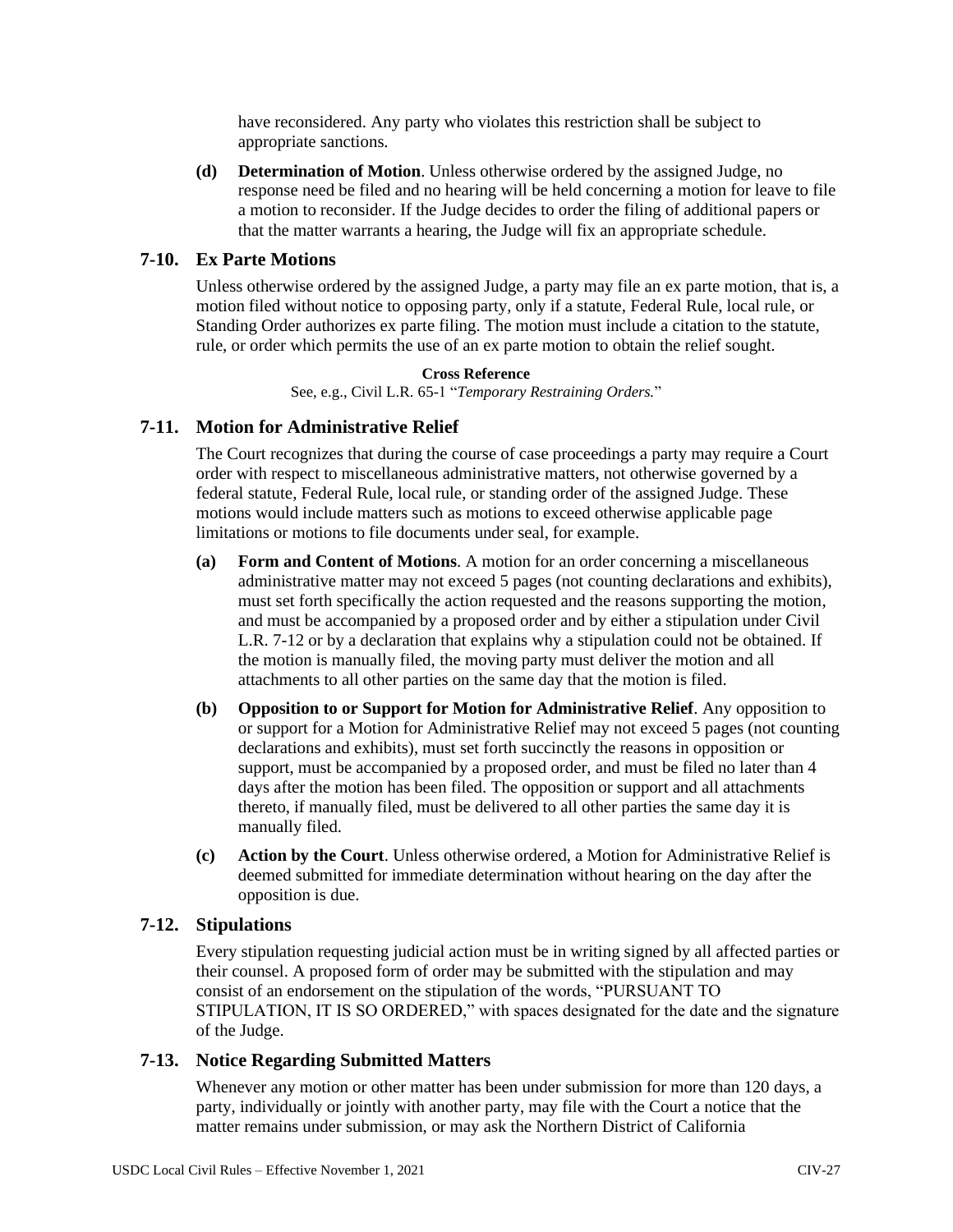have reconsidered. Any party who violates this restriction shall be subject to appropriate sanctions.

**(d) Determination of Motion**. Unless otherwise ordered by the assigned Judge, no response need be filed and no hearing will be held concerning a motion for leave to file a motion to reconsider. If the Judge decides to order the filing of additional papers or that the matter warrants a hearing, the Judge will fix an appropriate schedule.

## 7-10. Ex Parte Motions

Unless otherwise ordered by the assigned Judge, a party may file an ex parte motion, that is, a motion filed without notice to opposing party, only if a statute, Federal Rule, local rule, or Standing Order authorizes ex parte filing. The motion must include a citation to the statute, rule, or order which permits the use of an ex parte motion to obtain the relief sought.

**Cross Reference**

See, e.g., Civil L.R. 65-1 "*Temporary Restraining Orders.*"

## 7-11. Motion for Administrative Relief

The Court recognizes that during the course of case proceedings a party may require a Court order with respect to miscellaneous administrative matters, not otherwise governed by a federal statute, Federal Rule, local rule, or standing order of the assigned Judge. These motions would include matters such as motions to exceed otherwise applicable page limitations or motions to file documents under seal, for example.

**(a) Form and Content of Motions**. A motion for an order concerning a miscellaneous administrative matter may not exceed 5 pages (not counting declarations and exhibits), must set forth specifically the action requested and the reasons supporting the motion, and must be accompanied by a proposed order and by either a stipulation under Civil L.R. 7-12 or by a declaration that explains why a stipulation could not be obtained. If the motion is manually filed, the moving party must deliver the motion and all attachments to all other parties on the same day that the motion is filed.

**(b) Opposition to or Support for Motion for Administrative Relief**. Any opposition to or support for a Motion for Administrative Relief may not exceed 5 pages (not counting declarations and exhibits), must set forth succinctly the reasons in opposition or support, must be accompanied by a proposed order, and must be filed no later than 4 days after the motion has been filed. The opposition or support and all attachments thereto, if manually filed, must be delivered to all other parties the same day it is manually filed.

**(c) Action by the Court**. Unless otherwise ordered, a Motion for Administrative Relief is deemed submitted for immediate determination without hearing on the day after the opposition is due.

## 7-12. Stipulations

Every stipulation requesting judicial action must be in writing signed by all affected parties or their counsel. A proposed form of order may be submitted with the stipulation and may consist of an endorsement on the stipulation of the words, "PURSUANT TO STIPULATION, IT IS SO ORDERED," with spaces designated for the date and the signature of the Judge.

## 7-13. Notice Regarding Submitted Matters

Whenever any motion or other matter has been under submission for more than 120 days, a party, individually or jointly with another party, may file with the Court a notice that the matter remains under submission, or may ask the Northern District of California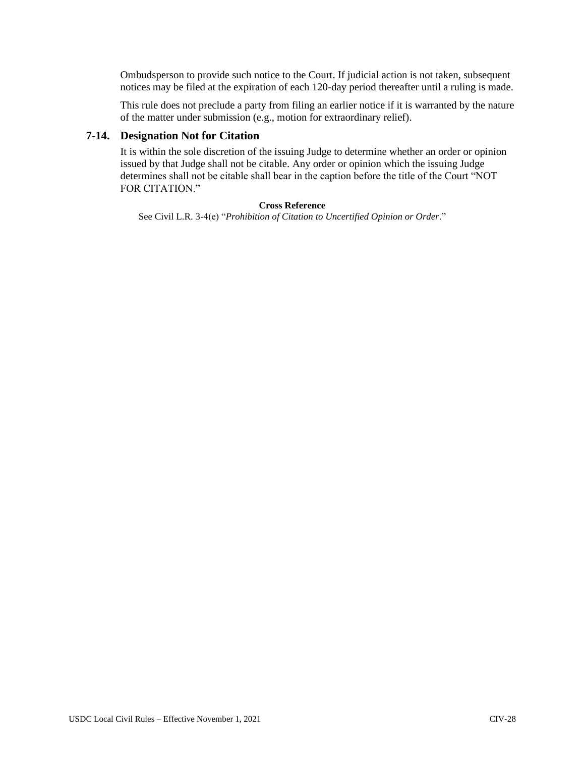Ombudsperson to provide such notice to the Court. If judicial action is not taken, subsequent notices may be filed at the expiration of each 120-day period thereafter until a ruling is made.

This rule does not preclude a party from filing an earlier notice if it is warranted by the nature of the matter under submission (e.g., motion for extraordinary relief).

## 7-14. Designation Not for Citation

It is within the sole discretion of the issuing Judge to determine whether an order or opinion issued by that Judge shall not be citable. Any order or opinion which the issuing Judge determines shall not be citable shall bear in the caption before the title of the Court "NOT FOR CITATION."

**Cross Reference**

See Civil L.R. 3-4(e) "*Prohibition of Citation to Uncertified Opinion or Order*."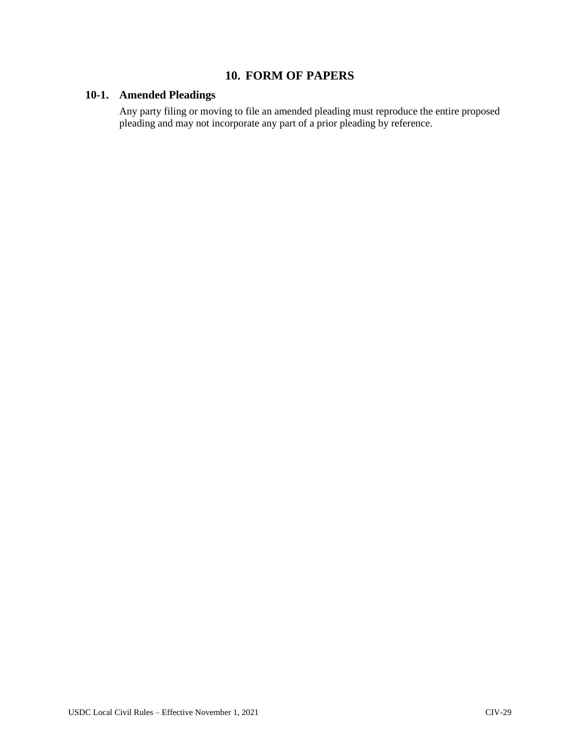# 10. FORM OF PAPERS

## 10-1. Amended Pleadings

Any party filing or moving to file an amended pleading must reproduce the entire proposed pleading and may not incorporate any part of a prior pleading by reference.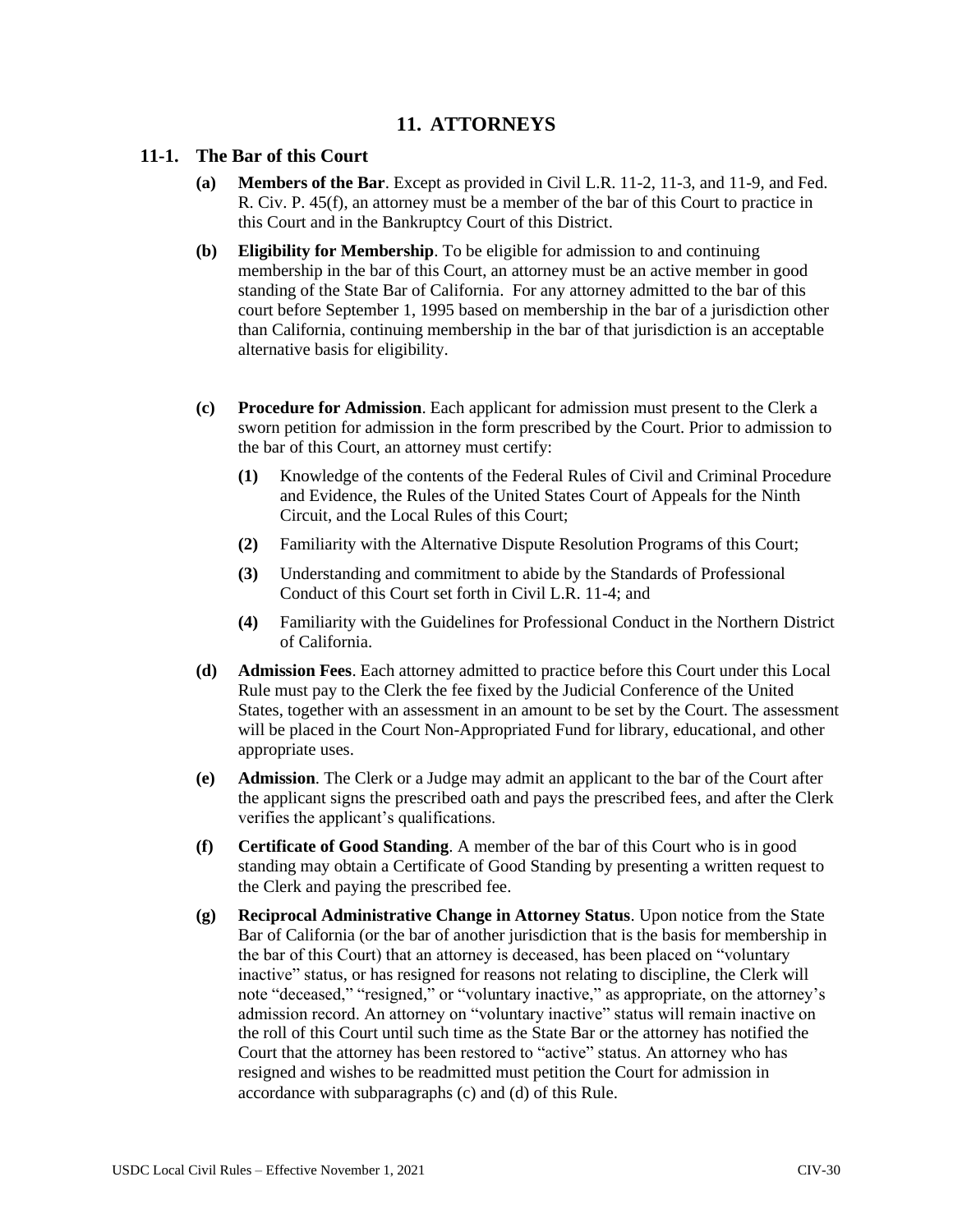# 11. ATTORNEYS

## 11-1. The Bar of this Court

**(a) Members of the Bar**. Except as provided in Civil L.R. 11-2, 11-3, and 11-9, and Fed. R. Civ. P. 45(f), an attorney must be a member of the bar of this Court to practice in this Court and in the Bankruptcy Court of this District.

**(b) Eligibility for Membership**. To be eligible for admission to and continuing membership in the bar of this Court, an attorney must be an active member in good standing of the State Bar of California. For any attorney admitted to the bar of this court before September 1, 1995 based on membership in the bar of a jurisdiction other than California, continuing membership in the bar of that jurisdiction is an acceptable alternative basis for eligibility.

**(c) Procedure for Admission**. Each applicant for admission must present to the Clerk a sworn petition for admission in the form prescribed by the Court. Prior to admission to the bar of this Court, an attorney must certify:

- **(1)** Knowledge of the contents of the Federal Rules of Civil and Criminal Procedure and Evidence, the Rules of the United States Court of Appeals for the Ninth Circuit, and the Local Rules of this Court;
- **(2)** Familiarity with the Alternative Dispute Resolution Programs of this Court;
- **(3)** Understanding and commitment to abide by the Standards of Professional Conduct of this Court set forth in Civil L.R. 11-4; and
- **(4)** Familiarity with the Guidelines for Professional Conduct in the Northern District of California.

**(d) Admission Fees**. Each attorney admitted to practice before this Court under this Local Rule must pay to the Clerk the fee fixed by the Judicial Conference of the United States, together with an assessment in an amount to be set by the Court. The assessment will be placed in the Court Non-Appropriated Fund for library, educational, and other appropriate uses.

**(e) Admission**. The Clerk or a Judge may admit an applicant to the bar of the Court after the applicant signs the prescribed oath and pays the prescribed fees, and after the Clerk verifies the applicant's qualifications.

**(f) Certificate of Good Standing**. A member of the bar of this Court who is in good standing may obtain a Certificate of Good Standing by presenting a written request to the Clerk and paying the prescribed fee.

**(g) Reciprocal Administrative Change in Attorney Status**. Upon notice from the State Bar of California (or the bar of another jurisdiction that is the basis for membership in the bar of this Court) that an attorney is deceased, has been placed on "voluntary inactive" status, or has resigned for reasons not relating to discipline, the Clerk will note "deceased," "resigned," or "voluntary inactive," as appropriate, on the attorney's admission record. An attorney on "voluntary inactive" status will remain inactive on the roll of this Court until such time as the State Bar or the attorney has notified the Court that the attorney has been restored to "active" status. An attorney who has resigned and wishes to be readmitted must petition the Court for admission in accordance with subparagraphs (c) and (d) of this Rule.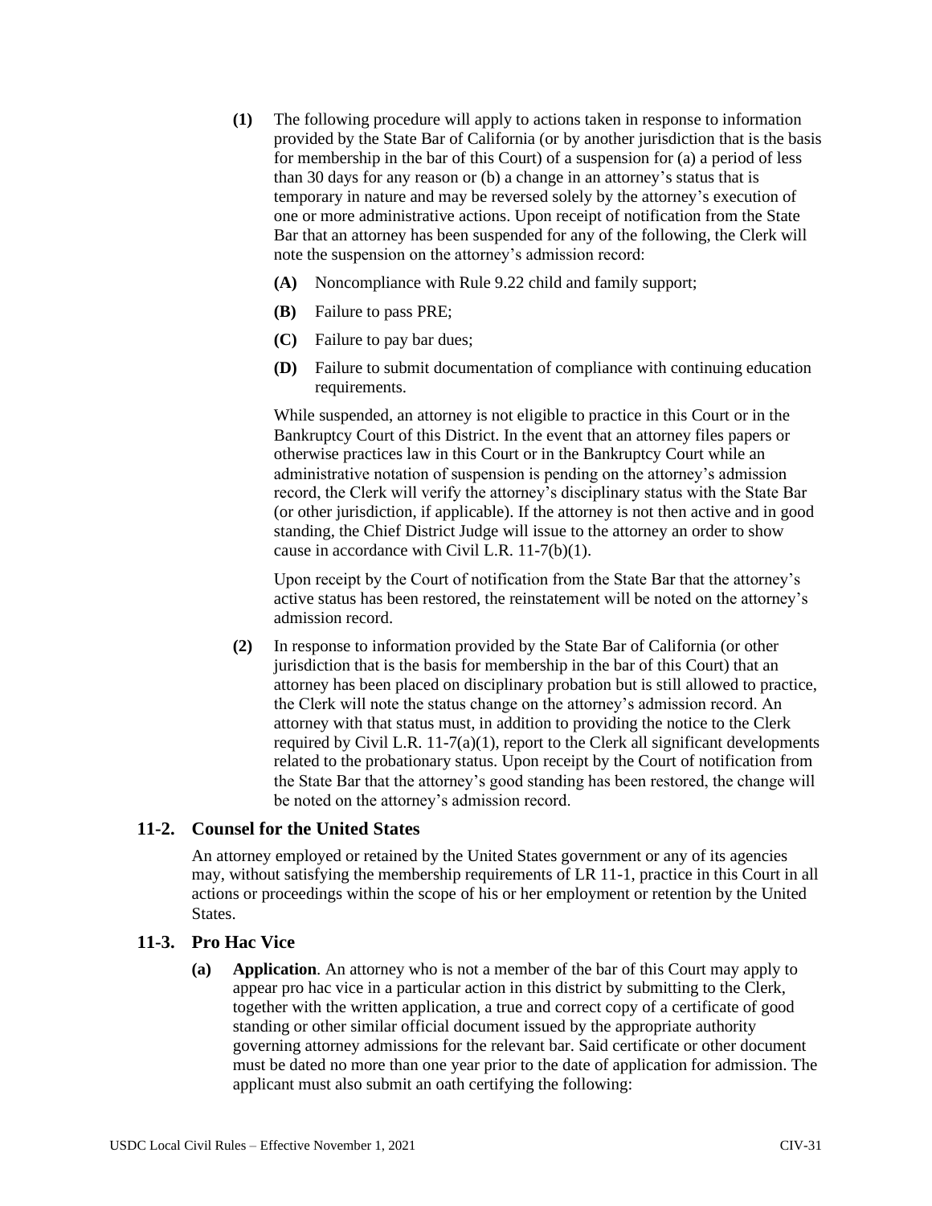**(1)** The following procedure will apply to actions taken in response to information provided by the State Bar of California (or by another jurisdiction that is the basis for membership in the bar of this Court) of a suspension for (a) a period of less than 30 days for any reason or (b) a change in an attorney's status that is temporary in nature and may be reversed solely by the attorney's execution of one or more administrative actions. Upon receipt of notification from the State Bar that an attorney has been suspended for any of the following, the Clerk will note the suspension on the attorney's admission record:

- **(A)** Noncompliance with Rule 9.22 child and family support;
- **(B)** Failure to pass PRE;
- **(C)** Failure to pay bar dues;
- **(D)** Failure to submit documentation of compliance with continuing education requirements.

While suspended, an attorney is not eligible to practice in this Court or in the Bankruptcy Court of this District. In the event that an attorney files papers or otherwise practices law in this Court or in the Bankruptcy Court while an administrative notation of suspension is pending on the attorney's admission record, the Clerk will verify the attorney's disciplinary status with the State Bar (or other jurisdiction, if applicable). If the attorney is not then active and in good standing, the Chief District Judge will issue to the attorney an order to show cause in accordance with Civil L.R. 11-7(b)(1).

Upon receipt by the Court of notification from the State Bar that the attorney's active status has been restored, the reinstatement will be noted on the attorney's admission record.

**(2)** In response to information provided by the State Bar of California (or other jurisdiction that is the basis for membership in the bar of this Court) that an attorney has been placed on disciplinary probation but is still allowed to practice, the Clerk will note the status change on the attorney's admission record. An attorney with that status must, in addition to providing the notice to the Clerk required by Civil L.R. 11-7(a)(1), report to the Clerk all significant developments related to the probationary status. Upon receipt by the Court of notification from the State Bar that the attorney's good standing has been restored, the change will be noted on the attorney's admission record.

### 11-2. Counsel for the United States

An attorney employed or retained by the United States government or any of its agencies may, without satisfying the membership requirements of LR 11-1, practice in this Court in all actions or proceedings within the scope of his or her employment or retention by the United States.

### 11-3. Pro Hac Vice

**(a)** **Application**. An attorney who is not a member of the bar of this Court may apply to appear pro hac vice in a particular action in this district by submitting to the Clerk, together with the written application, a true and correct copy of a certificate of good standing or other similar official document issued by the appropriate authority governing attorney admissions for the relevant bar. Said certificate or other document must be dated no more than one year prior to the date of application for admission. The applicant must also submit an oath certifying the following: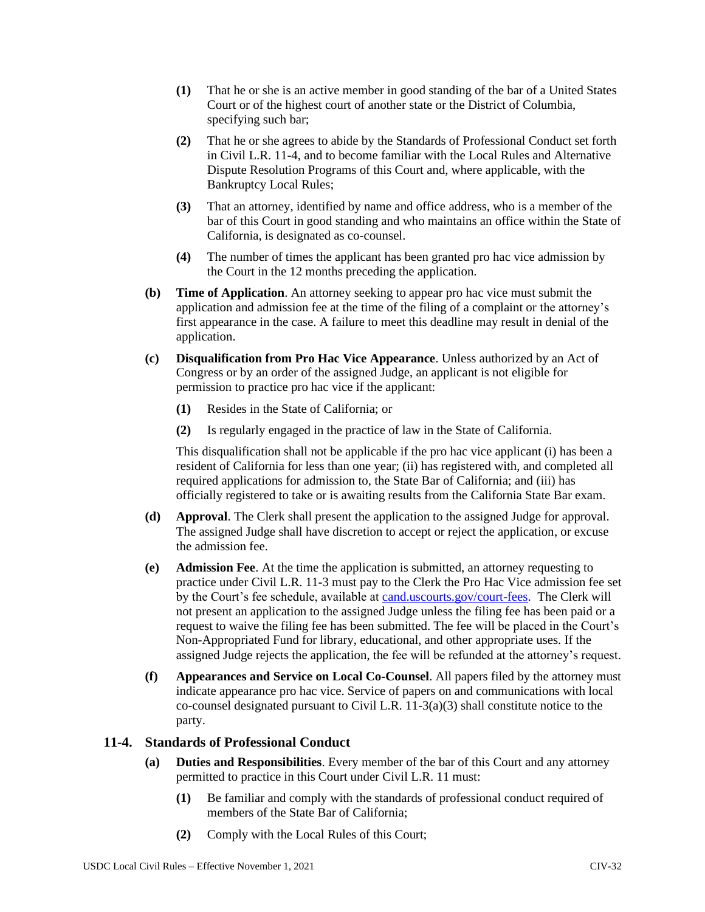**(1)** That he or she is an active member in good standing of the bar of a United States Court or of the highest court of another state or the District of Columbia, specifying such bar;

**(2)** That he or she agrees to abide by the Standards of Professional Conduct set forth in Civil L.R. 11-4, and to become familiar with the Local Rules and Alternative Dispute Resolution Programs of this Court and, where applicable, with the Bankruptcy Local Rules;

**(3)** That an attorney, identified by name and office address, who is a member of the bar of this Court in good standing and who maintains an office within the State of California, is designated as co-counsel.

**(4)** The number of times the applicant has been granted pro hac vice admission by the Court in the 12 months preceding the application.

**(b) Time of Application**. An attorney seeking to appear pro hac vice must submit the application and admission fee at the time of the filing of a complaint or the attorney's first appearance in the case. A failure to meet this deadline may result in denial of the application.

**(c) Disqualification from Pro Hac Vice Appearance**. Unless authorized by an Act of Congress or by an order of the assigned Judge, an applicant is not eligible for permission to practice pro hac vice if the applicant:

**(1)** Resides in the State of California; or

**(2)** Is regularly engaged in the practice of law in the State of California.

This disqualification shall not be applicable if the pro hac vice applicant (i) has been a resident of California for less than one year; (ii) has registered with, and completed all required applications for admission to, the State Bar of California; and (iii) has officially registered to take or is awaiting results from the California State Bar exam.

**(d) Approval**. The Clerk shall present the application to the assigned Judge for approval. The assigned Judge shall have discretion to accept or reject the application, or excuse the admission fee.

**(e) Admission Fee**. At the time the application is submitted, an attorney requesting to practice under Civil L.R. 11-3 must pay to the Clerk the Pro Hac Vice admission fee set by the Court's fee schedule, available at cand.uscourts.gov/court-fees. The Clerk will not present an application to the assigned Judge unless the filing fee has been paid or a request to waive the filing fee has been submitted. The fee will be placed in the Court's Non-Appropriated Fund for library, educational, and other appropriate uses. If the assigned Judge rejects the application, the fee will be refunded at the attorney's request.

**(f) Appearances and Service on Local Co-Counsel**. All papers filed by the attorney must indicate appearance pro hac vice. Service of papers on and communications with local co-counsel designated pursuant to Civil L.R. 11-3(a)(3) shall constitute notice to the party.

## 11-4. Standards of Professional Conduct

**(a) Duties and Responsibilities**. Every member of the bar of this Court and any attorney permitted to practice in this Court under Civil L.R. 11 must:

**(1)** Be familiar and comply with the standards of professional conduct required of members of the State Bar of California;

**(2)** Comply with the Local Rules of this Court;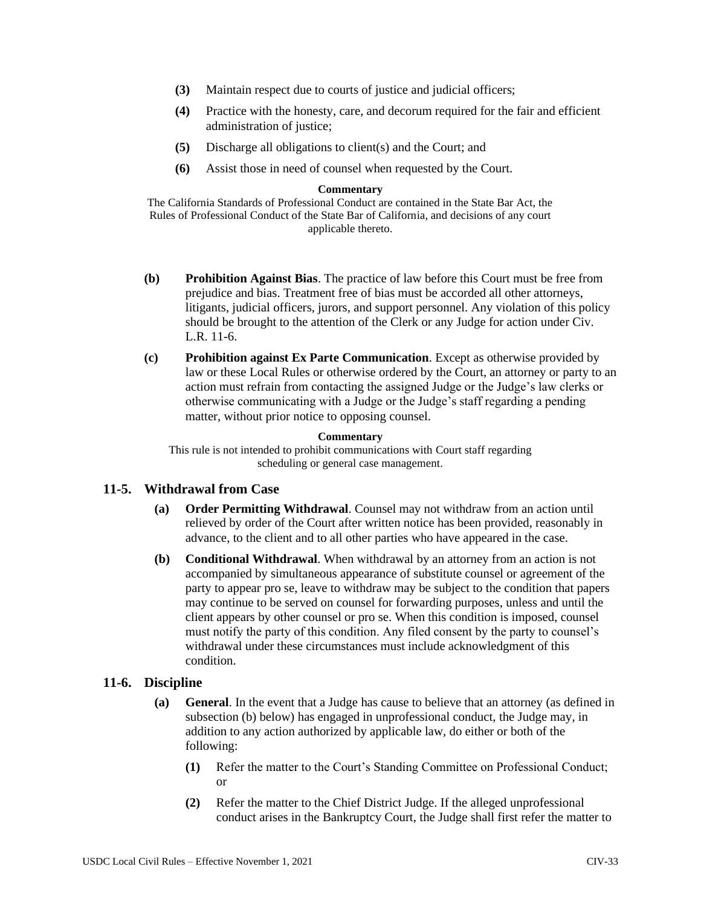**(3)** Maintain respect due to courts of justice and judicial officers;

**(4)** Practice with the honesty, care, and decorum required for the fair and efficient administration of justice;

**(5)** Discharge all obligations to client(s) and the Court; and

**(6)** Assist those in need of counsel when requested by the Court.

**Commentary**

The California Standards of Professional Conduct are contained in the State Bar Act, the Rules of Professional Conduct of the State Bar of California, and decisions of any court applicable thereto.

**(b)** **Prohibition Against Bias**. The practice of law before this Court must be free from prejudice and bias. Treatment free of bias must be accorded all other attorneys, litigants, judicial officers, jurors, and support personnel. Any violation of this policy should be brought to the attention of the Clerk or any Judge for action under Civ. L.R. 11-6.

**(c)** **Prohibition against Ex Parte Communication**. Except as otherwise provided by law or these Local Rules or otherwise ordered by the Court, an attorney or party to an action must refrain from contacting the assigned Judge or the Judge's law clerks or otherwise communicating with a Judge or the Judge's staff regarding a pending matter, without prior notice to opposing counsel.

**Commentary**

This rule is not intended to prohibit communications with Court staff regarding scheduling or general case management.

## 11-5. Withdrawal from Case

**(a)** **Order Permitting Withdrawal**. Counsel may not withdraw from an action until relieved by order of the Court after written notice has been provided, reasonably in advance, to the client and to all other parties who have appeared in the case.

**(b)** **Conditional Withdrawal**. When withdrawal by an attorney from an action is not accompanied by simultaneous appearance of substitute counsel or agreement of the party to appear pro se, leave to withdraw may be subject to the condition that papers may continue to be served on counsel for forwarding purposes, unless and until the client appears by other counsel or pro se. When this condition is imposed, counsel must notify the party of this condition. Any filed consent by the party to counsel's withdrawal under these circumstances must include acknowledgment of this condition.

## 11-6. Discipline

**(a)** **General**. In the event that a Judge has cause to believe that an attorney (as defined in subsection (b) below) has engaged in unprofessional conduct, the Judge may, in addition to any action authorized by applicable law, do either or both of the following:

**(1)** Refer the matter to the Court's Standing Committee on Professional Conduct; or

**(2)** Refer the matter to the Chief District Judge. If the alleged unprofessional conduct arises in the Bankruptcy Court, the Judge shall first refer the matter to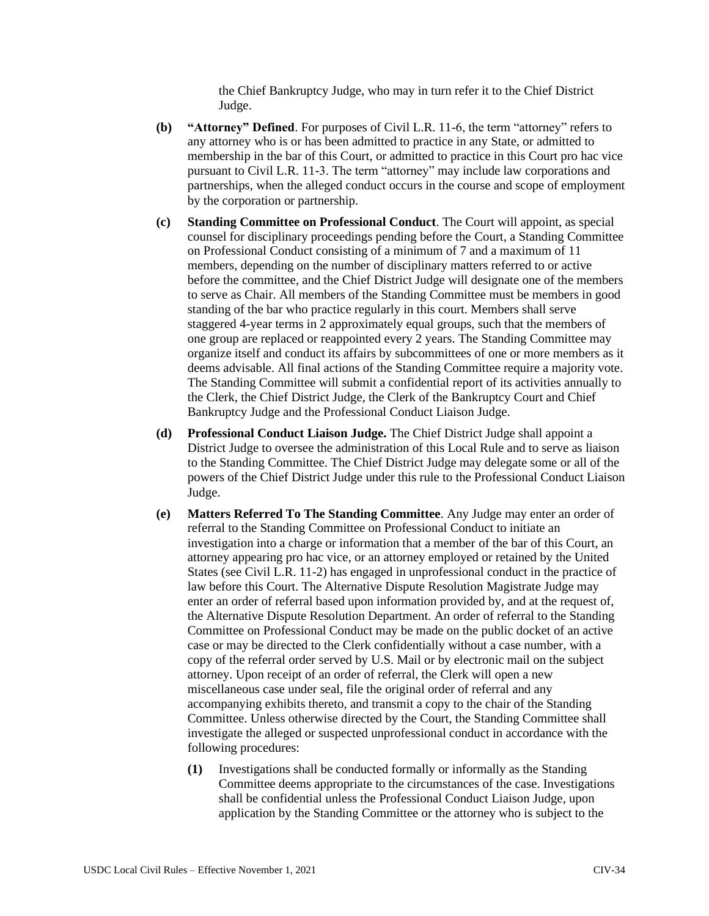the Chief Bankruptcy Judge, who may in turn refer it to the Chief District Judge.

**(b) "Attorney" Defined**. For purposes of Civil L.R. 11-6, the term "attorney" refers to any attorney who is or has been admitted to practice in any State, or admitted to membership in the bar of this Court, or admitted to practice in this Court pro hac vice pursuant to Civil L.R. 11-3. The term "attorney" may include law corporations and partnerships, when the alleged conduct occurs in the course and scope of employment by the corporation or partnership.

**(c) Standing Committee on Professional Conduct**. The Court will appoint, as special counsel for disciplinary proceedings pending before the Court, a Standing Committee on Professional Conduct consisting of a minimum of 7 and a maximum of 11 members, depending on the number of disciplinary matters referred to or active before the committee, and the Chief District Judge will designate one of the members to serve as Chair. All members of the Standing Committee must be members in good standing of the bar who practice regularly in this court. Members shall serve staggered 4-year terms in 2 approximately equal groups, such that the members of one group are replaced or reappointed every 2 years. The Standing Committee may organize itself and conduct its affairs by subcommittees of one or more members as it deems advisable. All final actions of the Standing Committee require a majority vote. The Standing Committee will submit a confidential report of its activities annually to the Clerk, the Chief District Judge, the Clerk of the Bankruptcy Court and Chief Bankruptcy Judge and the Professional Conduct Liaison Judge.

**(d) Professional Conduct Liaison Judge.** The Chief District Judge shall appoint a District Judge to oversee the administration of this Local Rule and to serve as liaison to the Standing Committee. The Chief District Judge may delegate some or all of the powers of the Chief District Judge under this rule to the Professional Conduct Liaison Judge.

**(e) Matters Referred To The Standing Committee**. Any Judge may enter an order of referral to the Standing Committee on Professional Conduct to initiate an investigation into a charge or information that a member of the bar of this Court, an attorney appearing pro hac vice, or an attorney employed or retained by the United States (see Civil L.R. 11-2) has engaged in unprofessional conduct in the practice of law before this Court. The Alternative Dispute Resolution Magistrate Judge may enter an order of referral based upon information provided by, and at the request of, the Alternative Dispute Resolution Department. An order of referral to the Standing Committee on Professional Conduct may be made on the public docket of an active case or may be directed to the Clerk confidentially without a case number, with a copy of the referral order served by U.S. Mail or by electronic mail on the subject attorney. Upon receipt of an order of referral, the Clerk will open a new miscellaneous case under seal, file the original order of referral and any accompanying exhibits thereto, and transmit a copy to the chair of the Standing Committee. Unless otherwise directed by the Court, the Standing Committee shall investigate the alleged or suspected unprofessional conduct in accordance with the following procedures:

**(1)** Investigations shall be conducted formally or informally as the Standing Committee deems appropriate to the circumstances of the case. Investigations shall be confidential unless the Professional Conduct Liaison Judge, upon application by the Standing Committee or the attorney who is subject to the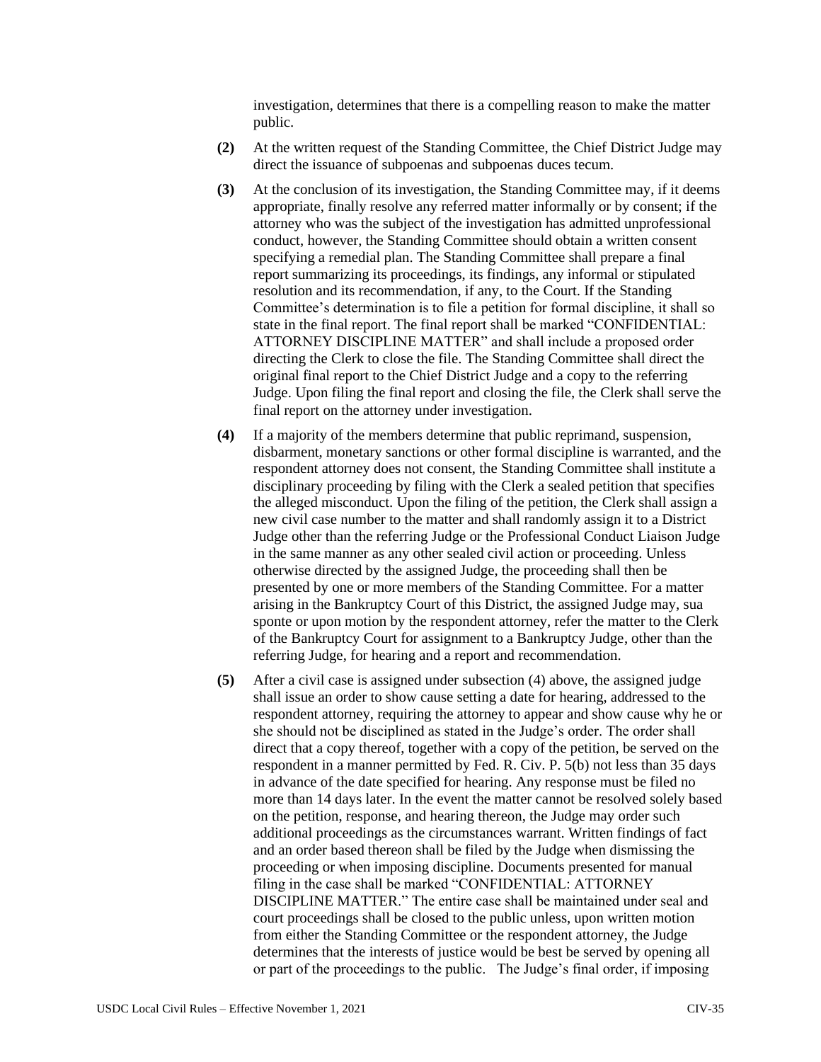investigation, determines that there is a compelling reason to make the matter public.

**(2)** At the written request of the Standing Committee, the Chief District Judge may direct the issuance of subpoenas and subpoenas duces tecum.

**(3)** At the conclusion of its investigation, the Standing Committee may, if it deems appropriate, finally resolve any referred matter informally or by consent; if the attorney who was the subject of the investigation has admitted unprofessional conduct, however, the Standing Committee should obtain a written consent specifying a remedial plan. The Standing Committee shall prepare a final report summarizing its proceedings, its findings, any informal or stipulated resolution and its recommendation, if any, to the Court. If the Standing Committee's determination is to file a petition for formal discipline, it shall so state in the final report. The final report shall be marked "CONFIDENTIAL: ATTORNEY DISCIPLINE MATTER" and shall include a proposed order directing the Clerk to close the file. The Standing Committee shall direct the original final report to the Chief District Judge and a copy to the referring Judge. Upon filing the final report and closing the file, the Clerk shall serve the final report on the attorney under investigation.

**(4)** If a majority of the members determine that public reprimand, suspension, disbarment, monetary sanctions or other formal discipline is warranted, and the respondent attorney does not consent, the Standing Committee shall institute a disciplinary proceeding by filing with the Clerk a sealed petition that specifies the alleged misconduct. Upon the filing of the petition, the Clerk shall assign a new civil case number to the matter and shall randomly assign it to a District Judge other than the referring Judge or the Professional Conduct Liaison Judge in the same manner as any other sealed civil action or proceeding. Unless otherwise directed by the assigned Judge, the proceeding shall then be presented by one or more members of the Standing Committee. For a matter arising in the Bankruptcy Court of this District, the assigned Judge may, sua sponte or upon motion by the respondent attorney, refer the matter to the Clerk of the Bankruptcy Court for assignment to a Bankruptcy Judge, other than the referring Judge, for hearing and a report and recommendation.

**(5)** After a civil case is assigned under subsection (4) above, the assigned judge shall issue an order to show cause setting a date for hearing, addressed to the respondent attorney, requiring the attorney to appear and show cause why he or she should not be disciplined as stated in the Judge's order. The order shall direct that a copy thereof, together with a copy of the petition, be served on the respondent in a manner permitted by Fed. R. Civ. P. 5(b) not less than 35 days in advance of the date specified for hearing. Any response must be filed no more than 14 days later. In the event the matter cannot be resolved solely based on the petition, response, and hearing thereon, the Judge may order such additional proceedings as the circumstances warrant. Written findings of fact and an order based thereon shall be filed by the Judge when dismissing the proceeding or when imposing discipline. Documents presented for manual filing in the case shall be marked "CONFIDENTIAL: ATTORNEY DISCIPLINE MATTER." The entire case shall be maintained under seal and court proceedings shall be closed to the public unless, upon written motion from either the Standing Committee or the respondent attorney, the Judge determines that the interests of justice would best be served by opening all or part of the proceedings to the public. The Judge's final order, if imposing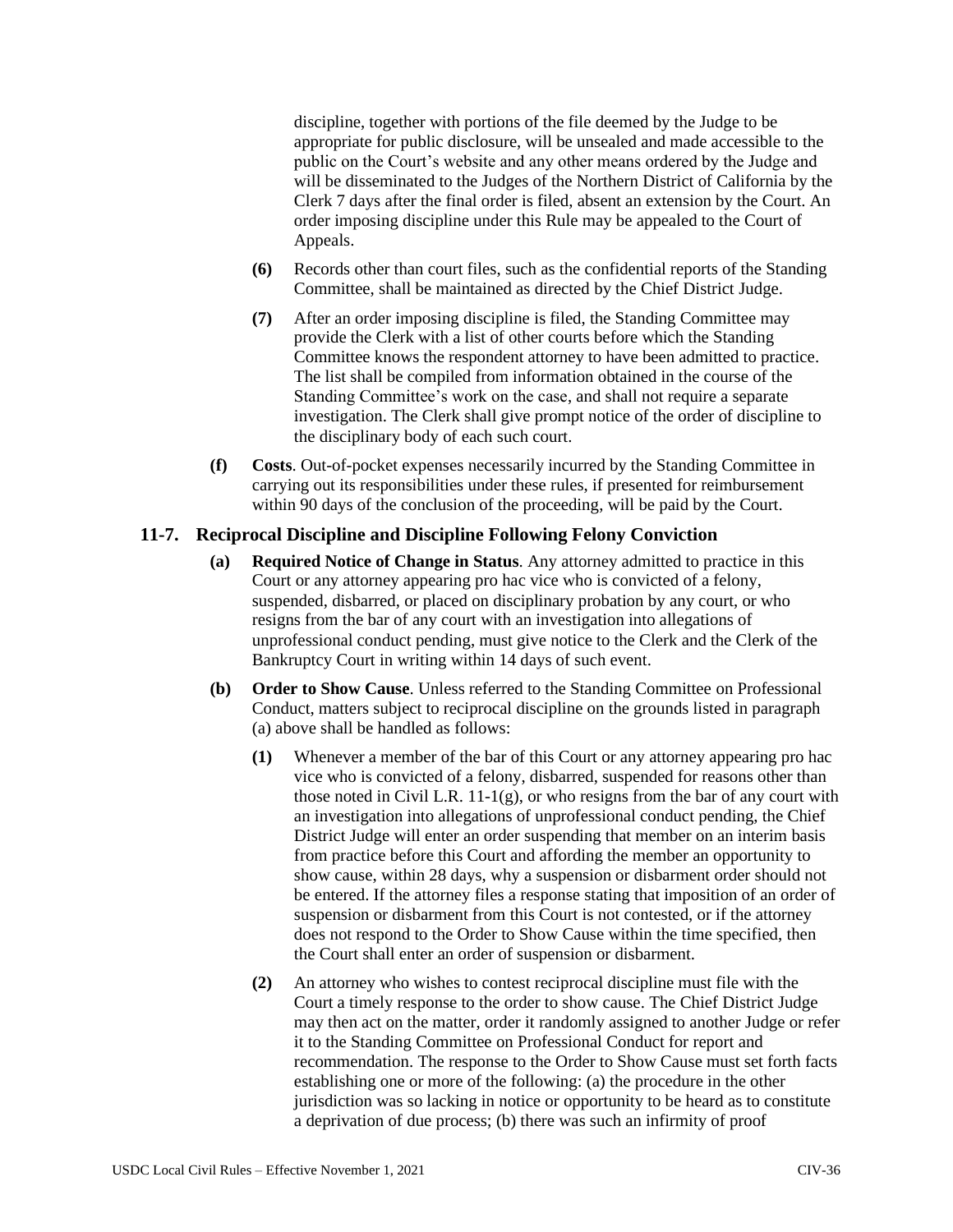discipline, together with portions of the file deemed by the Judge to be appropriate for public disclosure, will be unsealed and made accessible to the public on the Court's website and any other means ordered by the Judge and will be disseminated to the Judges of the Northern District of California by the Clerk 7 days after the final order is filed, absent an extension by the Court. An order imposing discipline under this Rule may be appealed to the Court of Appeals.

**(6)** Records other than court files, such as the confidential reports of the Standing Committee, shall be maintained as directed by the Chief District Judge.

**(7)** After an order imposing discipline is filed, the Standing Committee may provide the Clerk with a list of other courts before which the Standing Committee knows the respondent attorney to have been admitted to practice. The list shall be compiled from information obtained in the course of the Standing Committee's work on the case, and shall not require a separate investigation. The Clerk shall give prompt notice of the order of discipline to the disciplinary body of each such court.

**(f)** **Costs**. Out-of-pocket expenses necessarily incurred by the Standing Committee in carrying out its responsibilities under these rules, if presented for reimbursement within 90 days of the conclusion of the proceeding, will be paid by the Court.

## 11-7. Reciprocal Discipline and Discipline Following Felony Conviction

**(a)** **Required Notice of Change in Status**. Any attorney admitted to practice in this Court or any attorney appearing pro hac vice who is convicted of a felony, suspended, disbarred, or placed on disciplinary probation by any court, or who resigns from the bar of any court with an investigation into allegations of unprofessional conduct pending, must give notice to the Clerk and the Clerk of the Bankruptcy Court in writing within 14 days of such event.

**(b)** **Order to Show Cause**. Unless referred to the Standing Committee on Professional Conduct, matters subject to reciprocal discipline on the grounds listed in paragraph (a) above shall be handled as follows:

**(1)** Whenever a member of the bar of this Court or any attorney appearing pro hac vice who is convicted of a felony, disbarred, suspended for reasons other than those noted in Civil L.R. 11-1(g), or who resigns from the bar of any court with an investigation into allegations of unprofessional conduct pending, the Chief District Judge will enter an order suspending that member on an interim basis from practice before this Court and affording the member an opportunity to show cause, within 28 days, why a suspension or disbarment order should not be entered. If the attorney files a response stating that imposition of an order of suspension or disbarment from this Court is not contested, or if the attorney does not respond to the Order to Show Cause within the time specified, then the Court shall enter an order of suspension or disbarment.

**(2)** An attorney who wishes to contest reciprocal discipline must file with the Court a timely response to the order to show cause. The Chief District Judge may then act on the matter, order it randomly assigned to another Judge or refer it to the Standing Committee on Professional Conduct for report and recommendation. The response to the Order to Show Cause must set forth facts establishing one or more of the following: (a) the procedure in the other jurisdiction was so lacking in notice or opportunity to be heard as to constitute a deprivation of due process; (b) there was such an infirmity of proof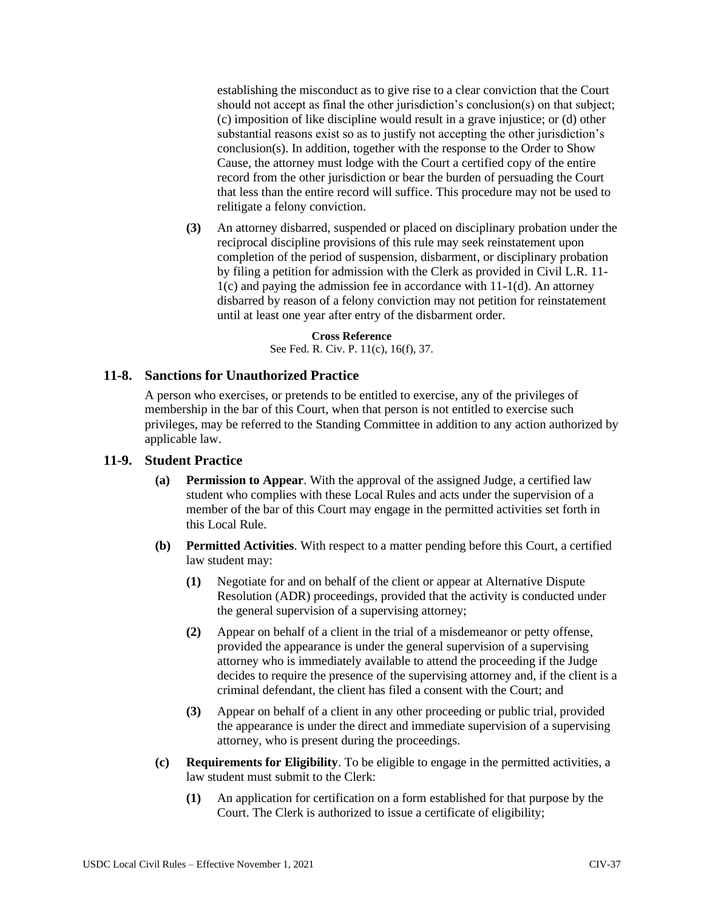establishing the misconduct as to give rise to a clear conviction that the Court should not accept as final the other jurisdiction's conclusion(s) on that subject; (c) imposition of like discipline would result in a grave injustice; or (d) other substantial reasons exist so as to justify not accepting the other jurisdiction's conclusion(s). In addition, together with the response to the Order to Show Cause, the attorney must lodge with the Court a certified copy of the entire record from the other jurisdiction or bear the burden of persuading the Court that less than the entire record will suffice. This procedure may not be used to relitigate a felony conviction.

**(3)** An attorney disbarred, suspended or placed on disciplinary probation under the reciprocal discipline provisions of this rule may seek reinstatement upon completion of the period of suspension, disbarment, or disciplinary probation by filing a petition for admission with the Clerk as provided in Civil L.R. 11-1(c) and paying the admission fee in accordance with 11-1(d). An attorney disbarred by reason of a felony conviction may not petition for reinstatement until at least one year after entry of the disbarment order.

**Cross Reference**
See Fed. R. Civ. P. 11(c), 16(f), 37.

## 11-8. Sanctions for Unauthorized Practice

A person who exercises, or pretends to be entitled to exercise, any of the privileges of membership in the bar of this Court, when that person is not entitled to exercise such privileges, may be referred to the Standing Committee in addition to any action authorized by applicable law.

## 11-9. Student Practice

**(a) Permission to Appear**. With the approval of the assigned Judge, a certified law student who complies with these Local Rules and acts under the supervision of a member of the bar of this Court may engage in the permitted activities set forth in this Local Rule.

**(b) Permitted Activities**. With respect to a matter pending before this Court, a certified law student may:

**(1)** Negotiate for and on behalf of the client or appear at Alternative Dispute Resolution (ADR) proceedings, provided that the activity is conducted under the general supervision of a supervising attorney;

**(2)** Appear on behalf of a client in the trial of a misdemeanor or petty offense, provided the appearance is under the general supervision of a supervising attorney who is immediately available to attend the proceeding if the Judge decides to require the presence of the supervising attorney and, if the client is a criminal defendant, the client has filed a consent with the Court; and

**(3)** Appear on behalf of a client in any other proceeding or public trial, provided the appearance is under the direct and immediate supervision of a supervising attorney, who is present during the proceedings.

**(c) Requirements for Eligibility**. To be eligible to engage in the permitted activities, a law student must submit to the Clerk:

**(1)** An application for certification on a form established for that purpose by the Court. The Clerk is authorized to issue a certificate of eligibility;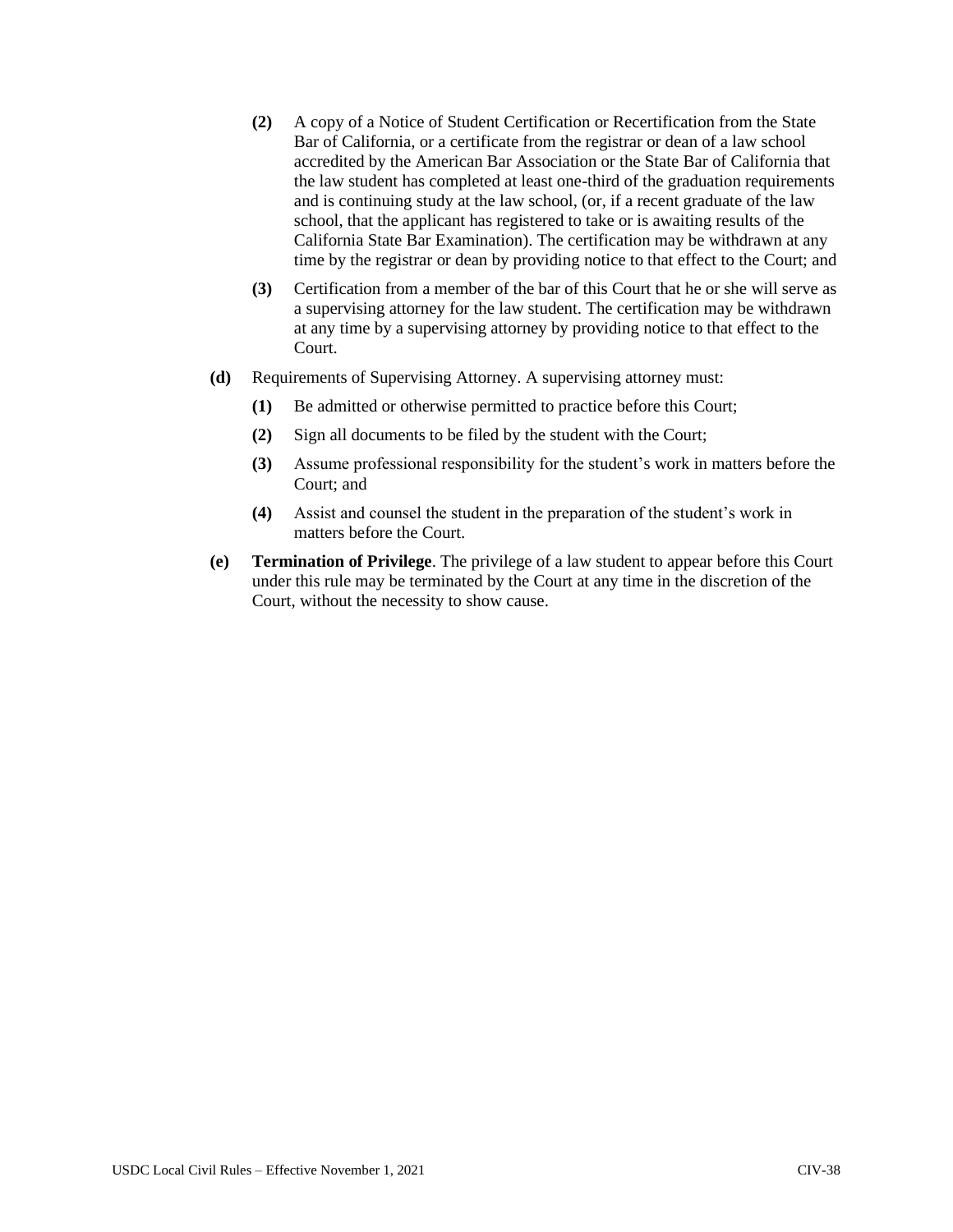**(2)** A copy of a Notice of Student Certification or Recertification from the State Bar of California, or a certificate from the registrar or dean of a law school accredited by the American Bar Association or the State Bar of California that the law student has completed at least one-third of the graduation requirements and is continuing study at the law school, (or, if a recent graduate of the law school, that the applicant has registered to take or is awaiting results of the California State Bar Examination). The certification may be withdrawn at any time by the registrar or dean by providing notice to that effect to the Court; and

**(3)** Certification from a member of the bar of this Court that he or she will serve as a supervising attorney for the law student. The certification may be withdrawn at any time by a supervising attorney by providing notice to that effect to the Court.

**(d)** Requirements of Supervising Attorney. A supervising attorney must:

**(1)** Be admitted or otherwise permitted to practice before this Court;

**(2)** Sign all documents to be filed by the student with the Court;

**(3)** Assume professional responsibility for the student's work in matters before the Court; and

**(4)** Assist and counsel the student in the preparation of the student's work in matters before the Court.

**(e)** **Termination of Privilege**. The privilege of a law student to appear before this Court under this rule may be terminated by the Court at any time in the discretion of the Court, without the necessity to show cause.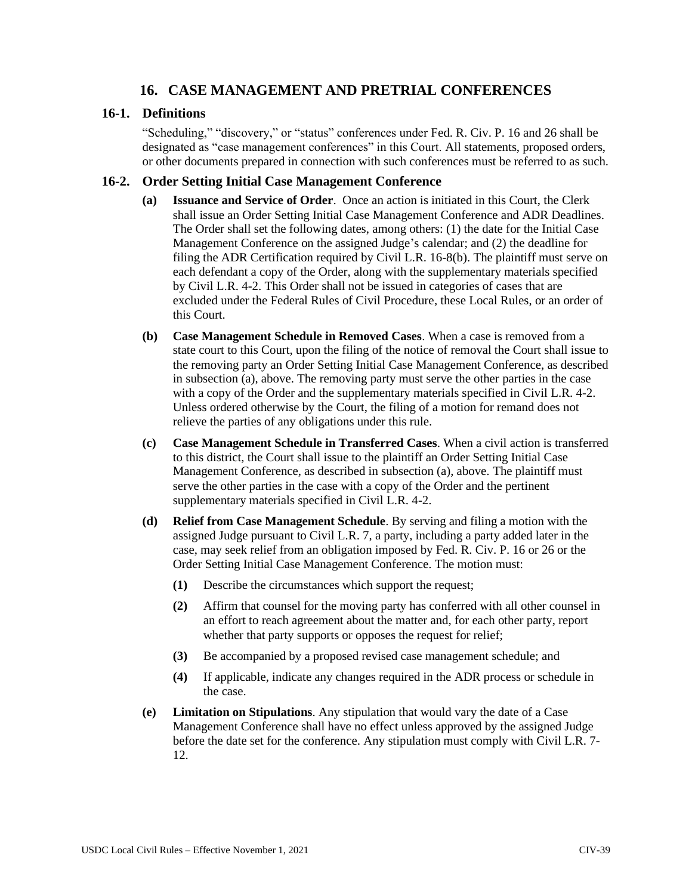# 16. CASE MANAGEMENT AND PRETRIAL CONFERENCES

## 16-1. Definitions

"Scheduling," "discovery," or "status" conferences under Fed. R. Civ. P. 16 and 26 shall be designated as "case management conferences" in this Court. All statements, proposed orders, or other documents prepared in connection with such conferences must be referred to as such.

## 16-2. Order Setting Initial Case Management Conference

**(a) Issuance and Service of Order**. Once an action is initiated in this Court, the Clerk shall issue an Order Setting Initial Case Management Conference and ADR Deadlines. The Order shall set the following dates, among others: (1) the date for the Initial Case Management Conference on the assigned Judge's calendar; and (2) the deadline for filing the ADR Certification required by Civil L.R. 16-8(b). The plaintiff must serve on each defendant a copy of the Order, along with the supplementary materials specified by Civil L.R. 4-2. This Order shall not be issued in categories of cases that are excluded under the Federal Rules of Civil Procedure, these Local Rules, or an order of this Court.

**(b) Case Management Schedule in Removed Cases**. When a case is removed from a state court to this Court, upon the filing of the notice of removal the Court shall issue to the removing party an Order Setting Initial Case Management Conference, as described in subsection (a), above. The removing party must serve the other parties in the case with a copy of the Order and the supplementary materials specified in Civil L.R. 4-2. Unless ordered otherwise by the Court, the filing of a motion for remand does not relieve the parties of any obligations under this rule.

**(c) Case Management Schedule in Transferred Cases**. When a civil action is transferred to this district, the Court shall issue to the plaintiff an Order Setting Initial Case Management Conference, as described in subsection (a), above. The plaintiff must serve the other parties in the case with a copy of the Order and the pertinent supplementary materials specified in Civil L.R. 4-2.

**(d) Relief from Case Management Schedule**. By serving and filing a motion with the assigned Judge pursuant to Civil L.R. 7, a party, including a party added later in the case, may seek relief from an obligation imposed by Fed. R. Civ. P. 16 or 26 or the Order Setting Initial Case Management Conference. The motion must:

- **(1)** Describe the circumstances which support the request;
- **(2)** Affirm that counsel for the moving party has conferred with all other counsel in an effort to reach agreement about the matter and, for each other party, report whether that party supports or opposes the request for relief;
- **(3)** Be accompanied by a proposed revised case management schedule; and
- **(4)** If applicable, indicate any changes required in the ADR process or schedule in the case.

**(e) Limitation on Stipulations**. Any stipulation that would vary the date of a Case Management Conference shall have no effect unless approved by the assigned Judge before the date set for the conference. Any stipulation must comply with Civil L.R. 7-12.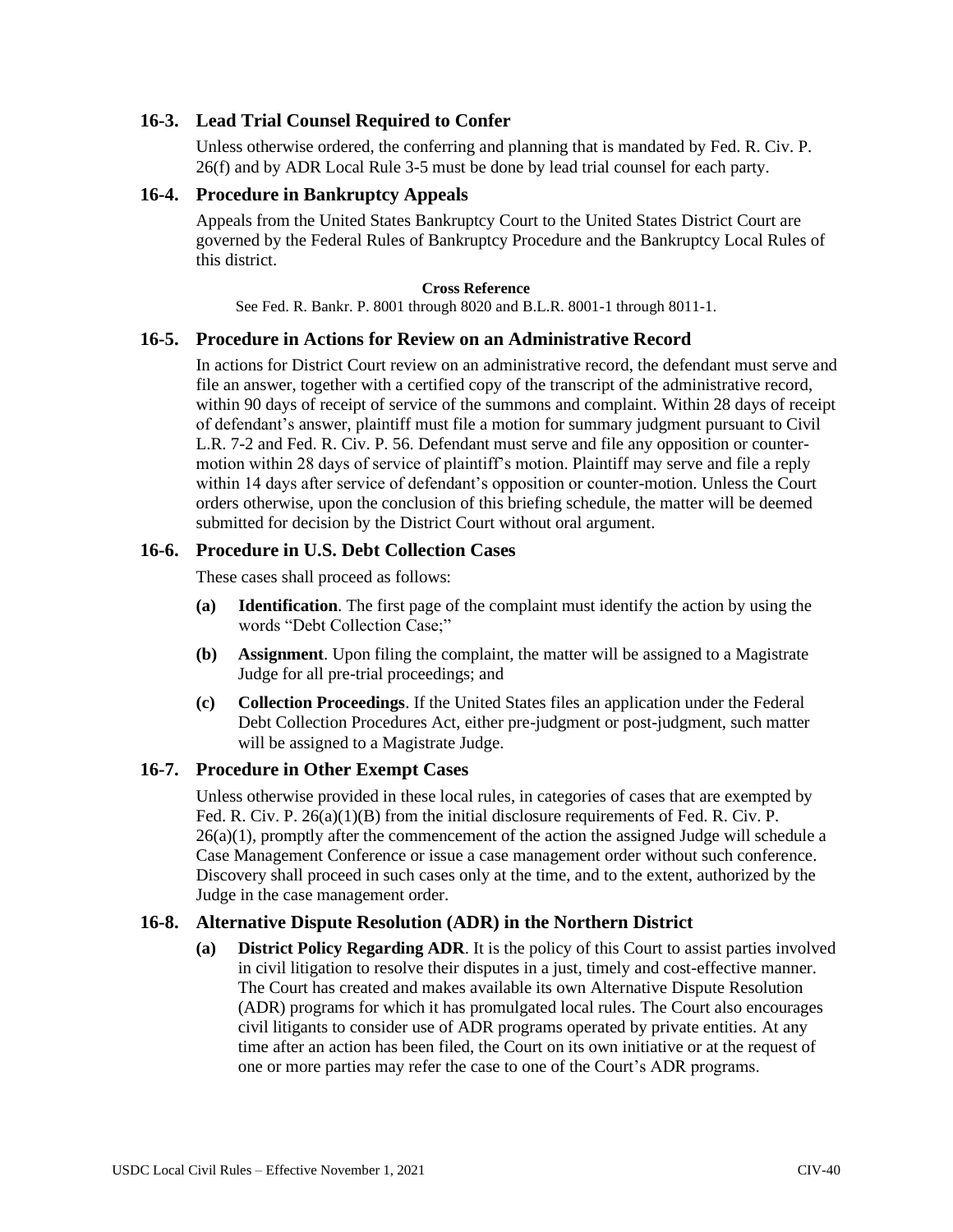## 16-3. Lead Trial Counsel Required to Confer

Unless otherwise ordered, the conferring and planning that is mandated by Fed. R. Civ. P. 26(f) and by ADR Local Rule 3-5 must be done by lead trial counsel for each party.

## 16-4. Procedure in Bankruptcy Appeals

Appeals from the United States Bankruptcy Court to the United States District Court are governed by the Federal Rules of Bankruptcy Procedure and the Bankruptcy Local Rules of this district.

**Cross Reference**

See Fed. R. Bankr. P. 8001 through 8020 and B.L.R. 8001-1 through 8011-1.

## 16-5. Procedure in Actions for Review on an Administrative Record

In actions for District Court review on an administrative record, the defendant must serve and file an answer, together with a certified copy of the transcript of the administrative record, within 90 days of receipt of service of the summons and complaint. Within 28 days of receipt of defendant's answer, plaintiff must file a motion for summary judgment pursuant to Civil L.R. 7-2 and Fed. R. Civ. P. 56. Defendant must serve and file any opposition or counter-motion within 28 days of service of plaintiff's motion. Plaintiff may serve and file a reply within 14 days after service of defendant's opposition or counter-motion. Unless the Court orders otherwise, upon the conclusion of this briefing schedule, the matter will be deemed submitted for decision by the District Court without oral argument.

## 16-6. Procedure in U.S. Debt Collection Cases

These cases shall proceed as follows:

**(a) Identification**. The first page of the complaint must identify the action by using the words "Debt Collection Case;"

**(b) Assignment**. Upon filing the complaint, the matter will be assigned to a Magistrate Judge for all pre-trial proceedings; and

**(c) Collection Proceedings**. If the United States files an application under the Federal Debt Collection Procedures Act, either pre-judgment or post-judgment, such matter will be assigned to a Magistrate Judge.

## 16-7. Procedure in Other Exempt Cases

Unless otherwise provided in these local rules, in categories of cases that are exempted by Fed. R. Civ. P. 26(a)(1)(B) from the initial disclosure requirements of Fed. R. Civ. P. 26(a)(1), promptly after the commencement of the action the assigned Judge will schedule a Case Management Conference or issue a case management order without such conference. Discovery shall proceed in such cases only at the time, and to the extent, authorized by the Judge in the case management order.

## 16-8. Alternative Dispute Resolution (ADR) in the Northern District

**(a) District Policy Regarding ADR**. It is the policy of this Court to assist parties involved in civil litigation to resolve their disputes in a just, timely and cost-effective manner. The Court has created and makes available its own Alternative Dispute Resolution (ADR) programs for which it has promulgated local rules. The Court also encourages civil litigants to consider use of ADR programs operated by private entities. At any time after an action has been filed, the Court on its own initiative or at the request of one or more parties may refer the case to one of the Court's ADR programs.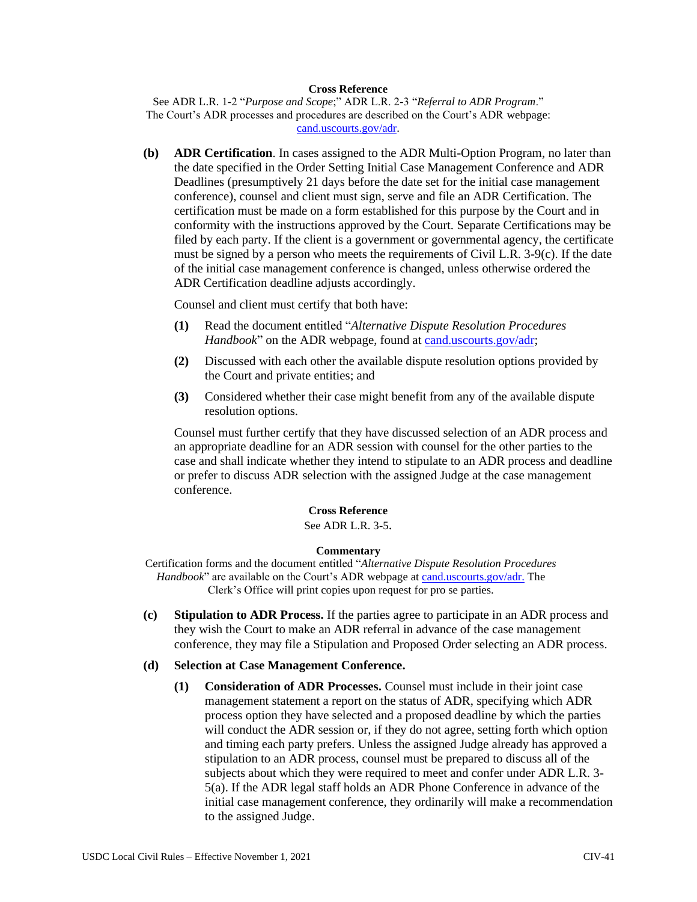**Cross Reference**

See ADR L.R. 1-2 "*Purpose and Scope*;" ADR L.R. 2-3 "*Referral to ADR Program*." The Court's ADR processes and procedures are described on the Court's ADR webpage: cand.uscourts.gov/adr.

**(b) ADR Certification**. In cases assigned to the ADR Multi-Option Program, no later than the date specified in the Order Setting Initial Case Management Conference and ADR Deadlines (presumptively 21 days before the date set for the initial case management conference), counsel and client must sign, serve and file an ADR Certification. The certification must be made on a form established for this purpose by the Court and in conformity with the instructions approved by the Court. Separate Certifications may be filed by each party. If the client is a government or governmental agency, the certificate must be signed by a person who meets the requirements of Civil L.R. 3-9(c). If the date of the initial case management conference is changed, unless otherwise ordered the ADR Certification deadline adjusts accordingly.

Counsel and client must certify that both have:

**(1)** Read the document entitled "*Alternative Dispute Resolution Procedures Handbook*" on the ADR webpage, found at cand.uscourts.gov/adr;

**(2)** Discussed with each other the available dispute resolution options provided by the Court and private entities; and

**(3)** Considered whether their case might benefit from any of the available dispute resolution options.

Counsel must further certify that they have discussed selection of an ADR process and an appropriate deadline for an ADR session with counsel for the other parties to the case and shall indicate whether they intend to stipulate to an ADR process and deadline or prefer to discuss ADR selection with the assigned Judge at the case management conference.

**Cross Reference**

See ADR L.R. 3-5.

**Commentary**

Certification forms and the document entitled "*Alternative Dispute Resolution Procedures Handbook*" are available on the Court's ADR webpage at cand.uscourts.gov/adr. The Clerk's Office will print copies upon request for pro se parties.

**(c) Stipulation to ADR Process.** If the parties agree to participate in an ADR process and they wish the Court to make an ADR referral in advance of the case management conference, they may file a Stipulation and Proposed Order selecting an ADR process.

**(d) Selection at Case Management Conference.**

**(1) Consideration of ADR Processes.** Counsel must include in their joint case management statement a report on the status of ADR, specifying which ADR process option they have selected and a proposed deadline by which the parties will conduct the ADR session or, if they do not agree, setting forth which option and timing each party prefers. Unless the assigned Judge already has approved a stipulation to an ADR process, counsel must be prepared to discuss all of the subjects about which they were required to meet and confer under ADR L.R. 3-5(a). If the ADR legal staff holds an ADR Phone Conference in advance of the initial case management conference, they ordinarily will make a recommendation to the assigned Judge.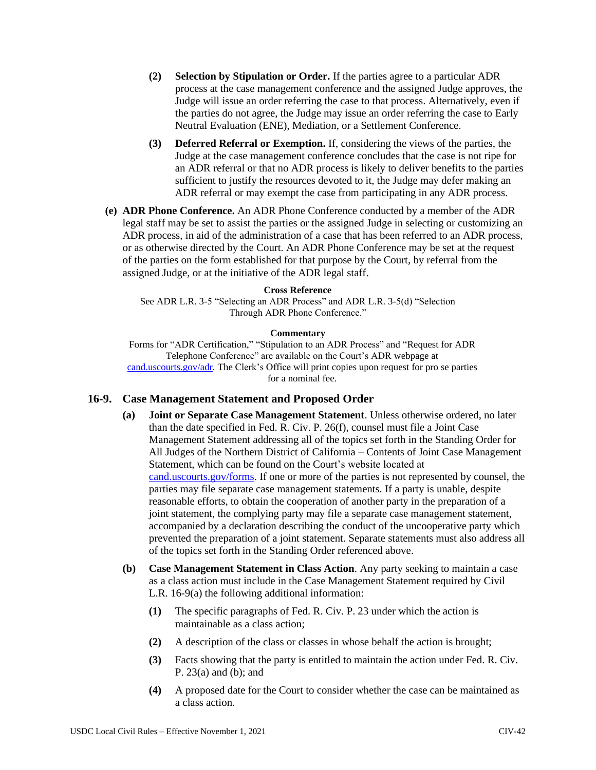**(2) Selection by Stipulation or Order.** If the parties agree to a particular ADR process at the case management conference and the assigned Judge approves, the Judge will issue an order referring the case to that process. Alternatively, even if the parties do not agree, the Judge may issue an order referring the case to Early Neutral Evaluation (ENE), Mediation, or a Settlement Conference.

**(3) Deferred Referral or Exemption.** If, considering the views of the parties, the Judge at the case management conference concludes that the case is not ripe for an ADR referral or that no ADR process is likely to deliver benefits to the parties sufficient to justify the resources devoted to it, the Judge may defer making an ADR referral or may exempt the case from participating in any ADR process.

**(e) ADR Phone Conference.** An ADR Phone Conference conducted by a member of the ADR legal staff may be set to assist the parties or the assigned Judge in selecting or customizing an ADR process, in aid of the administration of a case that has been referred to an ADR process, or as otherwise directed by the Court. An ADR Phone Conference may be set at the request of the parties on the form established for that purpose by the Court, by referral from the assigned Judge, or at the initiative of the ADR legal staff.

**Cross Reference**

See ADR L.R. 3-5 "Selecting an ADR Process" and ADR L.R. 3-5(d) "Selection Through ADR Phone Conference."

**Commentary**

Forms for "ADR Certification," "Stipulation to an ADR Process" and "Request for ADR Telephone Conference" are available on the Court's ADR webpage at cand.uscourts.gov/adr. The Clerk's Office will print copies upon request for pro se parties for a nominal fee.

## 16-9. Case Management Statement and Proposed Order

**(a) Joint or Separate Case Management Statement**. Unless otherwise ordered, no later than the date specified in Fed. R. Civ. P. 26(f), counsel must file a Joint Case Management Statement addressing all of the topics set forth in the Standing Order for All Judges of the Northern District of California – Contents of Joint Case Management Statement, which can be found on the Court's website located at cand.uscourts.gov/forms. If one or more of the parties is not represented by counsel, the parties may file separate case management statements. If a party is unable, despite reasonable efforts, to obtain the cooperation of another party in the preparation of a joint statement, the complying party may file a separate case management statement, accompanied by a declaration describing the conduct of the uncooperative party which prevented the preparation of a joint statement. Separate statements must also address all of the topics set forth in the Standing Order referenced above.

**(b) Case Management Statement in Class Action**. Any party seeking to maintain a case as a class action must include in the Case Management Statement required by Civil L.R. 16-9(a) the following additional information:

**(1)** The specific paragraphs of Fed. R. Civ. P. 23 under which the action is maintainable as a class action;

**(2)** A description of the class or classes in whose behalf the action is brought;

**(3)** Facts showing that the party is entitled to maintain the action under Fed. R. Civ. P. 23(a) and (b); and

**(4)** A proposed date for the Court to consider whether the case can be maintained as a class action.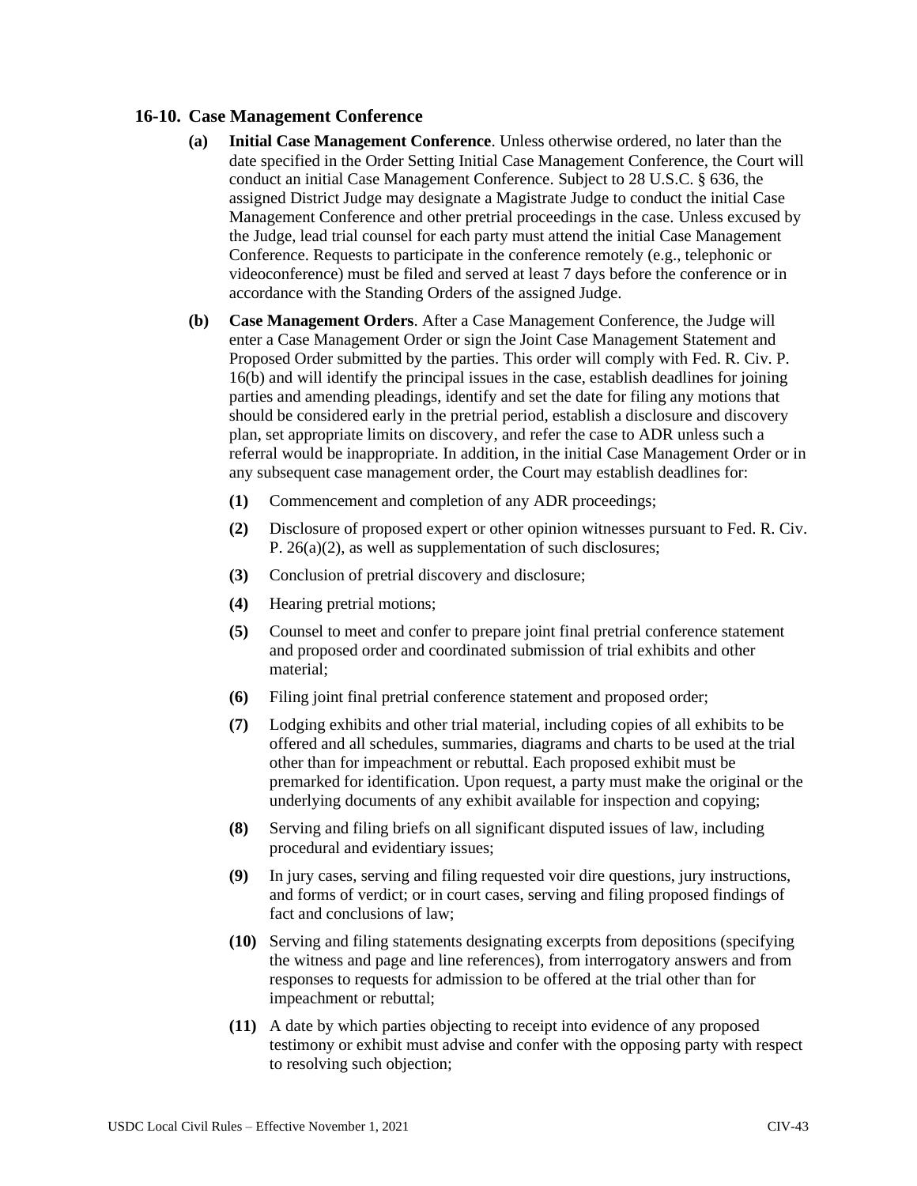### 16-10. Case Management Conference

**(a) Initial Case Management Conference**. Unless otherwise ordered, no later than the date specified in the Order Setting Initial Case Management Conference, the Court will conduct an initial Case Management Conference. Subject to 28 U.S.C. § 636, the assigned District Judge may designate a Magistrate Judge to conduct the initial Case Management Conference and other pretrial proceedings in the case. Unless excused by the Judge, lead trial counsel for each party must attend the initial Case Management Conference. Requests to participate in the conference remotely (e.g., telephonic or videoconference) must be filed and served at least 7 days before the conference or in accordance with the Standing Orders of the assigned Judge.

**(b) Case Management Orders**. After a Case Management Conference, the Judge will enter a Case Management Order or sign the Joint Case Management Statement and Proposed Order submitted by the parties. This order will comply with Fed. R. Civ. P. 16(b) and will identify the principal issues in the case, establish deadlines for joining parties and amending pleadings, identify and set the date for filing any motions that should be considered early in the pretrial period, establish a disclosure and discovery plan, set appropriate limits on discovery, and refer the case to ADR unless such a referral would be inappropriate. In addition, in the initial Case Management Order or in any subsequent case management order, the Court may establish deadlines for:

- **(1)** Commencement and completion of any ADR proceedings;
- **(2)** Disclosure of proposed expert or other opinion witnesses pursuant to Fed. R. Civ. P. 26(a)(2), as well as supplementation of such disclosures;
- **(3)** Conclusion of pretrial discovery and disclosure;
- **(4)** Hearing pretrial motions;
- **(5)** Counsel to meet and confer to prepare joint final pretrial conference statement and proposed order and coordinated submission of trial exhibits and other material;
- **(6)** Filing joint final pretrial conference statement and proposed order;
- **(7)** Lodging exhibits and other trial material, including copies of all exhibits to be offered and all schedules, summaries, diagrams and charts to be used at the trial other than for impeachment or rebuttal. Each proposed exhibit must be premarked for identification. Upon request, a party must make the original or the underlying documents of any exhibit available for inspection and copying;
- **(8)** Serving and filing briefs on all significant disputed issues of law, including procedural and evidentiary issues;
- **(9)** In jury cases, serving and filing requested voir dire questions, jury instructions, and forms of verdict; or in court cases, serving and filing proposed findings of fact and conclusions of law;
- **(10)** Serving and filing statements designating excerpts from depositions (specifying the witness and page and line references), from interrogatory answers and from responses to requests for admission to be offered at the trial other than for impeachment or rebuttal;
- **(11)** A date by which parties objecting to receipt into evidence of any proposed testimony or exhibit must advise and confer with the opposing party with respect to resolving such objection;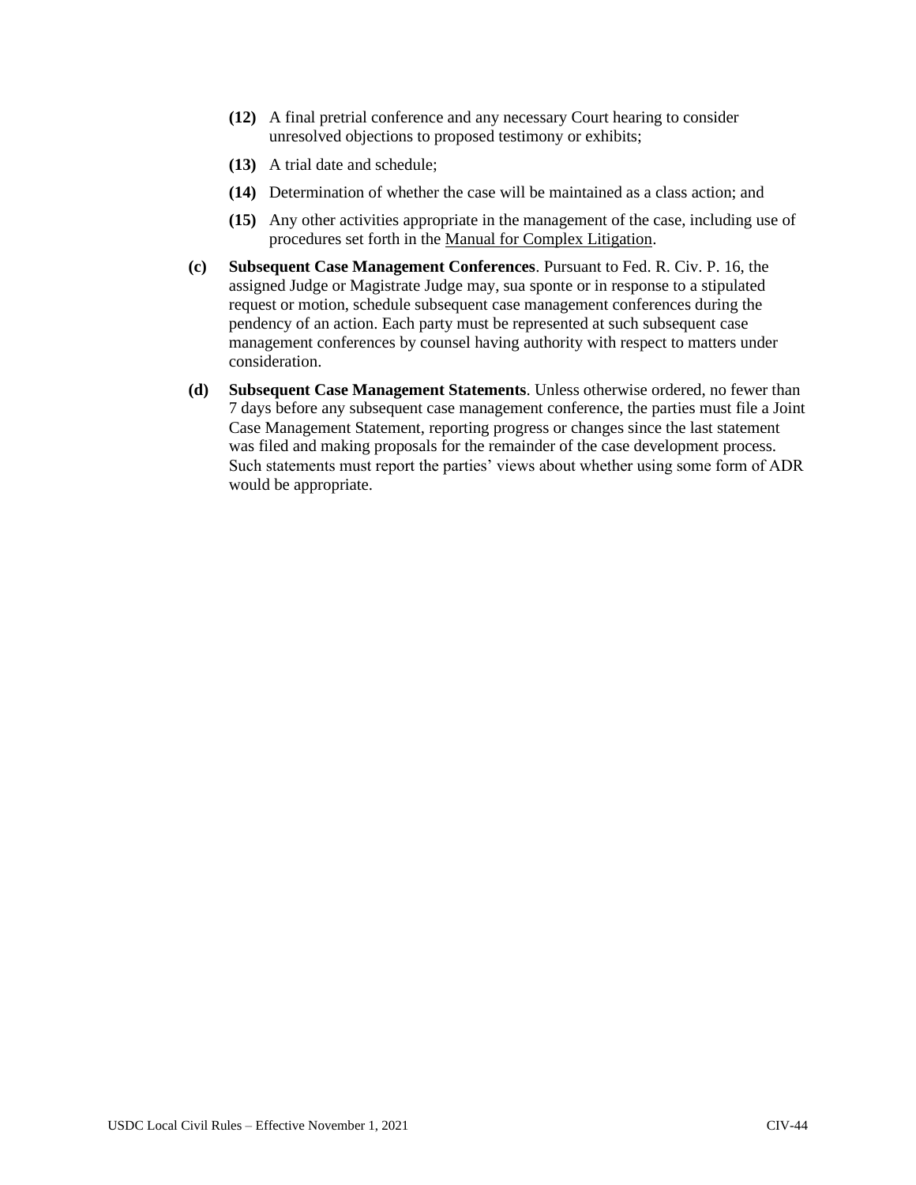**(12)** A final pretrial conference and any necessary Court hearing to consider unresolved objections to proposed testimony or exhibits;

**(13)** A trial date and schedule;

**(14)** Determination of whether the case will be maintained as a class action; and

**(15)** Any other activities appropriate in the management of the case, including use of procedures set forth in the Manual for Complex Litigation.

**(c)** **Subsequent Case Management Conferences**. Pursuant to Fed. R. Civ. P. 16, the assigned Judge or Magistrate Judge may, sua sponte or in response to a stipulated request or motion, schedule subsequent case management conferences during the pendency of an action. Each party must be represented at such subsequent case management conferences by counsel having authority with respect to matters under consideration.

**(d)** **Subsequent Case Management Statements**. Unless otherwise ordered, no fewer than 7 days before any subsequent case management conference, the parties must file a Joint Case Management Statement, reporting progress or changes since the last statement was filed and making proposals for the remainder of the case development process. Such statements must report the parties' views about whether using some form of ADR would be appropriate.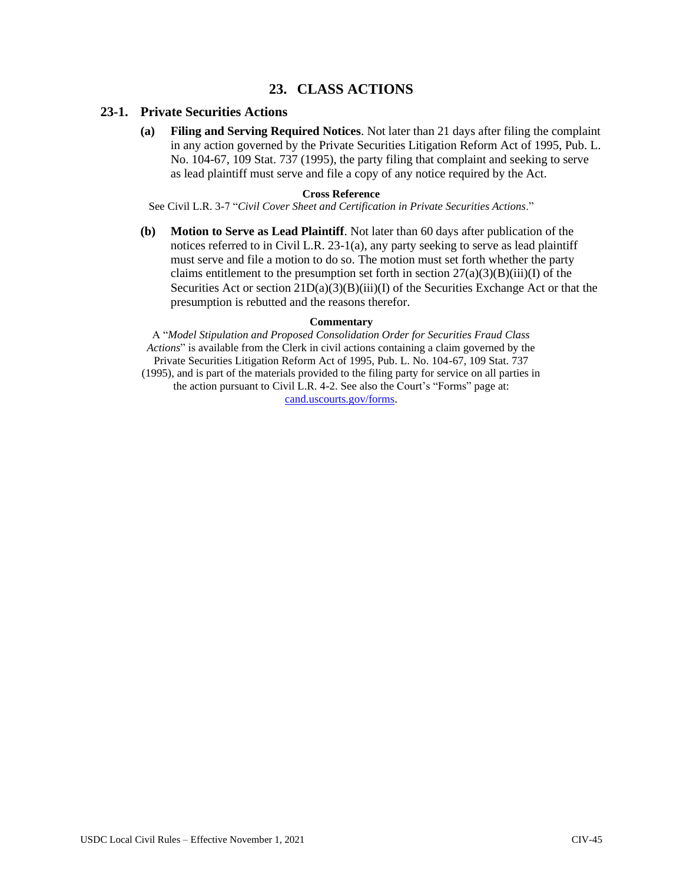# 23. CLASS ACTIONS

## 23-1. Private Securities Actions

**(a) Filing and Serving Required Notices**. Not later than 21 days after filing the complaint in any action governed by the Private Securities Litigation Reform Act of 1995, Pub. L. No. 104-67, 109 Stat. 737 (1995), the party filing that complaint and seeking to serve as lead plaintiff must serve and file a copy of any notice required by the Act.

**Cross Reference**

See Civil L.R. 3-7 "*Civil Cover Sheet and Certification in Private Securities Actions*."

**(b) Motion to Serve as Lead Plaintiff**. Not later than 60 days after publication of the notices referred to in Civil L.R. 23-1(a), any party seeking to serve as lead plaintiff must serve and file a motion to do so. The motion must set forth whether the party claims entitlement to the presumption set forth in section 27(a)(3)(B)(iii)(I) of the Securities Act or section 21D(a)(3)(B)(iii)(I) of the Securities Exchange Act or that the presumption is rebutted and the reasons therefor.

**Commentary**

A "*Model Stipulation and Proposed Consolidation Order for Securities Fraud Class Actions*" is available from the Clerk in civil actions containing a claim governed by the Private Securities Litigation Reform Act of 1995, Pub. L. No. 104-67, 109 Stat. 737 (1995), and is part of the materials provided to the filing party for service on all parties in the action pursuant to Civil L.R. 4-2. See also the Court's "Forms" page at: cand.uscourts.gov/forms.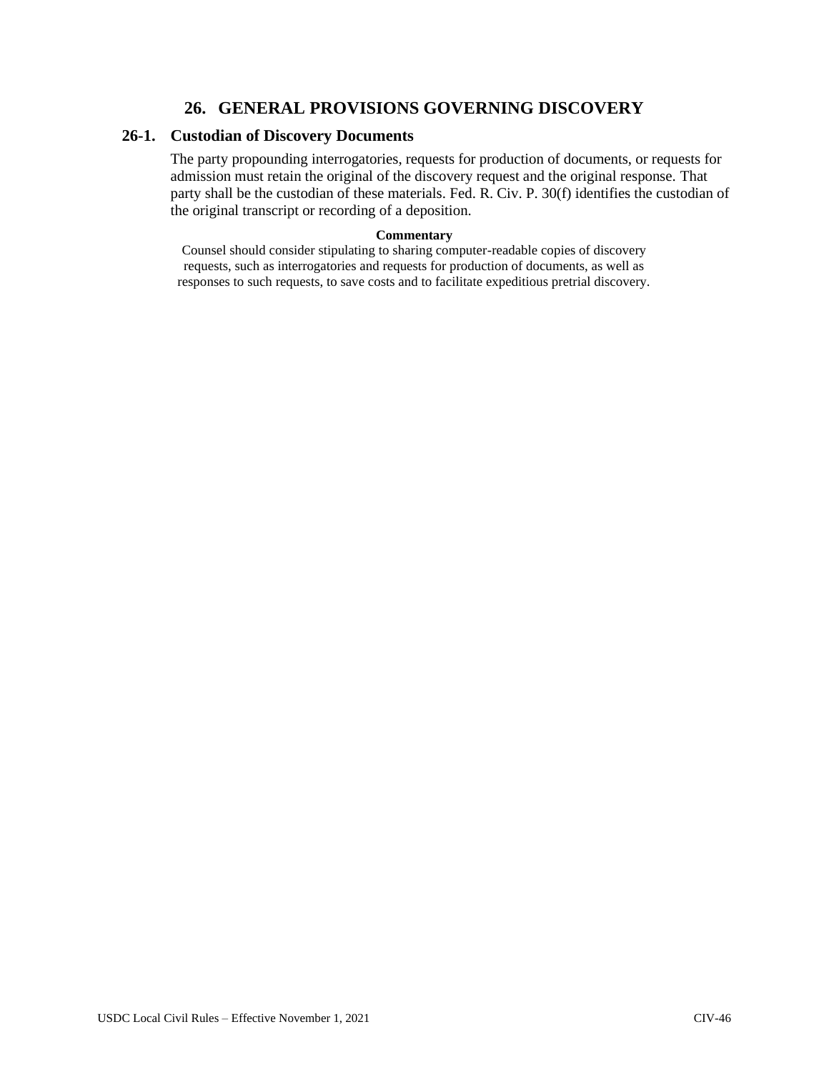## 26. GENERAL PROVISIONS GOVERNING DISCOVERY

### 26-1. Custodian of Discovery Documents

The party propounding interrogatories, requests for production of documents, or requests for admission must retain the original of the discovery request and the original response. That party shall be the custodian of these materials. Fed. R. Civ. P. 30(f) identifies the custodian of the original transcript or recording of a deposition.

**Commentary**

Counsel should consider stipulating to sharing computer-readable copies of discovery requests, such as interrogatories and requests for production of documents, as well as responses to such requests, to save costs and to facilitate expeditious pretrial discovery.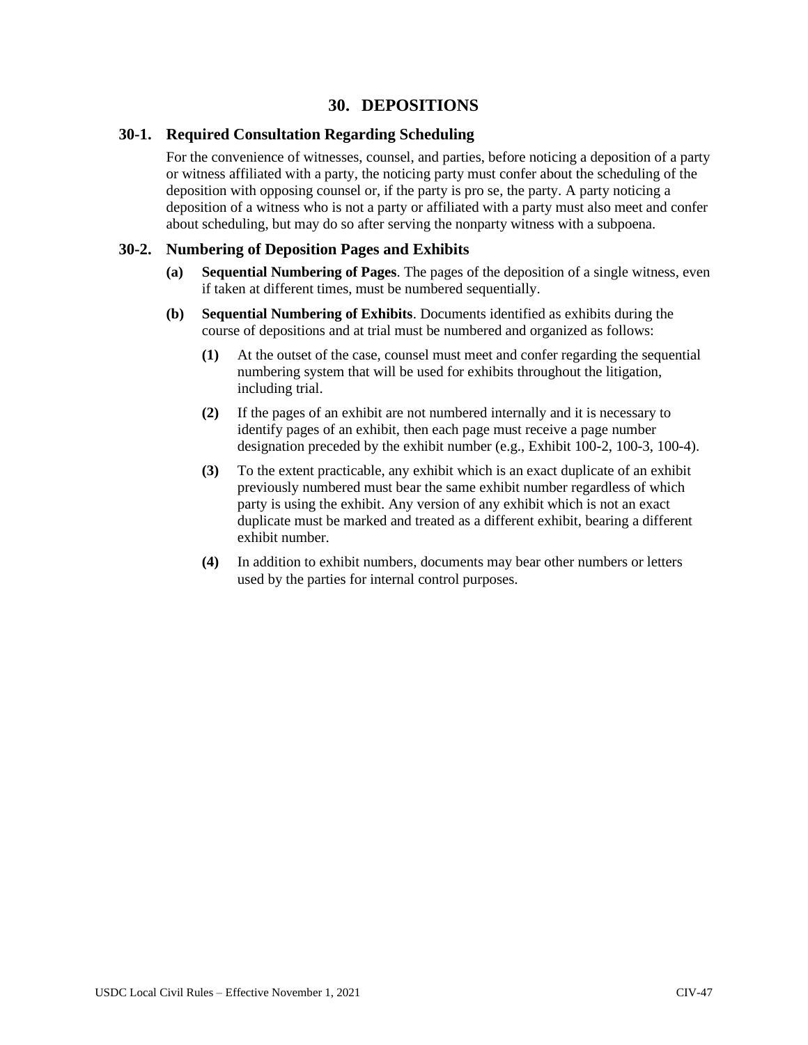# 30. DEPOSITIONS

## 30-1. Required Consultation Regarding Scheduling

For the convenience of witnesses, counsel, and parties, before noticing a deposition of a party or witness affiliated with a party, the noticing party must confer about the scheduling of the deposition with opposing counsel or, if the party is pro se, the party. A party noticing a deposition of a witness who is not a party or affiliated with a party must also meet and confer about scheduling, but may do so after serving the nonparty witness with a subpoena.

## 30-2. Numbering of Deposition Pages and Exhibits

**(a) Sequential Numbering of Pages**. The pages of the deposition of a single witness, even if taken at different times, must be numbered sequentially.

**(b) Sequential Numbering of Exhibits**. Documents identified as exhibits during the course of depositions and at trial must be numbered and organized as follows:

**(1)** At the outset of the case, counsel must meet and confer regarding the sequential numbering system that will be used for exhibits throughout the litigation, including trial.

**(2)** If the pages of an exhibit are not numbered internally and it is necessary to identify pages of an exhibit, then each page must receive a page number designation preceded by the exhibit number (e.g., Exhibit 100-2, 100-3, 100-4).

**(3)** To the extent practicable, any exhibit which is an exact duplicate of an exhibit previously numbered must bear the same exhibit number regardless of which party is using the exhibit. Any version of any exhibit which is not an exact duplicate must be marked and treated as a different exhibit, bearing a different exhibit number.

**(4)** In addition to exhibit numbers, documents may bear other numbers or letters used by the parties for internal control purposes.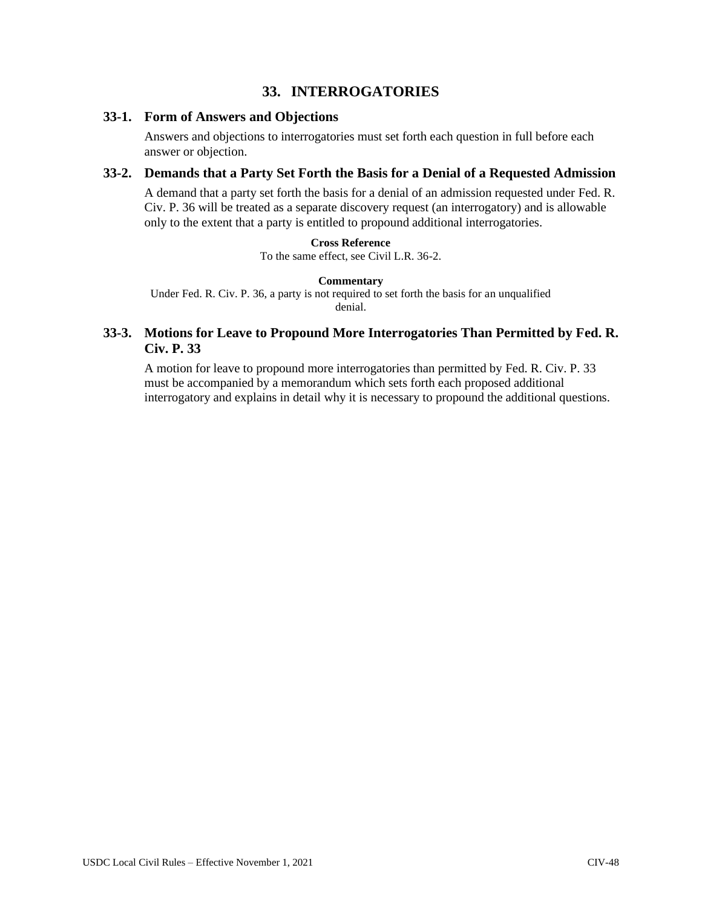# 33. INTERROGATORIES

## 33-1. Form of Answers and Objections

Answers and objections to interrogatories must set forth each question in full before each answer or objection.

## 33-2. Demands that a Party Set Forth the Basis for a Denial of a Requested Admission

A demand that a party set forth the basis for a denial of an admission requested under Fed. R. Civ. P. 36 will be treated as a separate discovery request (an interrogatory) and is allowable only to the extent that a party is entitled to propound additional interrogatories.

**Cross Reference**

To the same effect, see Civil L.R. 36-2.

**Commentary**

Under Fed. R. Civ. P. 36, a party is not required to set forth the basis for an unqualified denial.

## 33-3. Motions for Leave to Propound More Interrogatories Than Permitted by Fed. R. Civ. P. 33

A motion for leave to propound more interrogatories than permitted by Fed. R. Civ. P. 33 must be accompanied by a memorandum which sets forth each proposed additional interrogatory and explains in detail why it is necessary to propound the additional questions.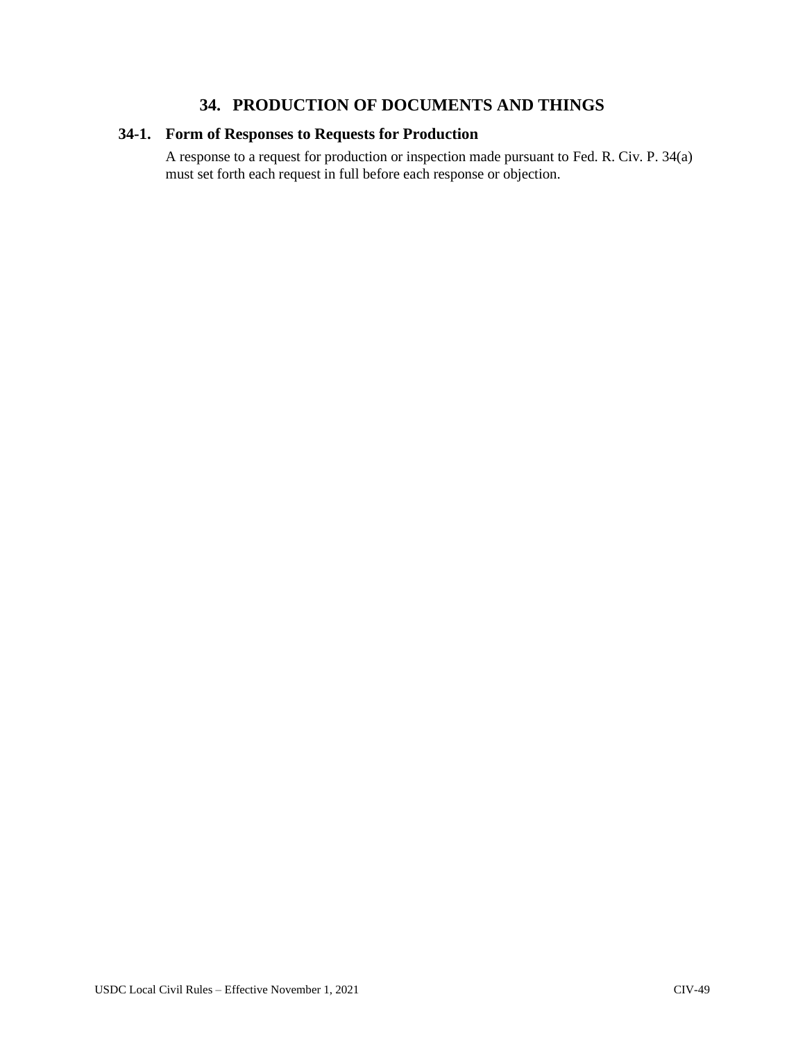# 34. PRODUCTION OF DOCUMENTS AND THINGS

## 34-1. Form of Responses to Requests for Production

A response to a request for production or inspection made pursuant to Fed. R. Civ. P. 34(a) must set forth each request in full before each response or objection.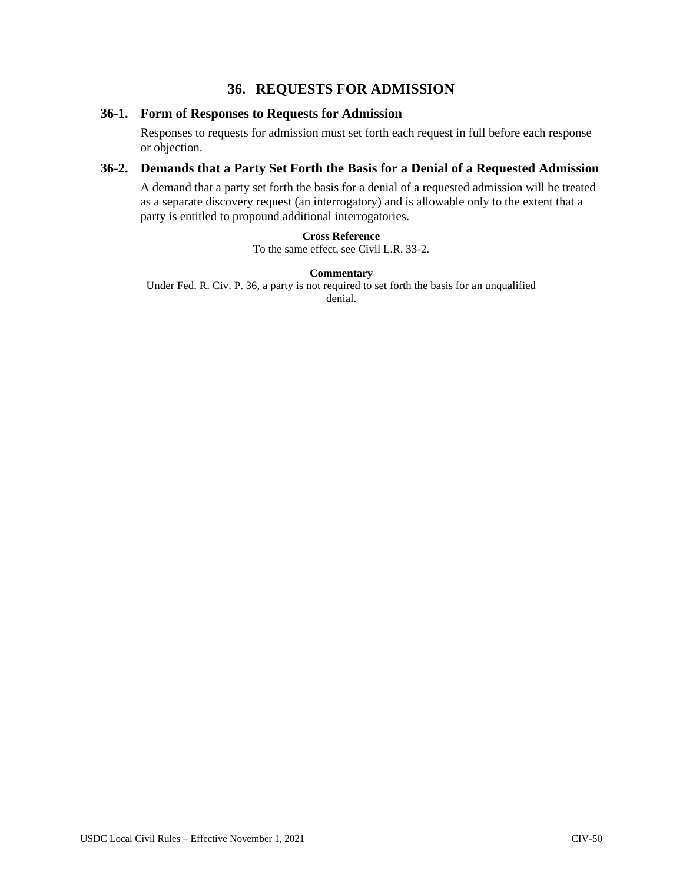# 36. REQUESTS FOR ADMISSION

## 36-1. Form of Responses to Requests for Admission

Responses to requests for admission must set forth each request in full before each response or objection.

## 36-2. Demands that a Party Set Forth the Basis for a Denial of a Requested Admission

A demand that a party set forth the basis for a denial of a requested admission will be treated as a separate discovery request (an interrogatory) and is allowable only to the extent that a party is entitled to propound additional interrogatories.

**Cross Reference**

To the same effect, see Civil L.R. 33-2.

**Commentary**

Under Fed. R. Civ. P. 36, a party is not required to set forth the basis for an unqualified denial.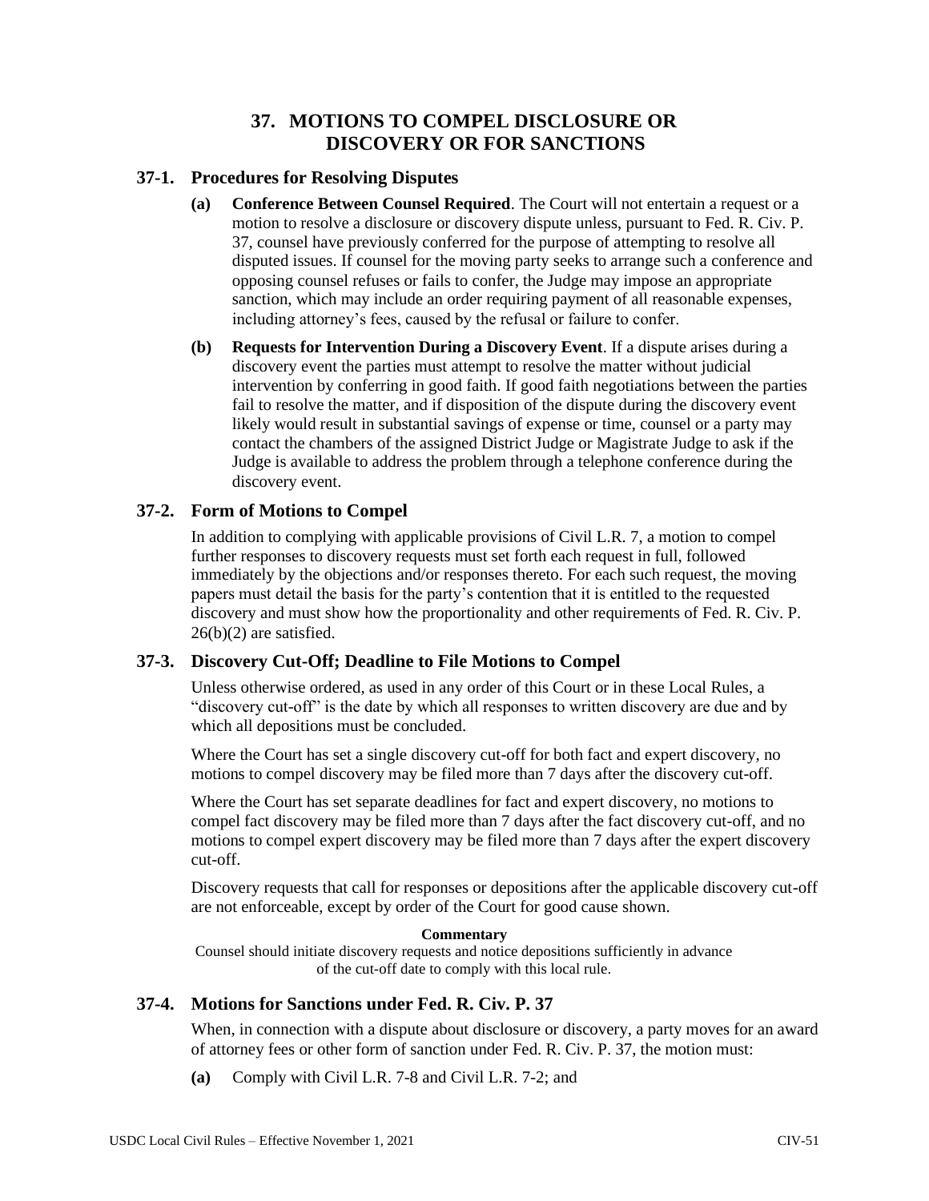# 37. MOTIONS TO COMPEL DISCLOSURE OR DISCOVERY OR FOR SANCTIONS

## 37-1. Procedures for Resolving Disputes

**(a) Conference Between Counsel Required**. The Court will not entertain a request or a motion to resolve a disclosure or discovery dispute unless, pursuant to Fed. R. Civ. P. 37, counsel have previously conferred for the purpose of attempting to resolve all disputed issues. If counsel for the moving party seeks to arrange such a conference and opposing counsel refuses or fails to confer, the Judge may impose an appropriate sanction, which may include an order requiring payment of all reasonable expenses, including attorney's fees, caused by the refusal or failure to confer.

**(b) Requests for Intervention During a Discovery Event**. If a dispute arises during a discovery event the parties must attempt to resolve the matter without judicial intervention by conferring in good faith. If good faith negotiations between the parties fail to resolve the matter, and if disposition of the dispute during the discovery event likely would result in substantial savings of expense or time, counsel or a party may contact the chambers of the assigned District Judge or Magistrate Judge to ask if the Judge is available to address the problem through a telephone conference during the discovery event.

## 37-2. Form of Motions to Compel

In addition to complying with applicable provisions of Civil L.R. 7, a motion to compel further responses to discovery requests must set forth each request in full, followed immediately by the objections and/or responses thereto. For each such request, the moving papers must detail the basis for the party's contention that it is entitled to the requested discovery and must show how the proportionality and other requirements of Fed. R. Civ. P. 26(b)(2) are satisfied.

## 37-3. Discovery Cut-Off; Deadline to File Motions to Compel

Unless otherwise ordered, as used in any order of this Court or in these Local Rules, a "discovery cut-off" is the date by which all responses to written discovery are due and by which all depositions must be concluded.

Where the Court has set a single discovery cut-off for both fact and expert discovery, no motions to compel discovery may be filed more than 7 days after the discovery cut-off.

Where the Court has set separate deadlines for fact and expert discovery, no motions to compel fact discovery may be filed more than 7 days after the fact discovery cut-off, and no motions to compel expert discovery may be filed more than 7 days after the expert discovery cut-off.

Discovery requests that call for responses or depositions after the applicable discovery cut-off are not enforceable, except by order of the Court for good cause shown.

**Commentary**

Counsel should initiate discovery requests and notice depositions sufficiently in advance of the cut-off date to comply with this local rule.

## 37-4. Motions for Sanctions under Fed. R. Civ. P. 37

When, in connection with a dispute about disclosure or discovery, a party moves for an award of attorney fees or other form of sanction under Fed. R. Civ. P. 37, the motion must:

**(a)** Comply with Civil L.R. 7-8 and Civil L.R. 7-2; and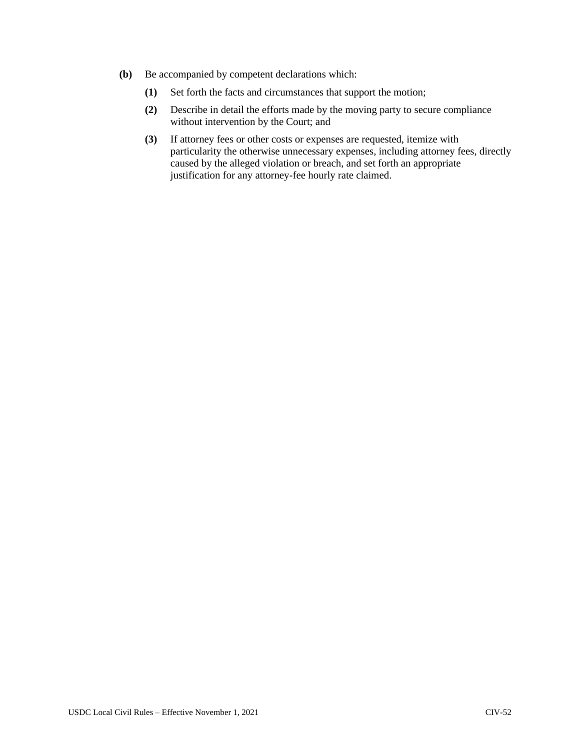**(b)** Be accompanied by competent declarations which:

- **(1)** Set forth the facts and circumstances that support the motion;
- **(2)** Describe in detail the efforts made by the moving party to secure compliance without intervention by the Court; and
- **(3)** If attorney fees or other costs or expenses are requested, itemize with particularity the otherwise unnecessary expenses, including attorney fees, directly caused by the alleged violation or breach, and set forth an appropriate justification for any attorney-fee hourly rate claimed.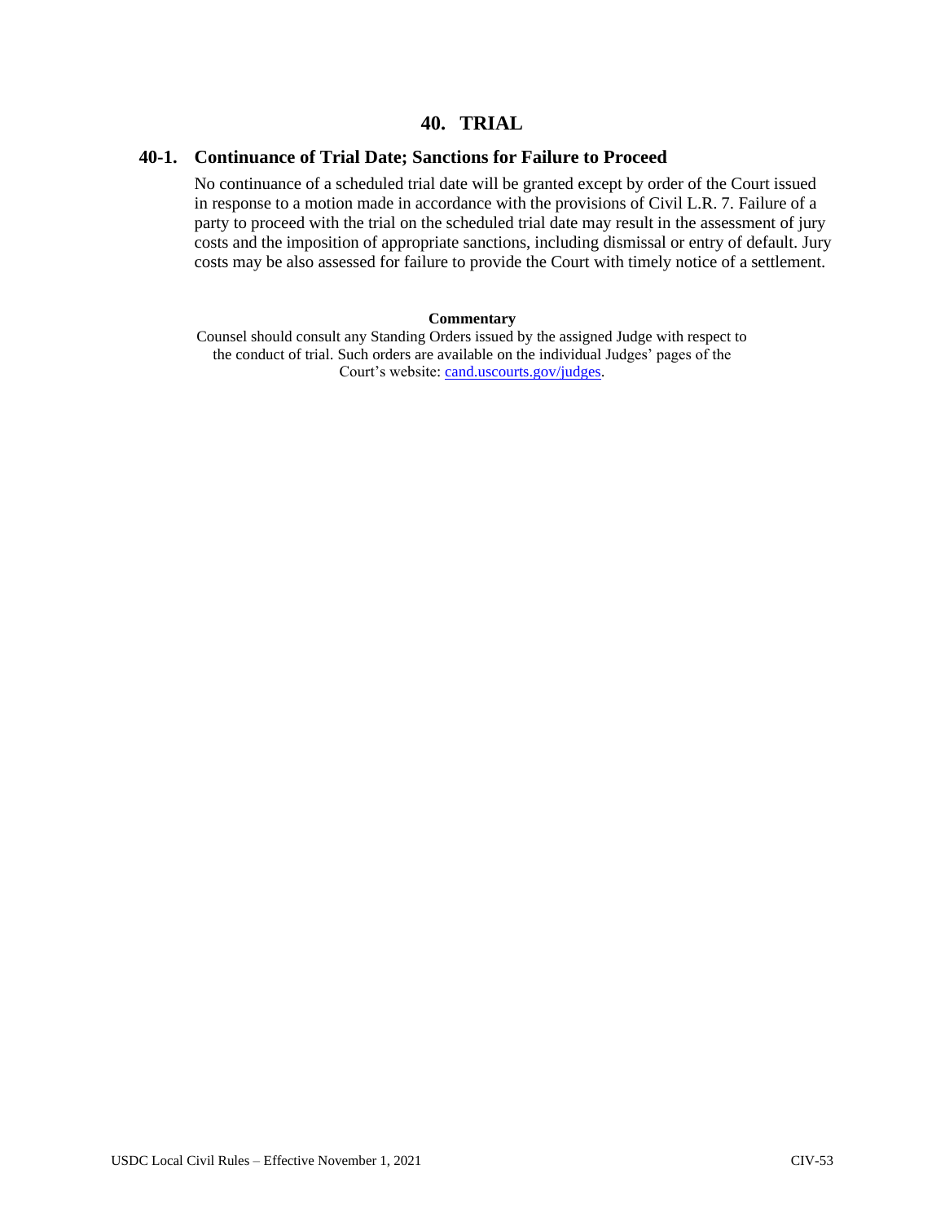# 40. TRIAL

## 40-1. Continuance of Trial Date; Sanctions for Failure to Proceed

No continuance of a scheduled trial date will be granted except by order of the Court issued in response to a motion made in accordance with the provisions of Civil L.R. 7. Failure of a party to proceed with the trial on the scheduled trial date may result in the assessment of jury costs and the imposition of appropriate sanctions, including dismissal or entry of default. Jury costs may be also assessed for failure to provide the Court with timely notice of a settlement.

**Commentary**

Counsel should consult any Standing Orders issued by the assigned Judge with respect to the conduct of trial. Such orders are available on the individual Judges' pages of the Court's website: [cand.uscourts.gov/judges](cand.uscourts.gov/judges).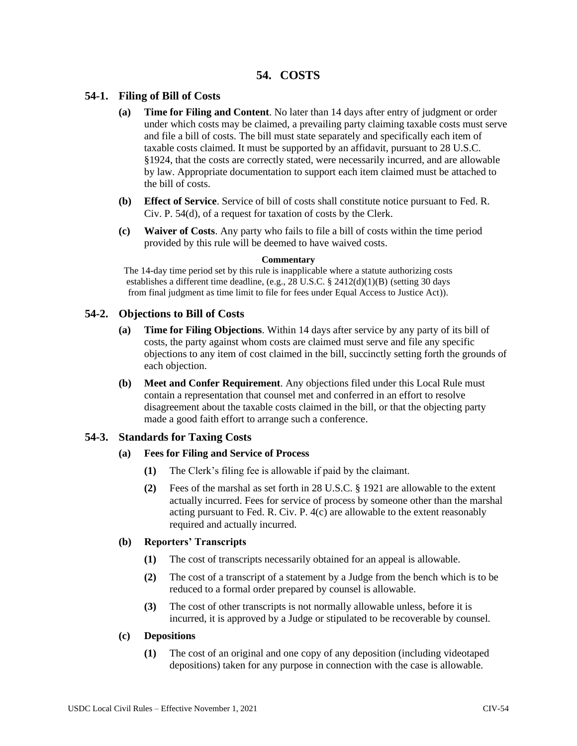# 54. COSTS

## 54-1. Filing of Bill of Costs

**(a) Time for Filing and Content**. No later than 14 days after entry of judgment or order under which costs may be claimed, a prevailing party claiming taxable costs must serve and file a bill of costs. The bill must state separately and specifically each item of taxable costs claimed. It must be supported by an affidavit, pursuant to 28 U.S.C. §1924, that the costs are correctly stated, were necessarily incurred, and are allowable by law. Appropriate documentation to support each item claimed must be attached to the bill of costs.

**(b) Effect of Service**. Service of bill of costs shall constitute notice pursuant to Fed. R. Civ. P. 54(d), of a request for taxation of costs by the Clerk.

**(c) Waiver of Costs**. Any party who fails to file a bill of costs within the time period provided by this rule will be deemed to have waived costs.

**Commentary**

The 14-day time period set by this rule is inapplicable where a statute authorizing costs establishes a different time deadline, (e.g., 28 U.S.C. § 2412(d)(1)(B) (setting 30 days from final judgment as time limit to file for fees under Equal Access to Justice Act)).

## 54-2. Objections to Bill of Costs

**(a) Time for Filing Objections**. Within 14 days after service by any party of its bill of costs, the party against whom costs are claimed must serve and file any specific objections to any item of cost claimed in the bill, succinctly setting forth the grounds of each objection.

**(b) Meet and Confer Requirement**. Any objections filed under this Local Rule must contain a representation that counsel met and conferred in an effort to resolve disagreement about the taxable costs claimed in the bill, or that the objecting party made a good faith effort to arrange such a conference.

## 54-3. Standards for Taxing Costs

**(a) Fees for Filing and Service of Process**

**(1)** The Clerk's filing fee is allowable if paid by the claimant.

**(2)** Fees of the marshal as set forth in 28 U.S.C. § 1921 are allowable to the extent actually incurred. Fees for service of process by someone other than the marshal acting pursuant to Fed. R. Civ. P. 4(c) are allowable to the extent reasonably required and actually incurred.

**(b) Reporters' Transcripts**

**(1)** The cost of transcripts necessarily obtained for an appeal is allowable.

**(2)** The cost of a transcript of a statement by a Judge from the bench which is to be reduced to a formal order prepared by counsel is allowable.

**(3)** The cost of other transcripts is not normally allowable unless, before it is incurred, it is approved by a Judge or stipulated to be recoverable by counsel.

**(c) Depositions**

**(1)** The cost of an original and one copy of any deposition (including videotaped depositions) taken for any purpose in connection with the case is allowable.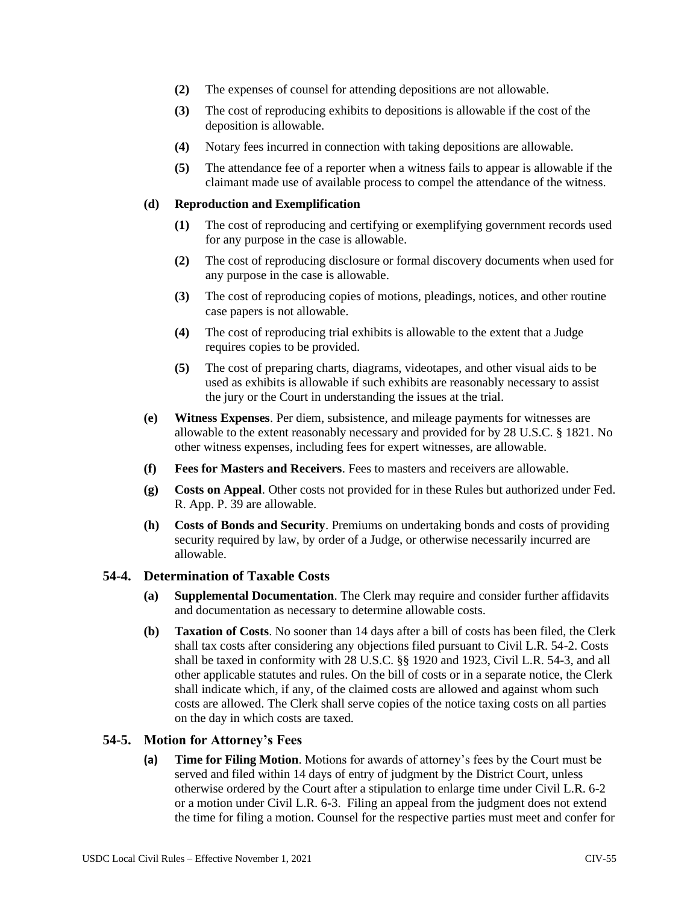**(2)** The expenses of counsel for attending depositions are not allowable.

**(3)** The cost of reproducing exhibits to depositions is allowable if the cost of the deposition is allowable.

**(4)** Notary fees incurred in connection with taking depositions are allowable.

**(5)** The attendance fee of a reporter when a witness fails to appear is allowable if the claimant made use of available process to compel the attendance of the witness.

**(d) Reproduction and Exemplification**

**(1)** The cost of reproducing and certifying or exemplifying government records used for any purpose in the case is allowable.

**(2)** The cost of reproducing disclosure or formal discovery documents when used for any purpose in the case is allowable.

**(3)** The cost of reproducing copies of motions, pleadings, notices, and other routine case papers is not allowable.

**(4)** The cost of reproducing trial exhibits is allowable to the extent that a Judge requires copies to be provided.

**(5)** The cost of preparing charts, diagrams, videotapes, and other visual aids to be used as exhibits is allowable if such exhibits are reasonably necessary to assist the jury or the Court in understanding the issues at the trial.

**(e) Witness Expenses**. Per diem, subsistence, and mileage payments for witnesses are allowable to the extent reasonably necessary and provided for by 28 U.S.C. § 1821. No other witness expenses, including fees for expert witnesses, are allowable.

**(f) Fees for Masters and Receivers**. Fees to masters and receivers are allowable.

**(g) Costs on Appeal**. Other costs not provided for in these Rules but authorized under Fed. R. App. P. 39 are allowable.

**(h) Costs of Bonds and Security**. Premiums on undertaking bonds and costs of providing security required by law, by order of a Judge, or otherwise necessarily incurred are allowable.

## 54-4. Determination of Taxable Costs

**(a) Supplemental Documentation**. The Clerk may require and consider further affidavits and documentation as necessary to determine allowable costs.

**(b) Taxation of Costs**. No sooner than 14 days after a bill of costs has been filed, the Clerk shall tax costs after considering any objections filed pursuant to Civil L.R. 54-2. Costs shall be taxed in conformity with 28 U.S.C. §§ 1920 and 1923, Civil L.R. 54-3, and all other applicable statutes and rules. On the bill of costs or in a separate notice, the Clerk shall indicate which, if any, of the claimed costs are allowed and against whom such costs are allowed. The Clerk shall serve copies of the notice taxing costs on all parties on the day in which costs are taxed.

## 54-5. Motion for Attorney's Fees

**(a) Time for Filing Motion**. Motions for awards of attorney's fees by the Court must be served and filed within 14 days of entry of judgment by the District Court, unless otherwise ordered by the Court after a stipulation to enlarge time under Civil L.R. 6-2 or a motion under Civil L.R. 6-3. Filing an appeal from the judgment does not extend the time for filing a motion. Counsel for the respective parties must meet and confer for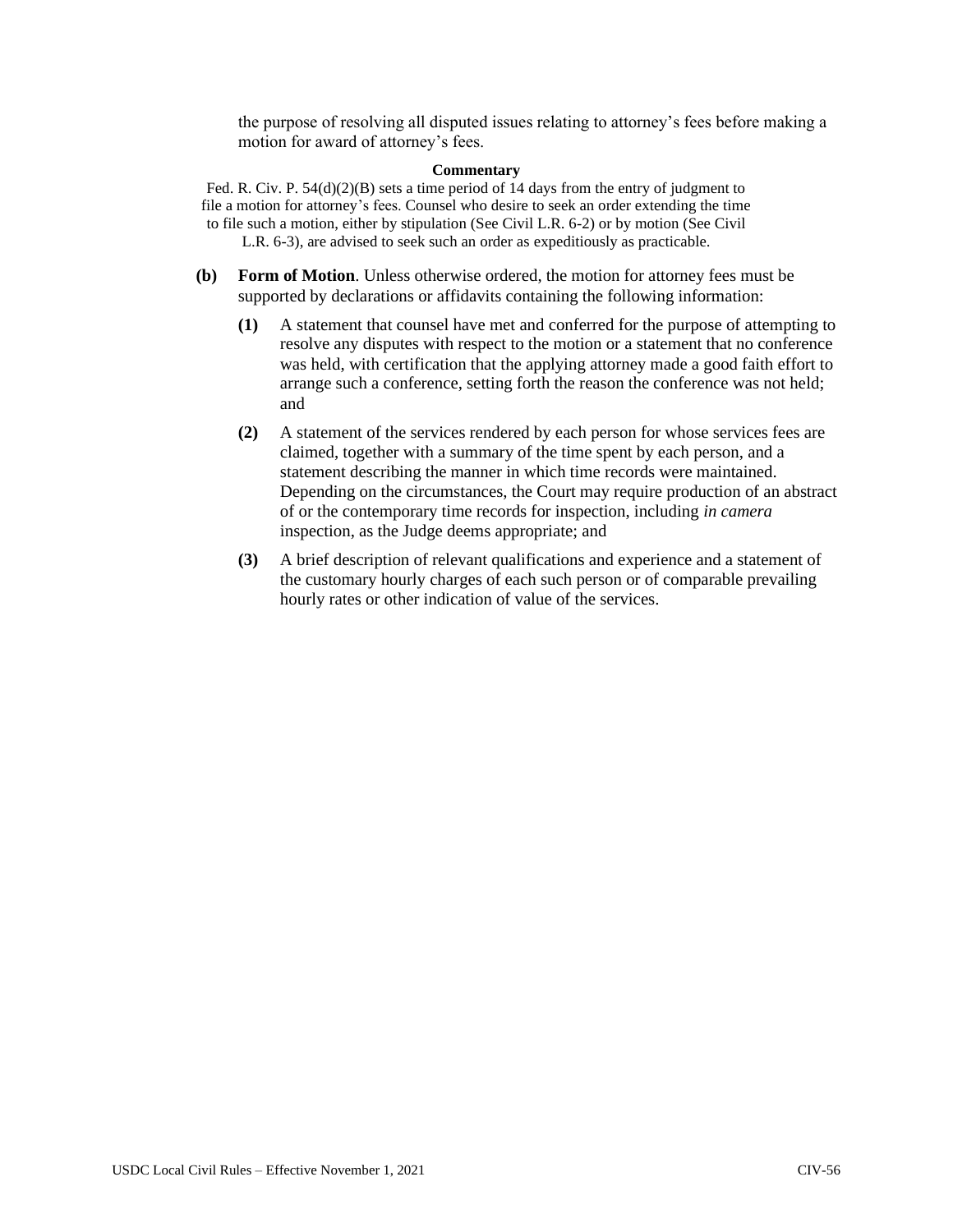the purpose of resolving all disputed issues relating to attorney's fees before making a motion for award of attorney's fees.

**Commentary**

Fed. R. Civ. P. 54(d)(2)(B) sets a time period of 14 days from the entry of judgment to file a motion for attorney's fees. Counsel who desire to seek an order extending the time to file such a motion, either by stipulation (See Civil L.R. 6-2) or by motion (See Civil L.R. 6-3), are advised to seek such an order as expeditiously as practicable.

**(b)** **Form of Motion**. Unless otherwise ordered, the motion for attorney fees must be supported by declarations or affidavits containing the following information:

**(1)** A statement that counsel have met and conferred for the purpose of attempting to resolve any disputes with respect to the motion or a statement that no conference was held, with certification that the applying attorney made a good faith effort to arrange such a conference, setting forth the reason the conference was not held; and

**(2)** A statement of the services rendered by each person for whose services fees are claimed, together with a summary of the time spent by each person, and a statement describing the manner in which time records were maintained. Depending on the circumstances, the Court may require production of an abstract of or the contemporary time records for inspection, including *in camera* inspection, as the Judge deems appropriate; and

**(3)** A brief description of relevant qualifications and experience and a statement of the customary hourly charges of each such person or of comparable prevailing hourly rates or other indication of value of the services.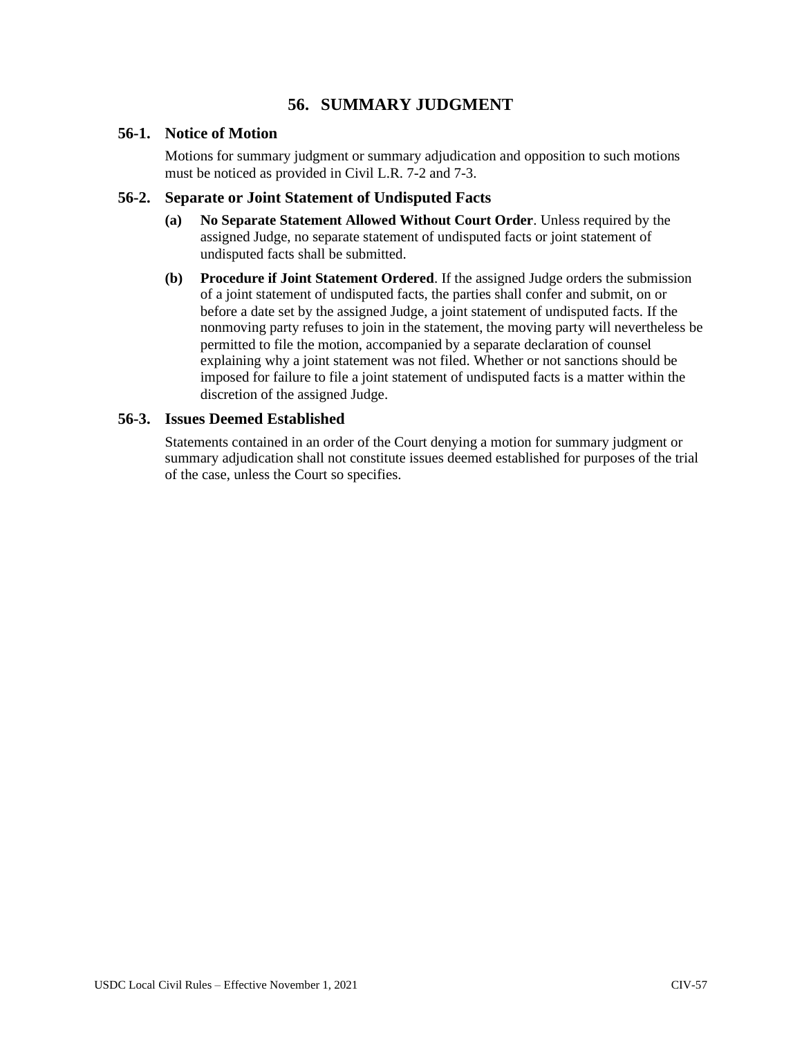# 56. SUMMARY JUDGMENT

## 56-1. Notice of Motion

Motions for summary judgment or summary adjudication and opposition to such motions must be noticed as provided in Civil L.R. 7-2 and 7-3.

## 56-2. Separate or Joint Statement of Undisputed Facts

**(a) No Separate Statement Allowed Without Court Order**. Unless required by the assigned Judge, no separate statement of undisputed facts or joint statement of undisputed facts shall be submitted.

**(b) Procedure if Joint Statement Ordered**. If the assigned Judge orders the submission of a joint statement of undisputed facts, the parties shall confer and submit, on or before a date set by the assigned Judge, a joint statement of undisputed facts. If the nonmoving party refuses to join in the statement, the moving party will nevertheless be permitted to file the motion, accompanied by a separate declaration of counsel explaining why a joint statement was not filed. Whether or not sanctions should be imposed for failure to file a joint statement of undisputed facts is a matter within the discretion of the assigned Judge.

## 56-3. Issues Deemed Established

Statements contained in an order of the Court denying a motion for summary judgment or summary adjudication shall not constitute issues deemed established for purposes of the trial of the case, unless the Court so specifies.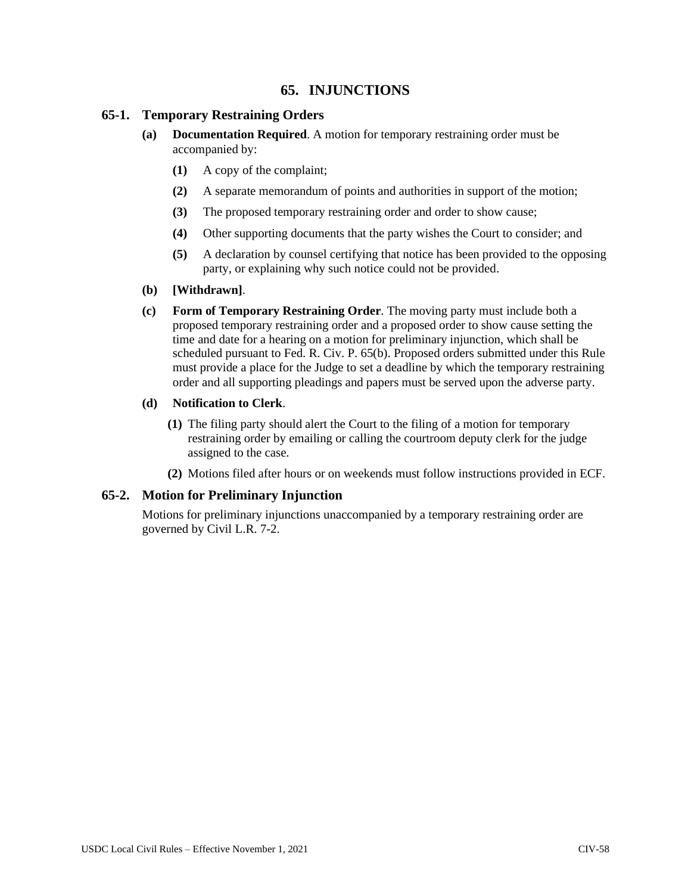# 65. INJUNCTIONS

## 65-1. Temporary Restraining Orders

**(a) Documentation Required**. A motion for temporary restraining order must be accompanied by:

- **(1)** A copy of the complaint;
- **(2)** A separate memorandum of points and authorities in support of the motion;
- **(3)** The proposed temporary restraining order and order to show cause;
- **(4)** Other supporting documents that the party wishes the Court to consider; and
- **(5)** A declaration by counsel certifying that notice has been provided to the opposing party, or explaining why such notice could not be provided.

**(b) [Withdrawn]**.

**(c) Form of Temporary Restraining Order**. The moving party must include both a proposed temporary restraining order and a proposed order to show cause setting the time and date for a hearing on a motion for preliminary injunction, which shall be scheduled pursuant to Fed. R. Civ. P. 65(b). Proposed orders submitted under this Rule must provide a place for the Judge to set a deadline by which the temporary restraining order and all supporting pleadings and papers must be served upon the adverse party.

**(d) Notification to Clerk**.

- **(1)** The filing party should alert the Court to the filing of a motion for temporary restraining order by emailing or calling the courtroom deputy clerk for the judge assigned to the case.
- **(2)** Motions filed after hours or on weekends must follow instructions provided in ECF.

## 65-2. Motion for Preliminary Injunction

Motions for preliminary injunctions unaccompanied by a temporary restraining order are governed by Civil L.R. 7-2.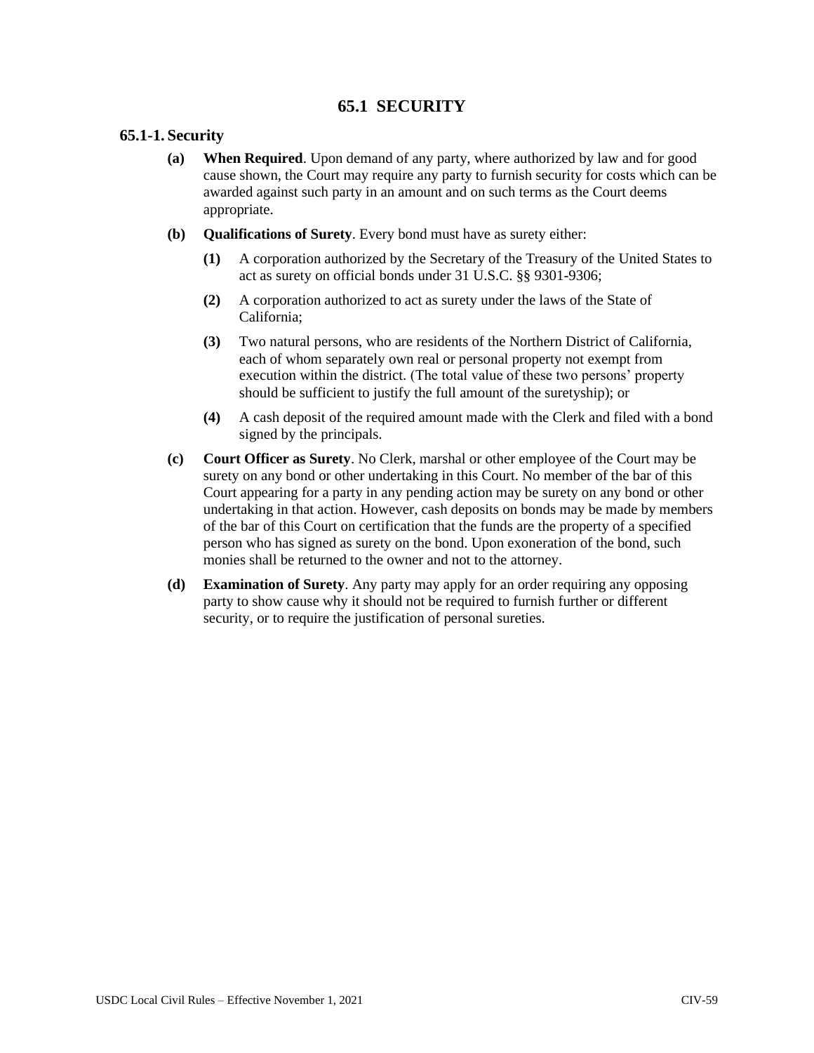# 65.1 SECURITY

## 65.1-1. Security

**(a) When Required**. Upon demand of any party, where authorized by law and for good cause shown, the Court may require any party to furnish security for costs which can be awarded against such party in an amount and on such terms as the Court deems appropriate.

**(b) Qualifications of Surety**. Every bond must have as surety either:

**(1)** A corporation authorized by the Secretary of the Treasury of the United States to act as surety on official bonds under 31 U.S.C. §§ 9301-9306;

**(2)** A corporation authorized to act as surety under the laws of the State of California;

**(3)** Two natural persons, who are residents of the Northern District of California, each of whom separately own real or personal property not exempt from execution within the district. (The total value of these two persons' property should be sufficient to justify the full amount of the suretyship); or

**(4)** A cash deposit of the required amount made with the Clerk and filed with a bond signed by the principals.

**(c) Court Officer as Surety**. No Clerk, marshal or other employee of the Court may be surety on any bond or other undertaking in this Court. No member of the bar of this Court appearing for a party in any pending action may be surety on any bond or other undertaking in that action. However, cash deposits on bonds may be made by members of the bar of this Court on certification that the funds are the property of a specified person who has signed as surety on the bond. Upon exoneration of the bond, such monies shall be returned to the owner and not to the attorney.

**(d) Examination of Surety**. Any party may apply for an order requiring any opposing party to show cause why it should not be required to furnish further or different security, or to require the justification of personal sureties.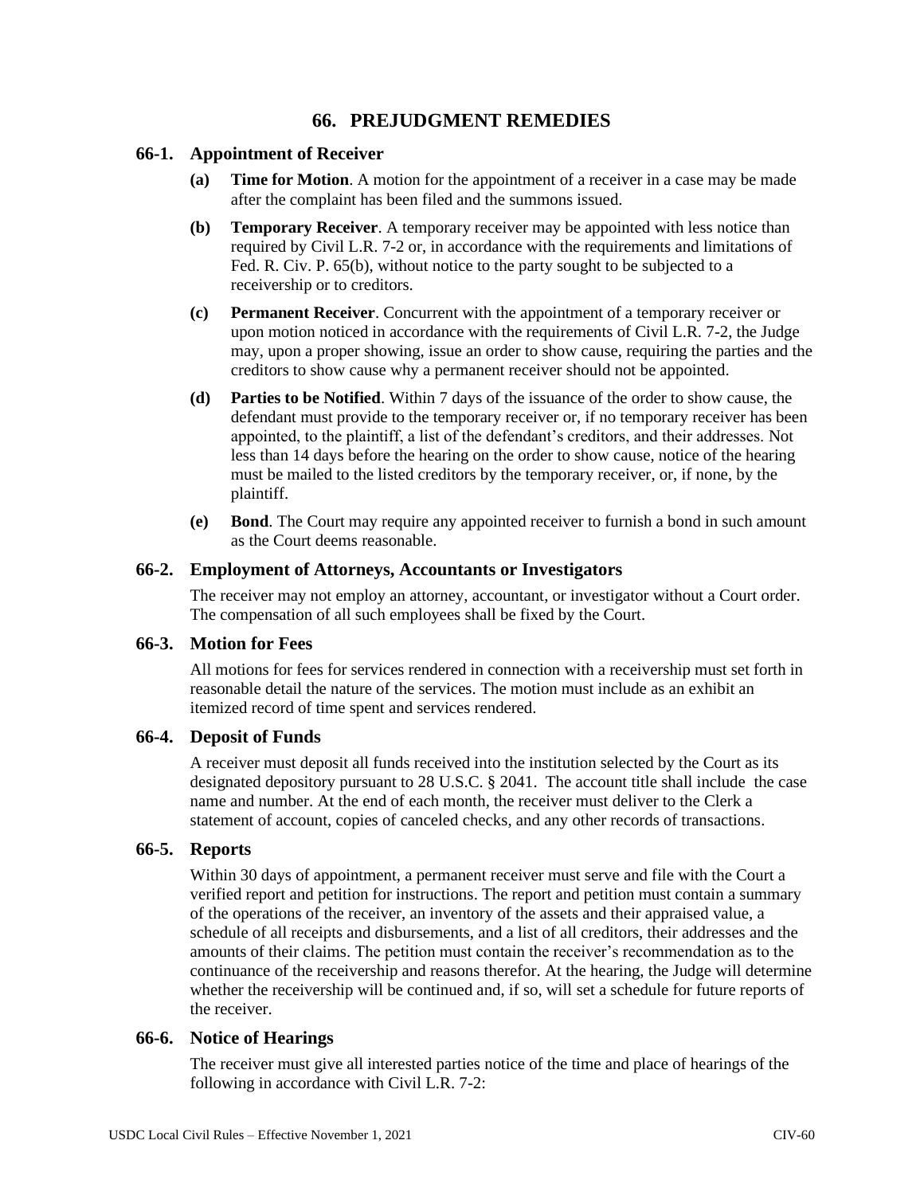## 66. PREJUDGMENT REMEDIES

### 66-1. Appointment of Receiver

**(a) Time for Motion**. A motion for the appointment of a receiver in a case may be made after the complaint has been filed and the summons issued.

**(b) Temporary Receiver**. A temporary receiver may be appointed with less notice than required by Civil L.R. 7-2 or, in accordance with the requirements and limitations of Fed. R. Civ. P. 65(b), without notice to the party sought to be subjected to a receivership or to creditors.

**(c) Permanent Receiver**. Concurrent with the appointment of a temporary receiver or upon motion noticed in accordance with the requirements of Civil L.R. 7-2, the Judge may, upon a proper showing, issue an order to show cause, requiring the parties and the creditors to show cause why a permanent receiver should not be appointed.

**(d) Parties to be Notified**. Within 7 days of the issuance of the order to show cause, the defendant must provide to the temporary receiver or, if no temporary receiver has been appointed, to the plaintiff, a list of the defendant's creditors, and their addresses. Not less than 14 days before the hearing on the order to show cause, notice of the hearing must be mailed to the listed creditors by the temporary receiver, or, if none, by the plaintiff.

**(e) Bond**. The Court may require any appointed receiver to furnish a bond in such amount as the Court deems reasonable.

### 66-2. Employment of Attorneys, Accountants or Investigators

The receiver may not employ an attorney, accountant, or investigator without a Court order. The compensation of all such employees shall be fixed by the Court.

### 66-3. Motion for Fees

All motions for fees for services rendered in connection with a receivership must set forth in reasonable detail the nature of the services. The motion must include as an exhibit an itemized record of time spent and services rendered.

### 66-4. Deposit of Funds

A receiver must deposit all funds received into the institution selected by the Court as its designated depository pursuant to 28 U.S.C. § 2041. The account title shall include the case name and number. At the end of each month, the receiver must deliver to the Clerk a statement of account, copies of canceled checks, and any other records of transactions.

### 66-5. Reports

Within 30 days of appointment, a permanent receiver must serve and file with the Court a verified report and petition for instructions. The report and petition must contain a summary of the operations of the receiver, an inventory of the assets and their appraised value, a schedule of all receipts and disbursements, and a list of all creditors, their addresses and the amounts of their claims. The petition must contain the receiver's recommendation as to the continuance of the receivership and reasons therefor. At the hearing, the Judge will determine whether the receivership will be continued and, if so, will set a schedule for future reports of the receiver.

### 66-6. Notice of Hearings

The receiver must give all interested parties notice of the time and place of hearings of the following in accordance with Civil L.R. 7-2: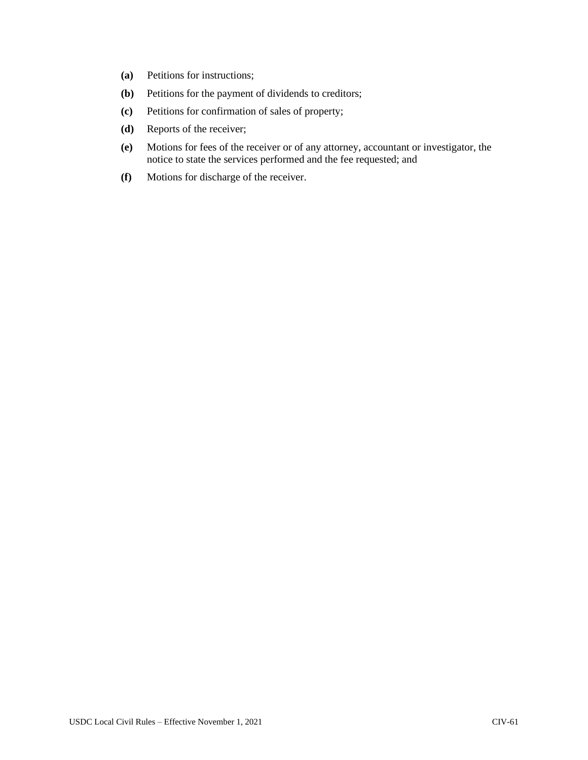**(a)** Petitions for instructions;

**(b)** Petitions for the payment of dividends to creditors;

**(c)** Petitions for confirmation of sales of property;

**(d)** Reports of the receiver;

**(e)** Motions for fees of the receiver or of any attorney, accountant or investigator, the notice to state the services performed and the fee requested; and

**(f)** Motions for discharge of the receiver.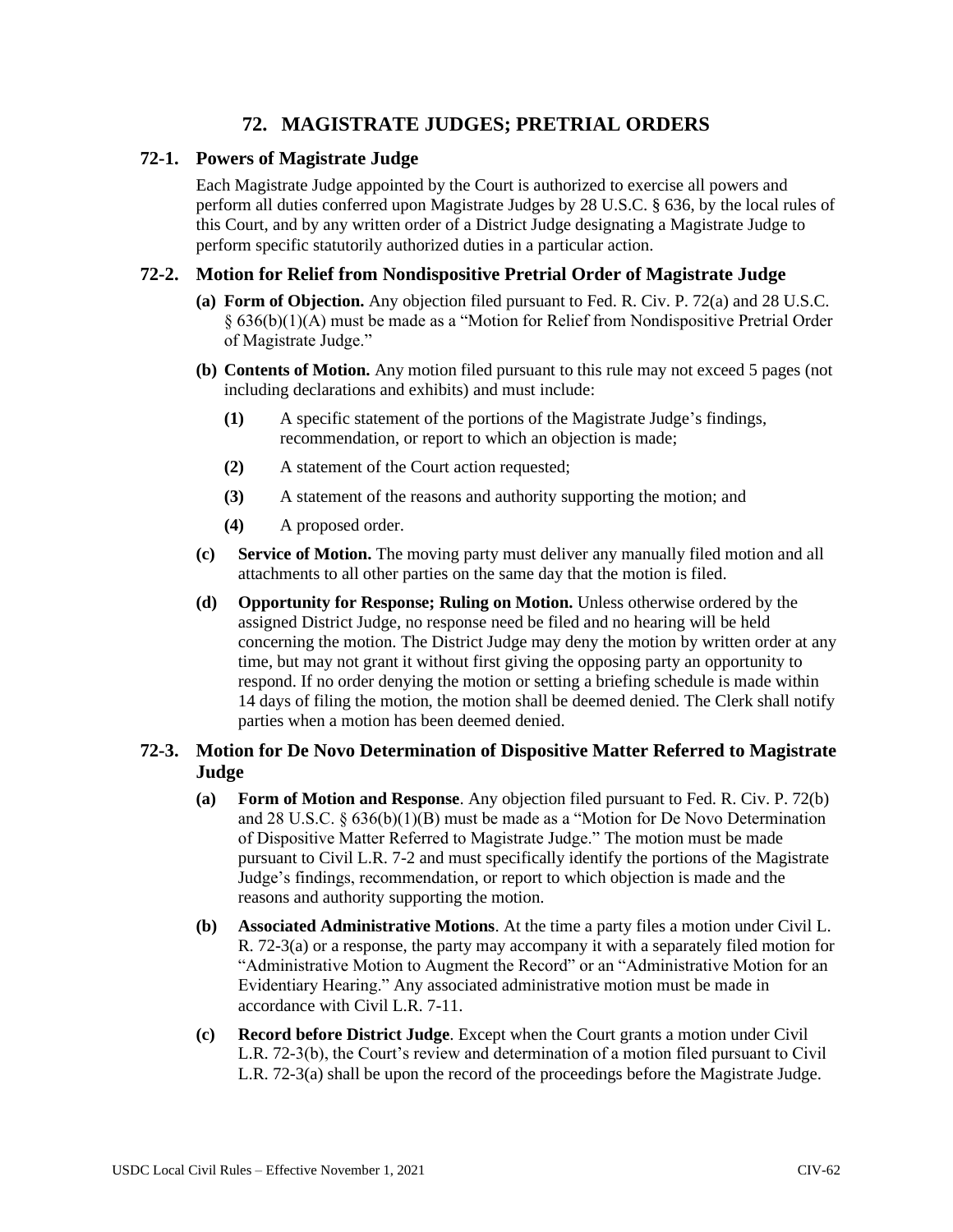# 72. MAGISTRATE JUDGES; PRETRIAL ORDERS

## 72-1. Powers of Magistrate Judge

Each Magistrate Judge appointed by the Court is authorized to exercise all powers and perform all duties conferred upon Magistrate Judges by 28 U.S.C. § 636, by the local rules of this Court, and by any written order of a District Judge designating a Magistrate Judge to perform specific statutorily authorized duties in a particular action.

## 72-2. Motion for Relief from Nondispositive Pretrial Order of Magistrate Judge

**(a) Form of Objection.** Any objection filed pursuant to Fed. R. Civ. P. 72(a) and 28 U.S.C. § 636(b)(1)(A) must be made as a "Motion for Relief from Nondispositive Pretrial Order of Magistrate Judge."

**(b) Contents of Motion.** Any motion filed pursuant to this rule may not exceed 5 pages (not including declarations and exhibits) and must include:

- **(1)** A specific statement of the portions of the Magistrate Judge's findings, recommendation, or report to which an objection is made;
- **(2)** A statement of the Court action requested;
- **(3)** A statement of the reasons and authority supporting the motion; and
- **(4)** A proposed order.

**(c) Service of Motion.** The moving party must deliver any manually filed motion and all attachments to all other parties on the same day that the motion is filed.

**(d) Opportunity for Response; Ruling on Motion.** Unless otherwise ordered by the assigned District Judge, no response need be filed and no hearing will be held concerning the motion. The District Judge may deny the motion by written order at any time, but may not grant it without first giving the opposing party an opportunity to respond. If no order denying the motion or setting a briefing schedule is made within 14 days of filing the motion, the motion shall be deemed denied. The Clerk shall notify parties when a motion has been deemed denied.

## 72-3. Motion for De Novo Determination of Dispositive Matter Referred to Magistrate Judge

**(a) Form of Motion and Response**. Any objection filed pursuant to Fed. R. Civ. P. 72(b) and 28 U.S.C. § 636(b)(1)(B) must be made as a "Motion for De Novo Determination of Dispositive Matter Referred to Magistrate Judge." The motion must be made pursuant to Civil L.R. 7-2 and must specifically identify the portions of the Magistrate Judge's findings, recommendation, or report to which objection is made and the reasons and authority supporting the motion.

**(b) Associated Administrative Motions**. At the time a party files a motion under Civil L. R. 72-3(a) or a response, the party may accompany it with a separately filed motion for "Administrative Motion to Augment the Record" or an "Administrative Motion for an Evidentiary Hearing." Any associated administrative motion must be made in accordance with Civil L.R. 7-11.

**(c) Record before District Judge**. Except when the Court grants a motion under Civil L.R. 72-3(b), the Court's review and determination of a motion filed pursuant to Civil L.R. 72-3(a) shall be upon the record of the proceedings before the Magistrate Judge.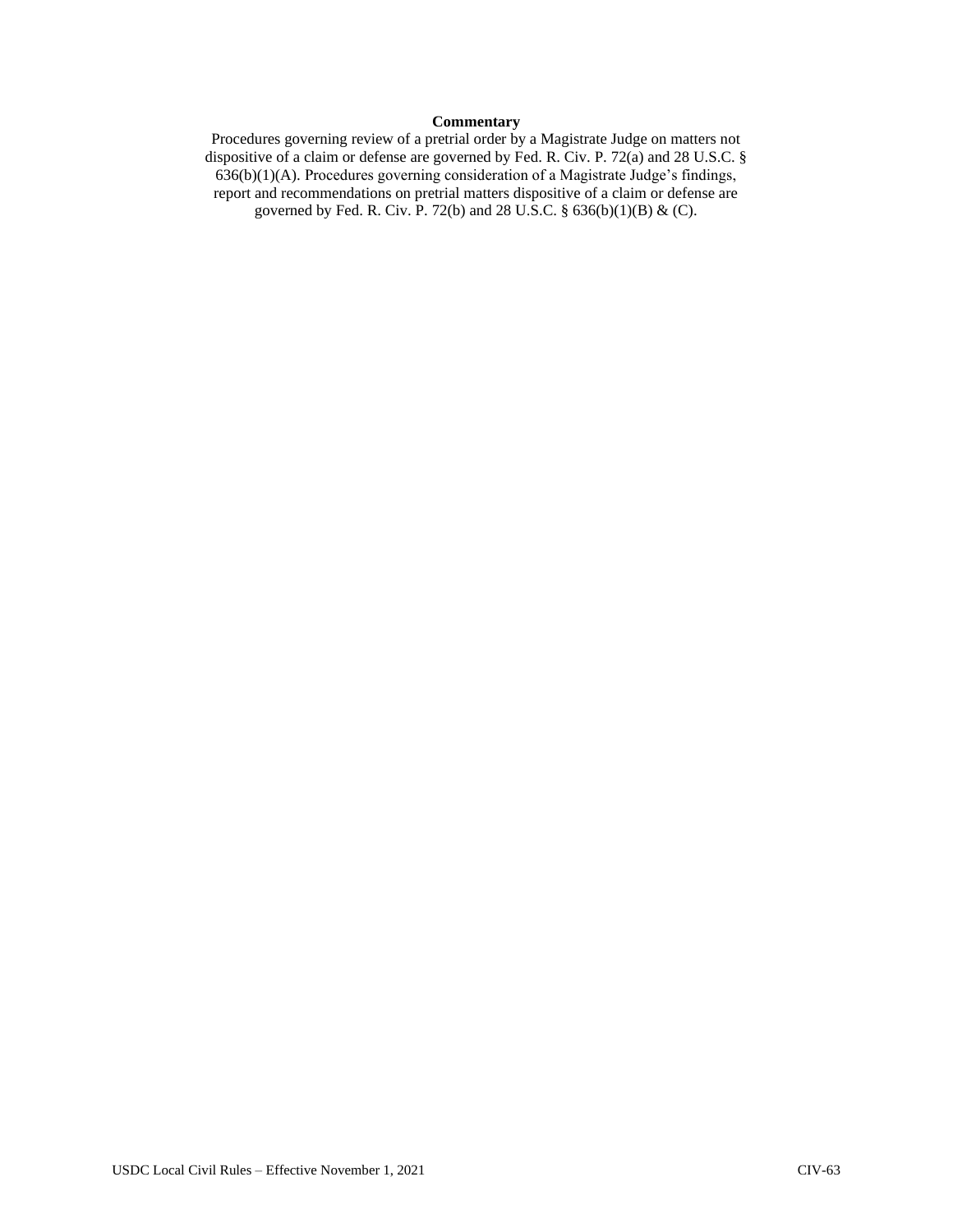**Commentary**

Procedures governing review of a pretrial order by a Magistrate Judge on matters not dispositive of a claim or defense are governed by Fed. R. Civ. P. 72(a) and 28 U.S.C. § 636(b)(1)(A). Procedures governing consideration of a Magistrate Judge's findings, report and recommendations on pretrial matters dispositive of a claim or defense are governed by Fed. R. Civ. P. 72(b) and 28 U.S.C. § 636(b)(1)(B) & (C).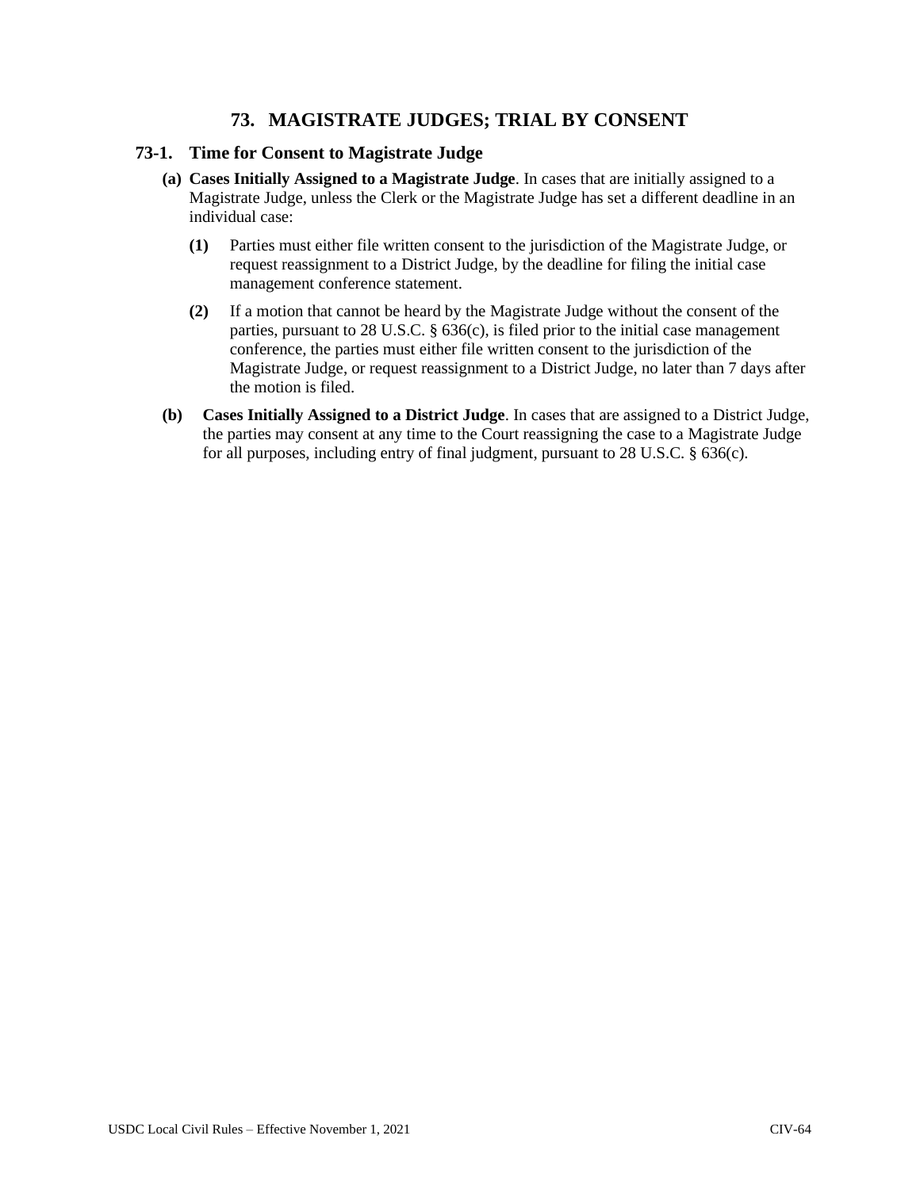# 73. MAGISTRATE JUDGES; TRIAL BY CONSENT

## 73-1. Time for Consent to Magistrate Judge

**(a) Cases Initially Assigned to a Magistrate Judge**. In cases that are initially assigned to a Magistrate Judge, unless the Clerk or the Magistrate Judge has set a different deadline in an individual case:

**(1)** Parties must either file written consent to the jurisdiction of the Magistrate Judge, or request reassignment to a District Judge, by the deadline for filing the initial case management conference statement.

**(2)** If a motion that cannot be heard by the Magistrate Judge without the consent of the parties, pursuant to 28 U.S.C. § 636(c), is filed prior to the initial case management conference, the parties must either file written consent to the jurisdiction of the Magistrate Judge, or request reassignment to a District Judge, no later than 7 days after the motion is filed.

**(b) Cases Initially Assigned to a District Judge**. In cases that are assigned to a District Judge, the parties may consent at any time to the Court reassigning the case to a Magistrate Judge for all purposes, including entry of final judgment, pursuant to 28 U.S.C. § 636(c).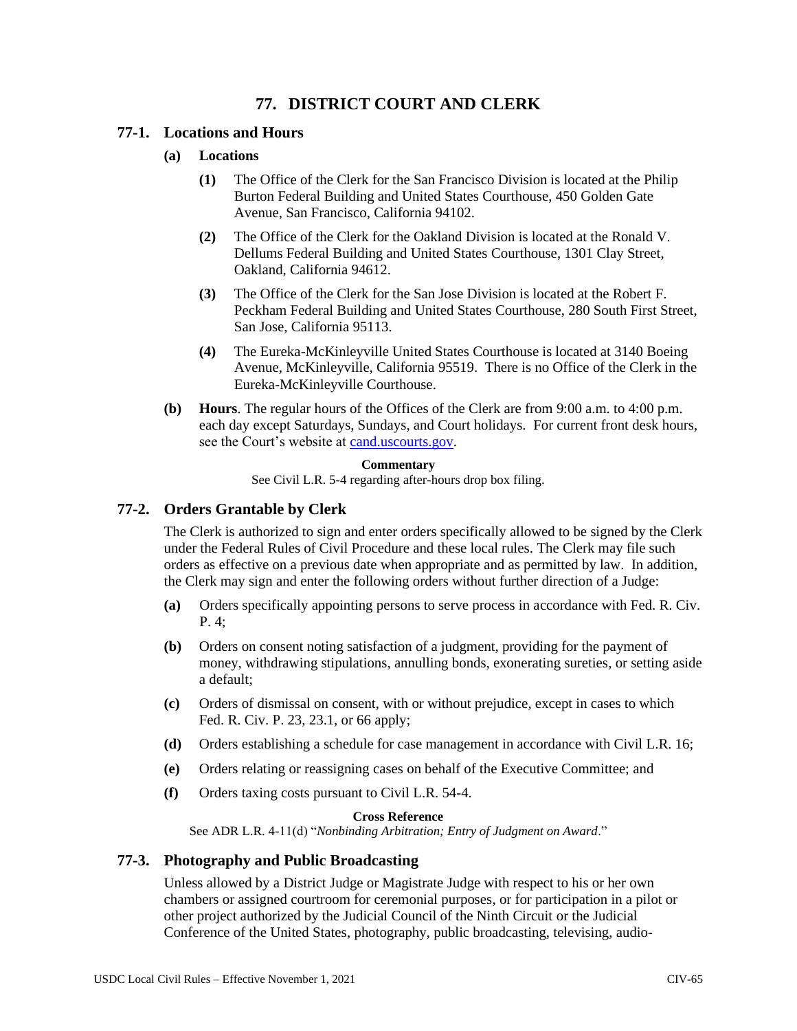# 77. DISTRICT COURT AND CLERK

## 77-1. Locations and Hours

**(a) Locations**

**(1)** The Office of the Clerk for the San Francisco Division is located at the Philip Burton Federal Building and United States Courthouse, 450 Golden Gate Avenue, San Francisco, California 94102.

**(2)** The Office of the Clerk for the Oakland Division is located at the Ronald V. Dellums Federal Building and United States Courthouse, 1301 Clay Street, Oakland, California 94612.

**(3)** The Office of the Clerk for the San Jose Division is located at the Robert F. Peckham Federal Building and United States Courthouse, 280 South First Street, San Jose, California 95113.

**(4)** The Eureka-McKinleyville United States Courthouse is located at 3140 Boeing Avenue, McKinleyville, California 95519. There is no Office of the Clerk in the Eureka-McKinleyville Courthouse.

**(b) Hours**. The regular hours of the Offices of the Clerk are from 9:00 a.m. to 4:00 p.m. each day except Saturdays, Sundays, and Court holidays. For current front desk hours, see the Court's website at cand.uscourts.gov.

**Commentary**

See Civil L.R. 5-4 regarding after-hours drop box filing.

## 77-2. Orders Grantable by Clerk

The Clerk is authorized to sign and enter orders specifically allowed to be signed by the Clerk under the Federal Rules of Civil Procedure and these local rules. The Clerk may file such orders as effective on a previous date when appropriate and as permitted by law. In addition, the Clerk may sign and enter the following orders without further direction of a Judge:

**(a)** Orders specifically appointing persons to serve process in accordance with Fed. R. Civ. P. 4;

**(b)** Orders on consent noting satisfaction of a judgment, providing for the payment of money, withdrawing stipulations, annulling bonds, exonerating sureties, or setting aside a default;

**(c)** Orders of dismissal on consent, with or without prejudice, except in cases to which Fed. R. Civ. P. 23, 23.1, or 66 apply;

**(d)** Orders establishing a schedule for case management in accordance with Civil L.R. 16;

**(e)** Orders relating or reassigning cases on behalf of the Executive Committee; and

**(f)** Orders taxing costs pursuant to Civil L.R. 54-4.

**Cross Reference**

See ADR L.R. 4-11(d) "*Nonbinding Arbitration; Entry of Judgment on Award*."

## 77-3. Photography and Public Broadcasting

Unless allowed by a District Judge or Magistrate Judge with respect to his or her own chambers or assigned courtroom for ceremonial purposes, or for participation in a pilot or other project authorized by the Judicial Council of the Ninth Circuit or the Judicial Conference of the United States, photography, public broadcasting, televising, audio-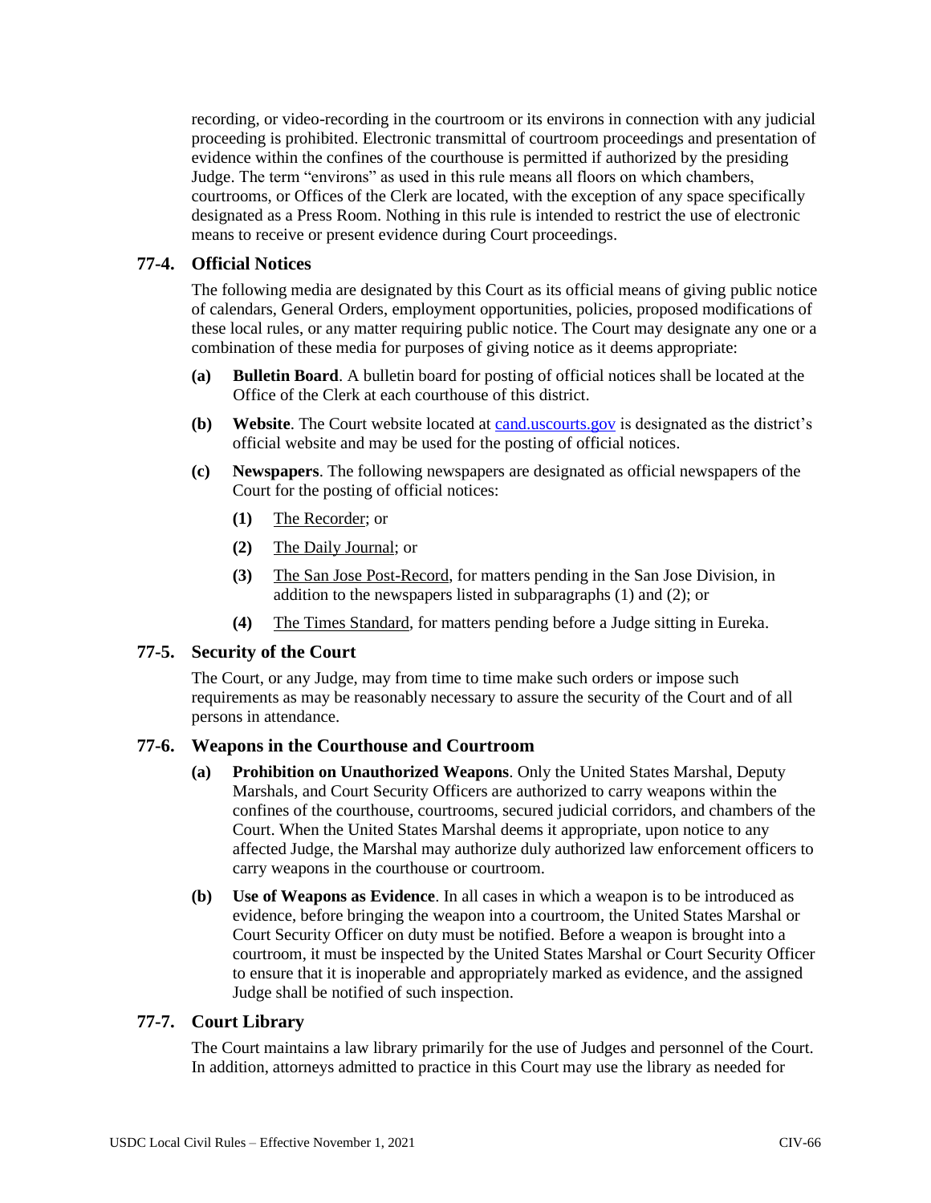recording, or video-recording in the courtroom or its environs in connection with any judicial proceeding is prohibited. Electronic transmittal of courtroom proceedings and presentation of evidence within the confines of the courthouse is permitted if authorized by the presiding Judge. The term "environs" as used in this rule means all floors on which chambers, courtrooms, or Offices of the Clerk are located, with the exception of any space specifically designated as a Press Room. Nothing in this rule is intended to restrict the use of electronic means to receive or present evidence during Court proceedings.

### 77-4. Official Notices

The following media are designated by this Court as its official means of giving public notice of calendars, General Orders, employment opportunities, policies, proposed modifications of these local rules, or any matter requiring public notice. The Court may designate any one or a combination of these media for purposes of giving notice as it deems appropriate:

**(a)** **Bulletin Board**. A bulletin board for posting of official notices shall be located at the Office of the Clerk at each courthouse of this district.

**(b)** **Website**. The Court website located at [cand.uscourts.gov](cand.uscourts.gov) is designated as the district's official website and may be used for the posting of official notices.

**(c)** **Newspapers**. The following newspapers are designated as official newspapers of the Court for the posting of official notices:

**(1)** The Recorder; or

**(2)** The Daily Journal; or

**(3)** The San Jose Post-Record, for matters pending in the San Jose Division, in addition to the newspapers listed in subparagraphs (1) and (2); or

**(4)** The Times Standard, for matters pending before a Judge sitting in Eureka.

### 77-5. Security of the Court

The Court, or any Judge, may from time to time make such orders or impose such requirements as may be reasonably necessary to assure the security of the Court and of all persons in attendance.

### 77-6. Weapons in the Courthouse and Courtroom

**(a)** **Prohibition on Unauthorized Weapons**. Only the United States Marshal, Deputy Marshals, and Court Security Officers are authorized to carry weapons within the confines of the courthouse, courtrooms, secured judicial corridors, and chambers of the Court. When the United States Marshal deems it appropriate, upon notice to any affected Judge, the Marshal may authorize duly authorized law enforcement officers to carry weapons in the courthouse or courtroom.

**(b)** **Use of Weapons as Evidence**. In all cases in which a weapon is to be introduced as evidence, before bringing the weapon into a courtroom, the United States Marshal or Court Security Officer on duty must be notified. Before a weapon is brought into a courtroom, it must be inspected by the United States Marshal or Court Security Officer to ensure that it is inoperable and appropriately marked as evidence, and the assigned Judge shall be notified of such inspection.

### 77-7. Court Library

The Court maintains a law library primarily for the use of Judges and personnel of the Court. In addition, attorneys admitted to practice in this Court may use the library as needed for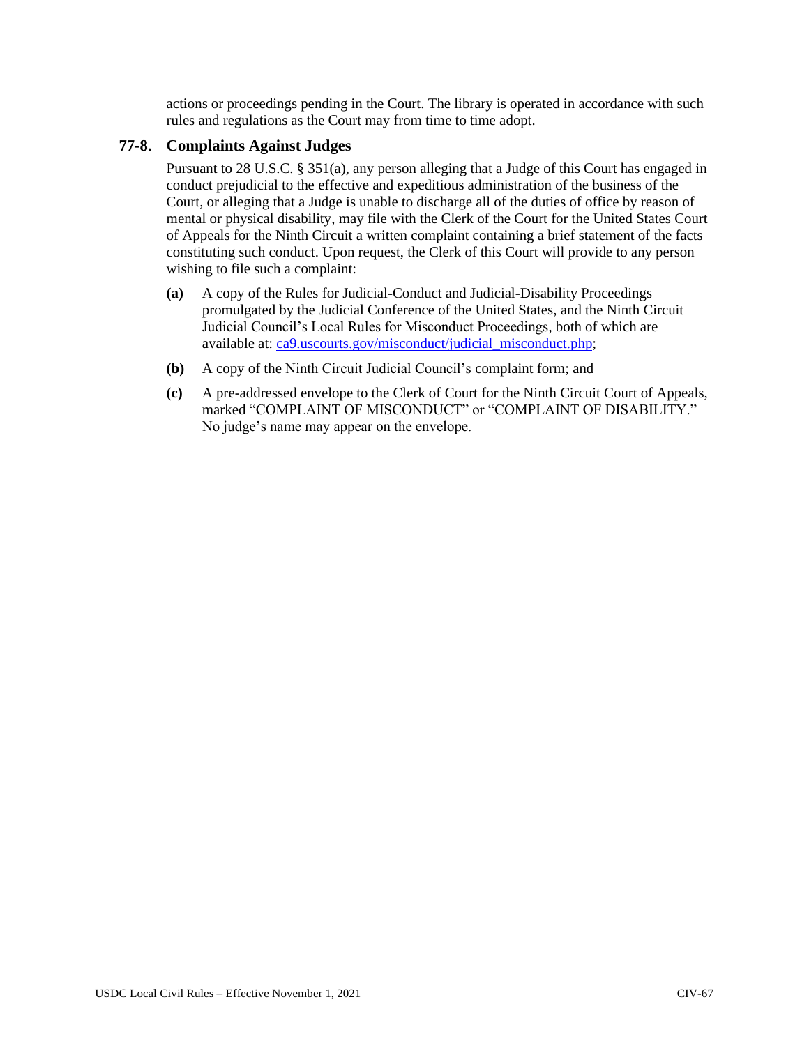actions or proceedings pending in the Court. The library is operated in accordance with such rules and regulations as the Court may from time to time adopt.

## 77-8. Complaints Against Judges

Pursuant to 28 U.S.C. § 351(a), any person alleging that a Judge of this Court has engaged in conduct prejudicial to the effective and expeditious administration of the business of the Court, or alleging that a Judge is unable to discharge all of the duties of office by reason of mental or physical disability, may file with the Clerk of the Court for the United States Court of Appeals for the Ninth Circuit a written complaint containing a brief statement of the facts constituting such conduct. Upon request, the Clerk of this Court will provide to any person wishing to file such a complaint:

**(a)** A copy of the Rules for Judicial-Conduct and Judicial-Disability Proceedings promulgated by the Judicial Conference of the United States, and the Ninth Circuit Judicial Council's Local Rules for Misconduct Proceedings, both of which are available at: ca9.uscourts.gov/misconduct/judicial_misconduct.php;

**(b)** A copy of the Ninth Circuit Judicial Council's complaint form; and

**(c)** A pre-addressed envelope to the Clerk of Court for the Ninth Circuit Court of Appeals, marked "COMPLAINT OF MISCONDUCT" or "COMPLAINT OF DISABILITY." No judge's name may appear on the envelope.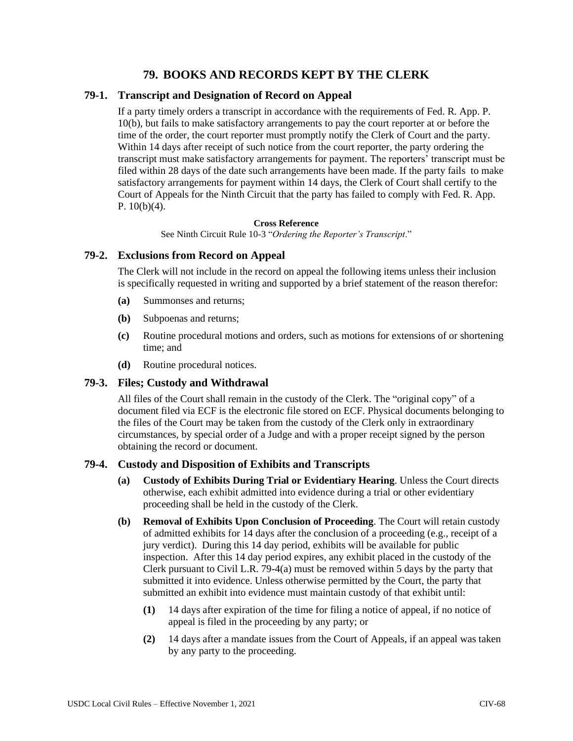# 79. BOOKS AND RECORDS KEPT BY THE CLERK

## 79-1. Transcript and Designation of Record on Appeal

If a party timely orders a transcript in accordance with the requirements of Fed. R. App. P. 10(b), but fails to make satisfactory arrangements to pay the court reporter at or before the time of the order, the court reporter must promptly notify the Clerk of Court and the party. Within 14 days after receipt of such notice from the court reporter, the party ordering the transcript must make satisfactory arrangements for payment. The reporters' transcript must be filed within 28 days of the date such arrangements have been made. If the party fails to make satisfactory arrangements for payment within 14 days, the Clerk of Court shall certify to the Court of Appeals for the Ninth Circuit that the party has failed to comply with Fed. R. App. P. 10(b)(4).

**Cross Reference**

See Ninth Circuit Rule 10-3 "*Ordering the Reporter's Transcript*."

## 79-2. Exclusions from Record on Appeal

The Clerk will not include in the record on appeal the following items unless their inclusion is specifically requested in writing and supported by a brief statement of the reason therefor:

**(a)** Summonses and returns;

**(b)** Subpoenas and returns;

**(c)** Routine procedural motions and orders, such as motions for extensions of or shortening time; and

**(d)** Routine procedural notices.

## 79-3. Files; Custody and Withdrawal

All files of the Court shall remain in the custody of the Clerk. The "original copy" of a document filed via ECF is the electronic file stored on ECF. Physical documents belonging to the files of the Court may be taken from the custody of the Clerk only in extraordinary circumstances, by special order of a Judge and with a proper receipt signed by the person obtaining the record or document.

## 79-4. Custody and Disposition of Exhibits and Transcripts

**(a) Custody of Exhibits During Trial or Evidentiary Hearing**. Unless the Court directs otherwise, each exhibit admitted into evidence during a trial or other evidentiary proceeding shall be held in the custody of the Clerk.

**(b) Removal of Exhibits Upon Conclusion of Proceeding**. The Court will retain custody of admitted exhibits for 14 days after the conclusion of a proceeding (e.g., receipt of a jury verdict). During this 14 day period, exhibits will be available for public inspection. After this 14 day period expires, any exhibit placed in the custody of the Clerk pursuant to Civil L.R. 79-4(a) must be removed within 5 days by the party that submitted it into evidence. Unless otherwise permitted by the Court, the party that submitted an exhibit into evidence must maintain custody of that exhibit until:

**(1)** 14 days after expiration of the time for filing a notice of appeal, if no notice of appeal is filed in the proceeding by any party; or

**(2)** 14 days after a mandate issues from the Court of Appeals, if an appeal was taken by any party to the proceeding.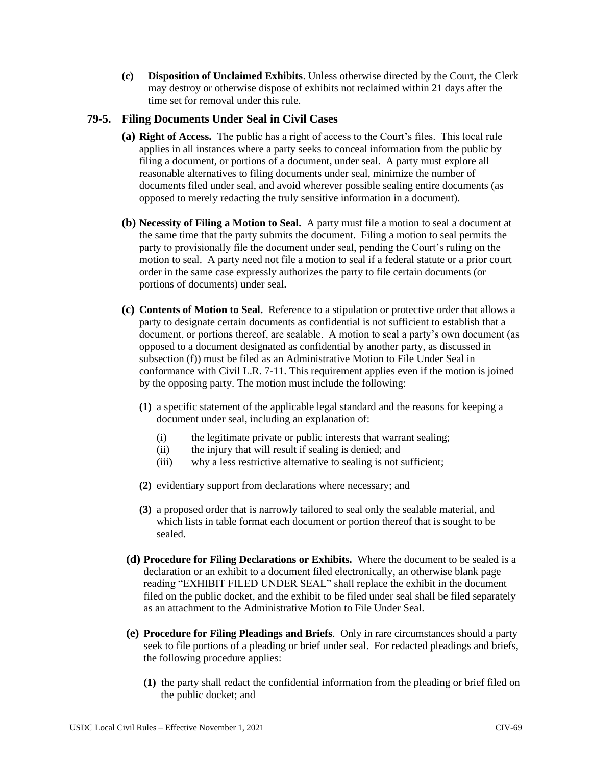**(c) Disposition of Unclaimed Exhibits**. Unless otherwise directed by the Court, the Clerk may destroy or otherwise dispose of exhibits not reclaimed within 21 days after the time set for removal under this rule.

## 79-5. Filing Documents Under Seal in Civil Cases

**(a) Right of Access.** The public has a right of access to the Court's files. This local rule applies in all instances where a party seeks to conceal information from the public by filing a document, or portions of a document, under seal. A party must explore all reasonable alternatives to filing documents under seal, minimize the number of documents filed under seal, and avoid wherever possible sealing entire documents (as opposed to merely redacting the truly sensitive information in a document).

**(b) Necessity of Filing a Motion to Seal.** A party must file a motion to seal a document at the same time that the party submits the document. Filing a motion to seal permits the party to provisionally file the document under seal, pending the Court's ruling on the motion to seal. A party need not file a motion to seal if a federal statute or a prior court order in the same case expressly authorizes the party to file certain documents (or portions of documents) under seal.

**(c) Contents of Motion to Seal.** Reference to a stipulation or protective order that allows a party to designate certain documents as confidential is not sufficient to establish that a document, or portions thereof, are sealable. A motion to seal a party's own document (as opposed to a document designated as confidential by another party, as discussed in subsection (f)) must be filed as an Administrative Motion to File Under Seal in conformance with Civil L.R. 7-11. This requirement applies even if the motion is joined by the opposing party. The motion must include the following:

- **(1)** a specific statement of the applicable legal standard <u>and</u> the reasons for keeping a document under seal, including an explanation of:
  - (i) the legitimate private or public interests that warrant sealing;
  - (ii) the injury that will result if sealing is denied; and
  - (iii) why a less restrictive alternative to sealing is not sufficient;
- **(2)** evidentiary support from declarations where necessary; and
- **(3)** a proposed order that is narrowly tailored to seal only the sealable material, and which lists in table format each document or portion thereof that is sought to be sealed.

**(d) Procedure for Filing Declarations or Exhibits.** Where the document to be sealed is a declaration or an exhibit to a document filed electronically, an otherwise blank page reading "EXHIBIT FILED UNDER SEAL" shall replace the exhibit in the document filed on the public docket, and the exhibit to be filed under seal shall be filed separately as an attachment to the Administrative Motion to File Under Seal.

**(e) Procedure for Filing Pleadings and Briefs**. Only in rare circumstances should a party seek to file portions of a pleading or brief under seal. For redacted pleadings and briefs, the following procedure applies:

- **(1)** the party shall redact the confidential information from the pleading or brief filed on the public docket; and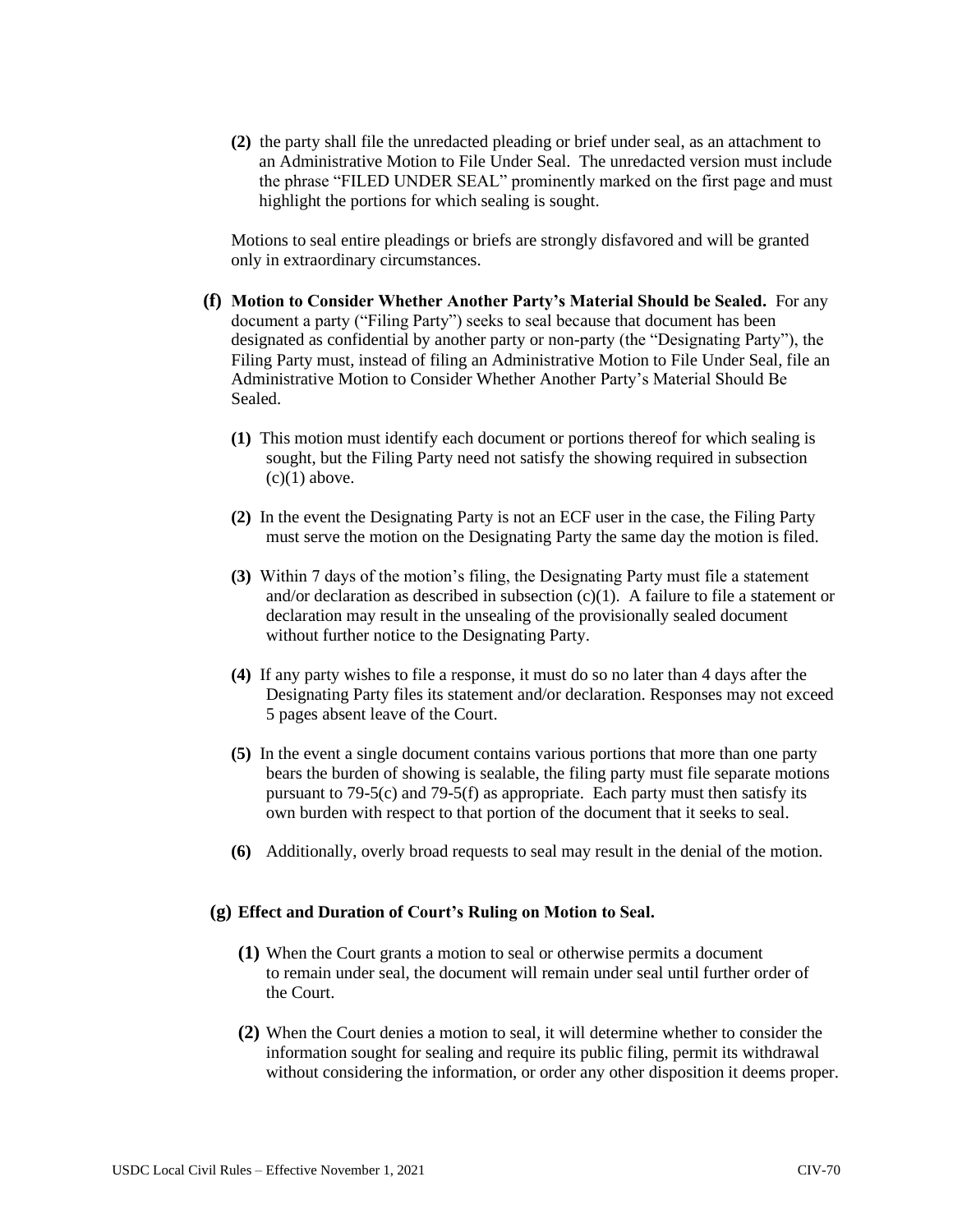**(2)** the party shall file the unredacted pleading or brief under seal, as an attachment to an Administrative Motion to File Under Seal. The unredacted version must include the phrase "FILED UNDER SEAL" prominently marked on the first page and must highlight the portions for which sealing is sought.

Motions to seal entire pleadings or briefs are strongly disfavored and will be granted only in extraordinary circumstances.

**(f) Motion to Consider Whether Another Party's Material Should be Sealed.** For any document a party ("Filing Party") seeks to seal because that document has been designated as confidential by another party or non-party (the "Designating Party"), the Filing Party must, instead of filing an Administrative Motion to File Under Seal, file an Administrative Motion to Consider Whether Another Party's Material Should Be Sealed.

**(1)** This motion must identify each document or portions thereof for which sealing is sought, but the Filing Party need not satisfy the showing required in subsection (c)(1) above.

**(2)** In the event the Designating Party is not an ECF user in the case, the Filing Party must serve the motion on the Designating Party the same day the motion is filed.

**(3)** Within 7 days of the motion's filing, the Designating Party must file a statement and/or declaration as described in subsection (c)(1). A failure to file a statement or declaration may result in the unsealing of the provisionally sealed document without further notice to the Designating Party.

**(4)** If any party wishes to file a response, it must do so no later than 4 days after the Designating Party files its statement and/or declaration. Responses may not exceed 5 pages absent leave of the Court.

**(5)** In the event a single document contains various portions that more than one party bears the burden of showing is sealable, the filing party must file separate motions pursuant to 79-5(c) and 79-5(f) as appropriate. Each party must then satisfy its own burden with respect to that portion of the document that it seeks to seal.

**(6)** Additionally, overly broad requests to seal may result in the denial of the motion.

**(g) Effect and Duration of Court's Ruling on Motion to Seal.**

**(1)** When the Court grants a motion to seal or otherwise permits a document to remain under seal, the document will remain under seal until further order of the Court.

**(2)** When the Court denies a motion to seal, it will determine whether to consider the information sought for sealing and require its public filing, permit its withdrawal without considering the information, or order any other disposition it deems proper.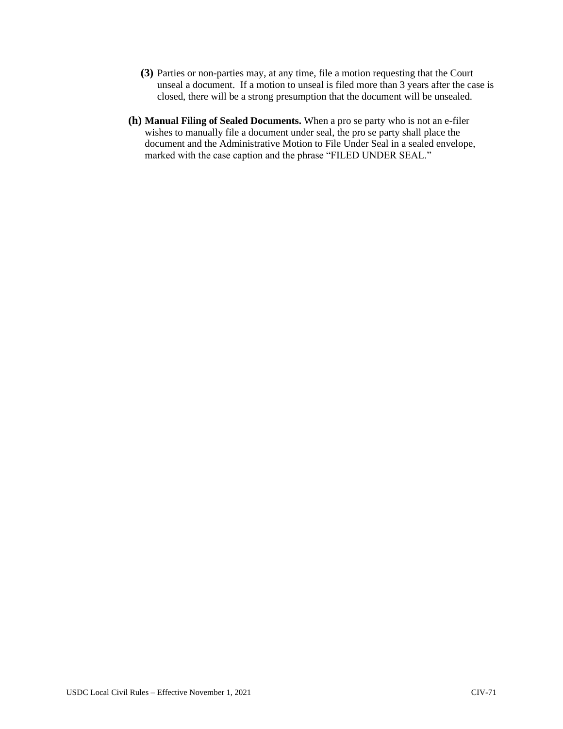**(3)** Parties or non-parties may, at any time, file a motion requesting that the Court unseal a document. If a motion to unseal is filed more than 3 years after the case is closed, there will be a strong presumption that the document will be unsealed.

**(h) Manual Filing of Sealed Documents.** When a pro se party who is not an e-filer wishes to manually file a document under seal, the pro se party shall place the document and the Administrative Motion to File Under Seal in a sealed envelope, marked with the case caption and the phrase "FILED UNDER SEAL."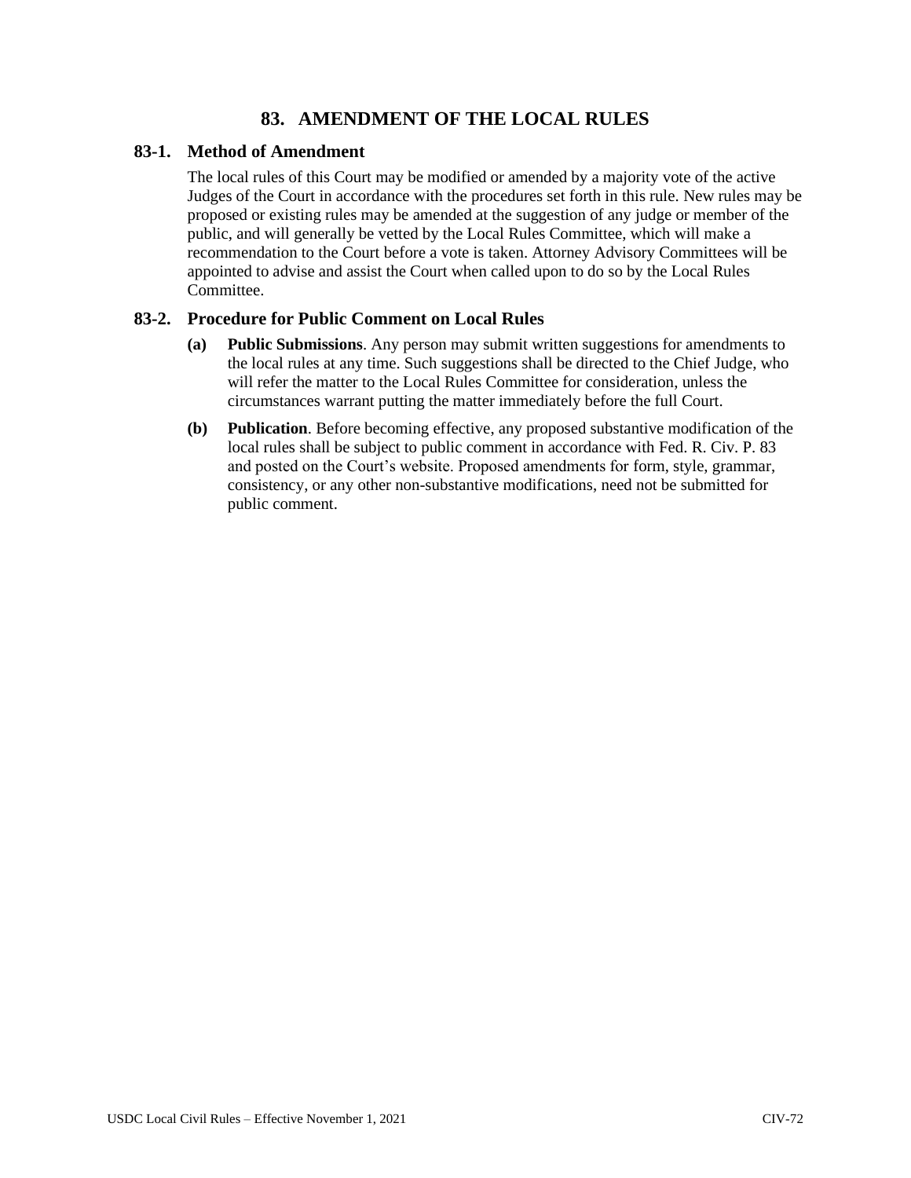# 83. AMENDMENT OF THE LOCAL RULES

## 83-1. Method of Amendment

The local rules of this Court may be modified or amended by a majority vote of the active Judges of the Court in accordance with the procedures set forth in this rule. New rules may be proposed or existing rules may be amended at the suggestion of any judge or member of the public, and will generally be vetted by the Local Rules Committee, which will make a recommendation to the Court before a vote is taken. Attorney Advisory Committees will be appointed to advise and assist the Court when called upon to do so by the Local Rules Committee.

## 83-2. Procedure for Public Comment on Local Rules

**(a) Public Submissions**. Any person may submit written suggestions for amendments to the local rules at any time. Such suggestions shall be directed to the Chief Judge, who will refer the matter to the Local Rules Committee for consideration, unless the circumstances warrant putting the matter immediately before the full Court.

**(b) Publication**. Before becoming effective, any proposed substantive modification of the local rules shall be subject to public comment in accordance with Fed. R. Civ. P. 83 and posted on the Court's website. Proposed amendments for form, style, grammar, consistency, or any other non-substantive modifications, need not be submitted for public comment.